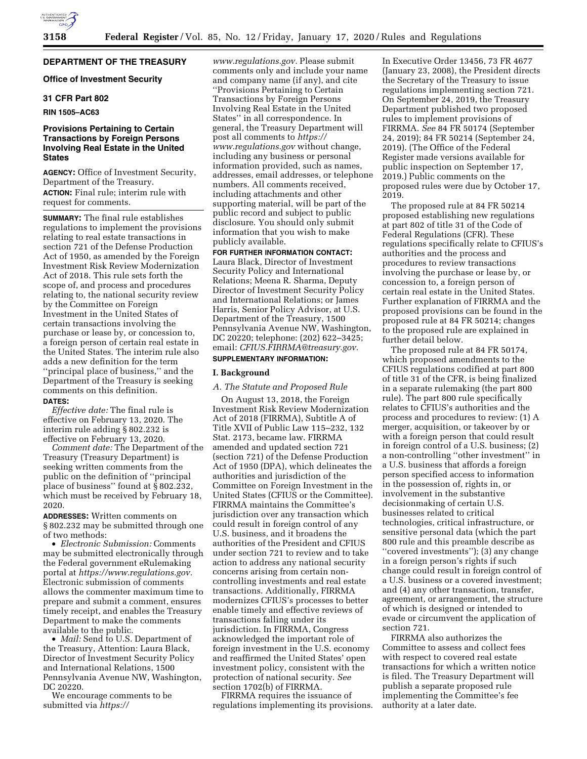## DEPARTMENT OF THE TREASURY

### Office of Investment Security

### 31 CFR Part 802

**RIN 1505–AC63**

### Provisions Pertaining to Certain Transactions by Foreign Persons Involving Real Estate in the United States

**AGENCY:** Office of Investment Security, Department of the Treasury.

**ACTION:** Final rule; interim rule with request for comments.

**SUMMARY:** The final rule establishes regulations to implement the provisions relating to real estate transactions in section 721 of the Defense Production Act of 1950, as amended by the Foreign Investment Risk Review Modernization Act of 2018. This rule sets forth the scope of, and process and procedures relating to, the national security review by the Committee on Foreign Investment in the United States of certain transactions involving the purchase or lease by, or concession to, a foreign person of certain real estate in the United States. The interim rule also adds a new definition for the term ''principal place of business,'' and the Department of the Treasury is seeking comments on this definition.

**DATES:**

*Effective date:* The final rule is effective on February 13, 2020. The interim rule adding § 802.232 is effective on February 13, 2020.

*Comment date:* The Department of the Treasury (Treasury Department) is seeking written comments from the public on the definition of ''principal place of business'' found at § 802.232, which must be received by February 18, 2020.

**ADDRESSES:** Written comments on § 802.232 may be submitted through one of two methods:

- *Electronic Submission:* Comments may be submitted electronically through the Federal government eRulemaking portal at *https://www.regulations.gov.* Electronic submission of comments allows the commenter maximum time to prepare and submit a comment, ensures timely receipt, and enables the Treasury Department to make the comments available to the public.
- *Mail:* Send to U.S. Department of the Treasury, Attention: Laura Black, Director of Investment Security Policy and International Relations, 1500 Pennsylvania Avenue NW, Washington, DC 20220.

We encourage comments to be submitted via *https://www.regulations.gov.* Please submit comments only and include your name and company name (if any), and cite ''Provisions Pertaining to Certain Transactions by Foreign Persons Involving Real Estate in the United States'' in all correspondence. In general, the Treasury Department will post all comments to *https://www.regulations.gov* without change, including any business or personal information provided, such as names, addresses, email addresses, or telephone numbers. All comments received, including attachments and other supporting material, will be part of the public record and subject to public disclosure. You should only submit information that you wish to make publicly available.

**FOR FURTHER INFORMATION CONTACT:** Laura Black, Director of Investment Security Policy and International Relations; Meena R. Sharma, Deputy Director of Investment Security Policy and International Relations; or James Harris, Senior Policy Advisor, at U.S. Department of the Treasury, 1500 Pennsylvania Avenue NW, Washington, DC 20220; telephone: (202) 622–3425; email: *CFIUS.FIRRMA@treasury.gov.*

**SUPPLEMENTARY INFORMATION:**

## I. Background

### *A. The Statute and Proposed Rule*

On August 13, 2018, the Foreign Investment Risk Review Modernization Act of 2018 (FIRRMA), Subtitle A of Title XVII of Public Law 115–232, 132 Stat. 2173, became law. FIRRMA amended and updated section 721 (section 721) of the Defense Production Act of 1950 (DPA), which delineates the authorities and jurisdiction of the Committee on Foreign Investment in the United States (CFIUS or the Committee). FIRRMA maintains the Committee's jurisdiction over any transaction which could result in foreign control of any U.S. business, and it broadens the authorities of the President and CFIUS under section 721 to review and to take action to address any national security concerns arising from certain non-controlling investments and real estate transactions. Additionally, FIRRMA modernizes CFIUS's processes to better enable timely and effective reviews of transactions falling under its jurisdiction. In FIRRMA, Congress acknowledged the important role of foreign investment in the U.S. economy and reaffirmed the United States' open investment policy, consistent with the protection of national security. *See* section 1702(b) of FIRRMA.

FIRRMA requires the issuance of regulations implementing its provisions. In Executive Order 13456, 73 FR 4677 (January 23, 2008), the President directs the Secretary of the Treasury to issue regulations implementing section 721. On September 24, 2019, the Treasury Department published two proposed rules to implement provisions of FIRRMA. *See* 84 FR 50174 (September 24, 2019); 84 FR 50214 (September 24, 2019). (The Office of the Federal Register made versions available for public inspection on September 17, 2019.) Public comments on the proposed rules were due by October 17, 2019.

The proposed rule at 84 FR 50214 proposed establishing new regulations at part 802 of title 31 of the Code of Federal Regulations (CFR). These regulations specifically relate to CFIUS's authorities and the process and procedures to review transactions involving the purchase or lease by, or concession to, a foreign person of certain real estate in the United States. Further explanation of FIRRMA and the proposed provisions can be found in the proposed rule at 84 FR 50214; changes to the proposed rule are explained in further detail below.

The proposed rule at 84 FR 50174, which proposed amendments to the CFIUS regulations codified at part 800 of title 31 of the CFR, is being finalized in a separate rulemaking (the part 800 rule). The part 800 rule specifically relates to CFIUS's authorities and the process and procedures to review: (1) A merger, acquisition, or takeover by or with a foreign person that could result in foreign control of a U.S. business; (2) a non-controlling ''other investment'' in a U.S. business that affords a foreign person specified access to information in the possession of, rights in, or involvement in the substantive decisionmaking of certain U.S. businesses related to critical technologies, critical infrastructure, or sensitive personal data (which the part 800 rule and this preamble describe as ''covered investments''); (3) any change in a foreign person's rights if such change could result in foreign control of a U.S. business or a covered investment; and (4) any other transaction, transfer, agreement, or arrangement, the structure of which is designed or intended to evade or circumvent the application of section 721.

FIRRMA also authorizes the Committee to assess and collect fees with respect to covered real estate transactions for which a written notice is filed. The Treasury Department will publish a separate proposed rule implementing the Committee's fee authority at a later date.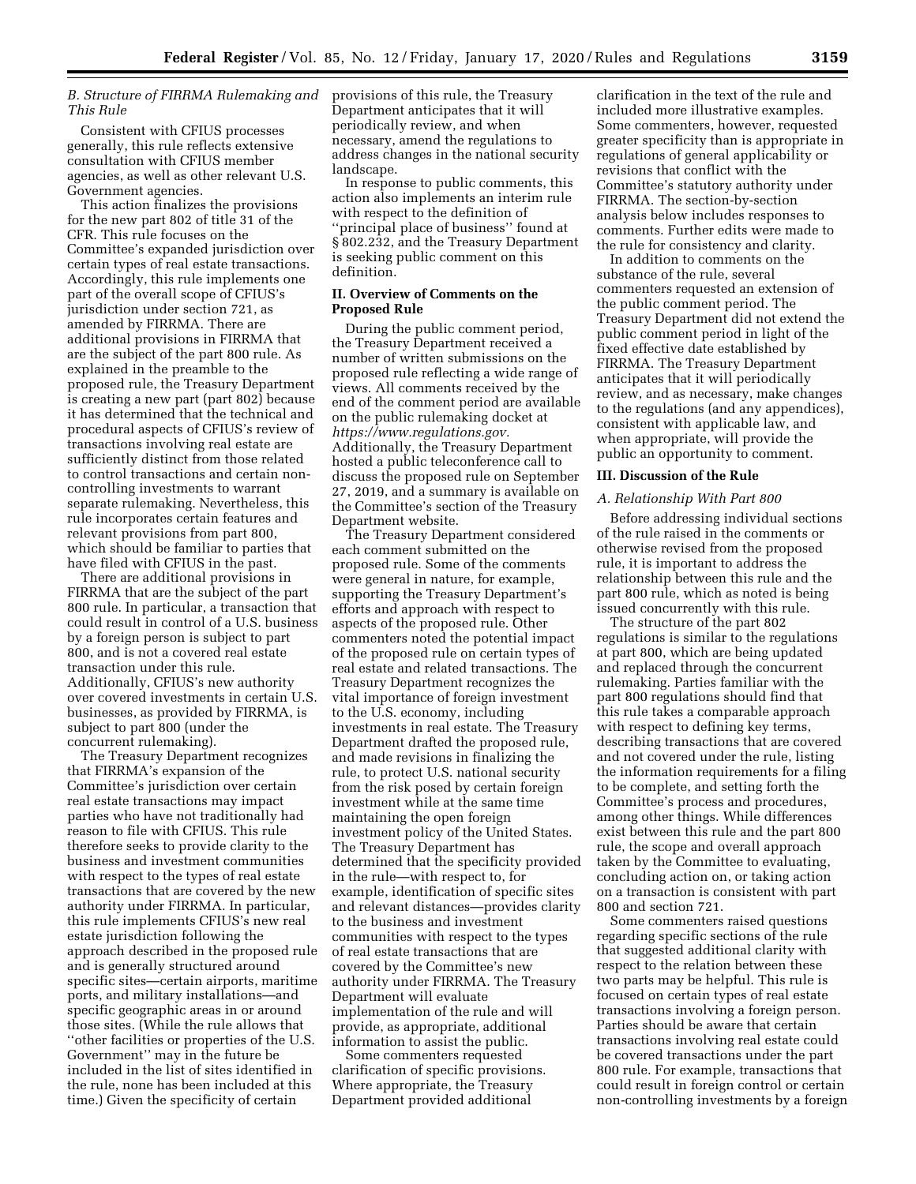### B. Structure of FIRRMA Rulemaking and This Rule

Consistent with CFIUS processes generally, this rule reflects extensive consultation with CFIUS member agencies, as well as other relevant U.S. Government agencies.

This action finalizes the provisions for the new part 802 of title 31 of the CFR. This rule focuses on the Committee's expanded jurisdiction over certain types of real estate transactions. Accordingly, this rule implements one part of the overall scope of CFIUS's jurisdiction under section 721, as amended by FIRRMA. There are additional provisions in FIRRMA that are the subject of the part 800 rule. As explained in the preamble to the proposed rule, the Treasury Department is creating a new part (part 802) because it has determined that the technical and procedural aspects of CFIUS's review of transactions involving real estate are sufficiently distinct from those related to control transactions and certain non-controlling investments to warrant separate rulemaking. Nevertheless, this rule incorporates certain features and relevant provisions from part 800, which should be familiar to parties that have filed with CFIUS in the past.

There are additional provisions in FIRRMA that are the subject of the part 800 rule. In particular, a transaction that could result in control of a U.S. business by a foreign person is subject to part 800, and is not a covered real estate transaction under this rule. Additionally, CFIUS's new authority over covered investments in certain U.S. businesses, as provided by FIRRMA, is subject to part 800 (under the concurrent rulemaking).

The Treasury Department recognizes that FIRRMA's expansion of the Committee's jurisdiction over certain real estate transactions may impact parties who have not traditionally had reason to file with CFIUS. This rule therefore seeks to provide clarity to the business and investment communities with respect to the types of real estate transactions that are covered by the new authority under FIRRMA. In particular, this rule implements CFIUS's new real estate jurisdiction following the approach described in the proposed rule and is generally structured around specific sites—certain airports, maritime ports, and military installations—and specific geographic areas in or around those sites. (While the rule allows that ''other facilities or properties of the U.S. Government'' may in the future be included in the list of sites identified in the rule, none has been included at this time.) Given the specificity of certain provisions of this rule, the Treasury Department anticipates that it will periodically review, and when necessary, amend the regulations to address changes in the national security landscape.

In response to public comments, this action also implements an interim rule with respect to the definition of ''principal place of business'' found at § 802.232, and the Treasury Department is seeking public comment on this definition.

## II. Overview of Comments on the Proposed Rule

During the public comment period, the Treasury Department received a number of written submissions on the proposed rule reflecting a wide range of views. All comments received by the end of the comment period are available on the public rulemaking docket at *https://www.regulations.gov.* Additionally, the Treasury Department hosted a public teleconference call to discuss the proposed rule on September 27, 2019, and a summary is available on the Committee's section of the Treasury Department website.

The Treasury Department considered each comment submitted on the proposed rule. Some of the comments were general in nature, for example, supporting the Treasury Department's efforts and approach with respect to aspects of the proposed rule. Other commenters noted the potential impact of the proposed rule on certain types of real estate and related transactions. The Treasury Department recognizes the vital importance of foreign investment to the U.S. economy, including investments in real estate. The Treasury Department drafted the proposed rule, and made revisions in finalizing the rule, to protect U.S. national security from the risk posed by certain foreign investment while at the same time maintaining the open foreign investment policy of the United States. The Treasury Department has determined that the specificity provided in the rule—with respect to, for example, identification of specific sites and relevant distances—provides clarity to the business and investment communities with respect to the types of real estate transactions that are covered by the Committee's new authority under FIRRMA. The Treasury Department will evaluate implementation of the rule and will provide, as appropriate, additional information to assist the public.

Some commenters requested clarification of specific provisions. Where appropriate, the Treasury Department provided additional clarification in the text of the rule and included more illustrative examples. Some commenters, however, requested greater specificity than is appropriate in regulations of general applicability or revisions that conflict with the Committee's statutory authority under FIRRMA. The section-by-section analysis below includes responses to comments. Further edits were made to the rule for consistency and clarity.

In addition to comments on the substance of the rule, several commenters requested an extension of the public comment period. The Treasury Department did not extend the public comment period in light of the fixed effective date established by FIRRMA. The Treasury Department anticipates that it will periodically review, and as necessary, make changes to the regulations (and any appendices), consistent with applicable law, and when appropriate, will provide the public an opportunity to comment.

## III. Discussion of the Rule

### A. Relationship With Part 800

Before addressing individual sections of the rule raised in the comments or otherwise revised from the proposed rule, it is important to address the relationship between this rule and the part 800 rule, which as noted is being issued concurrently with this rule.

The structure of the part 802 regulations is similar to the regulations at part 800, which are being updated and replaced through the concurrent rulemaking. Parties familiar with the part 800 regulations should find that this rule takes a comparable approach with respect to defining key terms, describing transactions that are covered and not covered under the rule, listing the information requirements for a filing to be complete, and setting forth the Committee's process and procedures, among other things. While differences exist between this rule and the part 800 rule, the scope and overall approach taken by the Committee to evaluating, concluding action on, or taking action on a transaction is consistent with part 800 and section 721.

Some commenters raised questions regarding specific sections of the rule that suggested additional clarity with respect to the relation between these two parts may be helpful. This rule is focused on certain types of real estate transactions involving a foreign person. Parties should be aware that certain transactions involving real estate could be covered transactions under the part 800 rule. For example, transactions that could result in foreign control or certain non-controlling investments by a foreign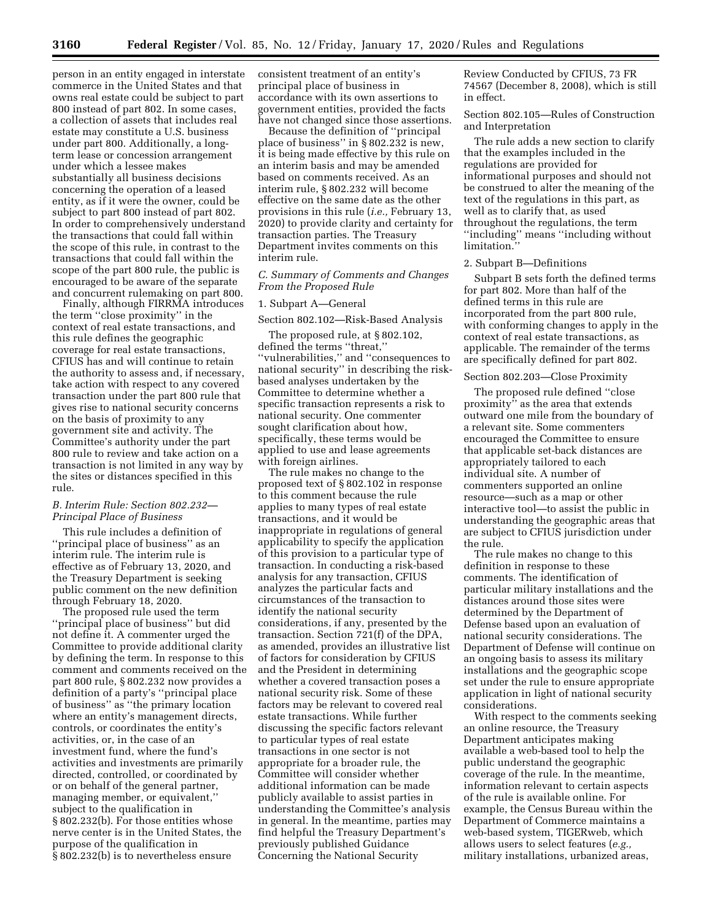person in an entity engaged in interstate commerce in the United States and that owns real estate could be subject to part 800 instead of part 802. In some cases, a collection of assets that includes real estate may constitute a U.S. business under part 800. Additionally, a long-term lease or concession arrangement under which a lessee makes substantially all business decisions concerning the operation of a leased entity, as if it were the owner, could be subject to part 800 instead of part 802. In order to comprehensively understand the transactions that could fall within the scope of this rule, in contrast to the transactions that could fall within the scope of the part 800 rule, the public is encouraged to be aware of the separate and concurrent rulemaking on part 800.

Finally, although FIRRMA introduces the term ''close proximity'' in the context of real estate transactions, and this rule defines the geographic coverage for real estate transactions, CFIUS has and will continue to retain the authority to assess and, if necessary, take action with respect to any covered transaction under the part 800 rule that gives rise to national security concerns on the basis of proximity to any government site and activity. The Committee's authority under the part 800 rule to review and take action on a transaction is not limited in any way by the sites or distances specified in this rule.

### *B. Interim Rule: Section 802.232—Principal Place of Business*

This rule includes a definition of ''principal place of business'' as an interim rule. The interim rule is effective as of February 13, 2020, and the Treasury Department is seeking public comment on the new definition through February 18, 2020.

The proposed rule used the term ''principal place of business'' but did not define it. A commenter urged the Committee to provide additional clarity by defining the term. In response to this comment and comments received on the part 800 rule, § 802.232 now provides a definition of a party's ''principal place of business'' as ''the primary location where an entity's management directs, controls, or coordinates the entity's activities, or, in the case of an investment fund, where the fund's activities and investments are primarily directed, controlled, or coordinated by or on behalf of the general partner, managing member, or equivalent,'' subject to the qualification in § 802.232(b). For those entities whose nerve center is in the United States, the purpose of the qualification in § 802.232(b) is to nevertheless ensure consistent treatment of an entity's principal place of business in accordance with its own assertions to government entities, provided the facts have not changed since those assertions.

Because the definition of ''principal place of business'' in § 802.232 is new, it is being made effective by this rule on an interim basis and may be amended based on comments received. As an interim rule, § 802.232 will become effective on the same date as the other provisions in this rule (*i.e.,* February 13, 2020) to provide clarity and certainty for transaction parties. The Treasury Department invites comments on this interim rule.

### *C. Summary of Comments and Changes From the Proposed Rule*

1. Subpart A—General

Section 802.102—Risk-Based Analysis

The proposed rule, at § 802.102, defined the terms ''threat,'' ''vulnerabilities,'' and ''consequences to national security'' in describing the risk-based analyses undertaken by the Committee to determine whether a specific transaction represents a risk to national security. One commenter sought clarification about how, specifically, these terms would be applied to use and lease agreements with foreign airlines.

The rule makes no change to the proposed text of § 802.102 in response to this comment because the rule applies to many types of real estate transactions, and it would be inappropriate in regulations of general applicability to specify the application of this provision to a particular type of transaction. In conducting a risk-based analysis for any transaction, CFIUS analyzes the particular facts and circumstances of the transaction to identify the national security considerations, if any, presented by the transaction. Section 721(f) of the DPA, as amended, provides an illustrative list of factors for consideration by CFIUS and the President in determining whether a covered transaction poses a national security risk. Some of these factors may be relevant to covered real estate transactions. While further discussing the specific factors relevant to particular types of real estate transactions in one sector is not appropriate for a broader rule, the Committee will consider whether additional information can be made publicly available to assist parties in understanding the Committee's analysis in general. In the meantime, parties may find helpful the Treasury Department's previously published Guidance Concerning the National Security Review Conducted by CFIUS, 73 FR 74567 (December 8, 2008), which is still in effect.

Section 802.105—Rules of Construction and Interpretation

The rule adds a new section to clarify that the examples included in the regulations are provided for informational purposes and should not be construed to alter the meaning of the text of the regulations in this part, as well as to clarify that, as used throughout the regulations, the term ''including'' means ''including without limitation.''

2. Subpart B—Definitions

Subpart B sets forth the defined terms for part 802. More than half of the defined terms in this rule are incorporated from the part 800 rule, with conforming changes to apply in the context of real estate transactions, as applicable. The remainder of the terms are specifically defined for part 802.

Section 802.203—Close Proximity

The proposed rule defined ''close proximity'' as the area that extends outward one mile from the boundary of a relevant site. Some commenters encouraged the Committee to ensure that applicable set-back distances are appropriately tailored to each individual site. A number of commenters supported an online resource—such as a map or other interactive tool—to assist the public in understanding the geographic areas that are subject to CFIUS jurisdiction under the rule.

The rule makes no change to this definition in response to these comments. The identification of particular military installations and the distances around those sites were determined by the Department of Defense based upon an evaluation of national security considerations. The Department of Defense will continue on an ongoing basis to assess its military installations and the geographic scope set under the rule to ensure appropriate application in light of national security considerations.

With respect to the comments seeking an online resource, the Treasury Department anticipates making available a web-based tool to help the public understand the geographic coverage of the rule. In the meantime, information relevant to certain aspects of the rule is available online. For example, the Census Bureau within the Department of Commerce maintains a web-based system, TIGERweb, which allows users to select features (*e.g.,* military installations, urbanized areas,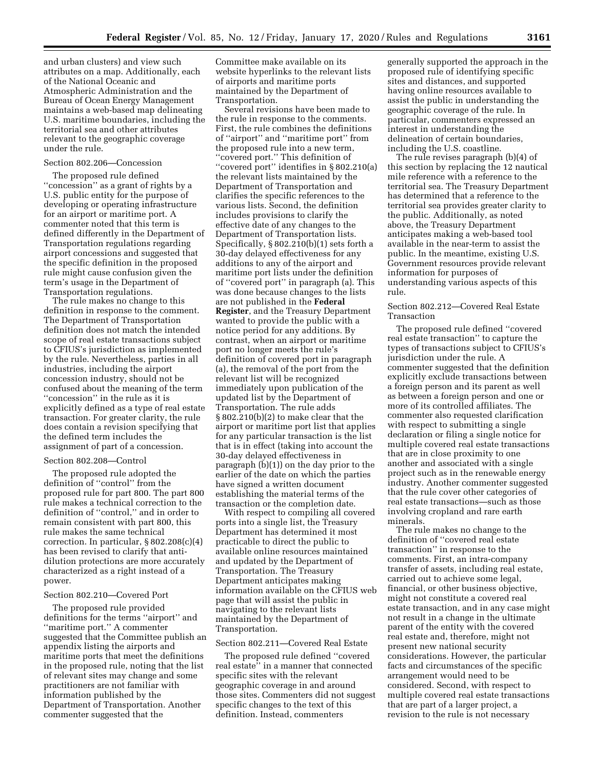and urban clusters) and view such attributes on a map. Additionally, each of the National Oceanic and Atmospheric Administration and the Bureau of Ocean Energy Management maintains a web-based map delineating U.S. maritime boundaries, including the territorial sea and other attributes relevant to the geographic coverage under the rule.

### Section 802.206—Concession

The proposed rule defined ''concession'' as a grant of rights by a U.S. public entity for the purpose of developing or operating infrastructure for an airport or maritime port. A commenter noted that this term is defined differently in the Department of Transportation regulations regarding airport concessions and suggested that the specific definition in the proposed rule might cause confusion given the term's usage in the Department of Transportation regulations.

The rule makes no change to this definition in response to the comment. The Department of Transportation definition does not match the intended scope of real estate transactions subject to CFIUS's jurisdiction as implemented by the rule. Nevertheless, parties in all industries, including the airport concession industry, should not be confused about the meaning of the term ''concession'' in the rule as it is explicitly defined as a type of real estate transaction. For greater clarity, the rule does contain a revision specifying that the defined term includes the assignment of part of a concession.

### Section 802.208—Control

The proposed rule adopted the definition of ''control'' from the proposed rule for part 800. The part 800 rule makes a technical correction to the definition of ''control,'' and in order to remain consistent with part 800, this rule makes the same technical correction. In particular, § 802.208(c)(4) has been revised to clarify that anti-dilution protections are more accurately characterized as a right instead of a power.

### Section 802.210—Covered Port

The proposed rule provided definitions for the terms ''airport'' and ''maritime port.'' A commenter suggested that the Committee publish an appendix listing the airports and maritime ports that meet the definitions in the proposed rule, noting that the list of relevant sites may change and some practitioners are not familiar with information published by the Department of Transportation. Another commenter suggested that the Committee make available on its website hyperlinks to the relevant lists of airports and maritime ports maintained by the Department of Transportation.

Several revisions have been made to the rule in response to the comments. First, the rule combines the definitions of ''airport'' and ''maritime port'' from the proposed rule into a new term, ''covered port.'' This definition of ''covered port'' identifies in § 802.210(a) the relevant lists maintained by the Department of Transportation and clarifies the specific references to the various lists. Second, the definition includes provisions to clarify the effective date of any changes to the Department of Transportation lists. Specifically, § 802.210(b)(1) sets forth a 30-day delayed effectiveness for any additions to any of the airport and maritime port lists under the definition of ''covered port'' in paragraph (a). This was done because changes to the lists are not published in the **Federal Register**, and the Treasury Department wanted to provide the public with a notice period for any additions. By contrast, when an airport or maritime port no longer meets the rule's definition of covered port in paragraph (a), the removal of the port from the relevant list will be recognized immediately upon publication of the updated list by the Department of Transportation. The rule adds § 802.210(b)(2) to make clear that the airport or maritime port list that applies for any particular transaction is the list that is in effect (taking into account the 30-day delayed effectiveness in paragraph (b)(1)) on the day prior to the earlier of the date on which the parties have signed a written document establishing the material terms of the transaction or the completion date.

With respect to compiling all covered ports into a single list, the Treasury Department has determined it most practicable to direct the public to available online resources maintained and updated by the Department of Transportation. The Treasury Department anticipates making information available on the CFIUS web page that will assist the public in navigating to the relevant lists maintained by the Department of Transportation.

### Section 802.211—Covered Real Estate

The proposed rule defined ''covered real estate'' in a manner that connected specific sites with the relevant geographic coverage in and around those sites. Commenters did not suggest specific changes to the text of this definition. Instead, commenters generally supported the approach in the proposed rule of identifying specific sites and distances, and supported having online resources available to assist the public in understanding the geographic coverage of the rule. In particular, commenters expressed an interest in understanding the delineation of certain boundaries, including the U.S. coastline.

The rule revises paragraph (b)(4) of this section by replacing the 12 nautical mile reference with a reference to the territorial sea. The Treasury Department has determined that a reference to the territorial sea provides greater clarity to the public. Additionally, as noted above, the Treasury Department anticipates making a web-based tool available in the near-term to assist the public. In the meantime, existing U.S. Government resources provide relevant information for purposes of understanding various aspects of this rule.

### Section 802.212—Covered Real Estate Transaction

The proposed rule defined ''covered real estate transaction'' to capture the types of transactions subject to CFIUS's jurisdiction under the rule. A commenter suggested that the definition explicitly exclude transactions between a foreign person and its parent as well as between a foreign person and one or more of its controlled affiliates. The commenter also requested clarification with respect to submitting a single declaration or filing a single notice for multiple covered real estate transactions that are in close proximity to one another and associated with a single project such as in the renewable energy industry. Another commenter suggested that the rule cover other categories of real estate transactions—such as those involving cropland and rare earth minerals.

The rule makes no change to the definition of ''covered real estate transaction'' in response to the comments. First, an intra-company transfer of assets, including real estate, carried out to achieve some legal, financial, or other business objective, might not constitute a covered real estate transaction, and in any case might not result in a change in the ultimate parent of the entity with the covered real estate and, therefore, might not present new national security considerations. However, the particular facts and circumstances of the specific arrangement would need to be considered. Second, with respect to multiple covered real estate transactions that are part of a larger project, a revision to the rule is not necessary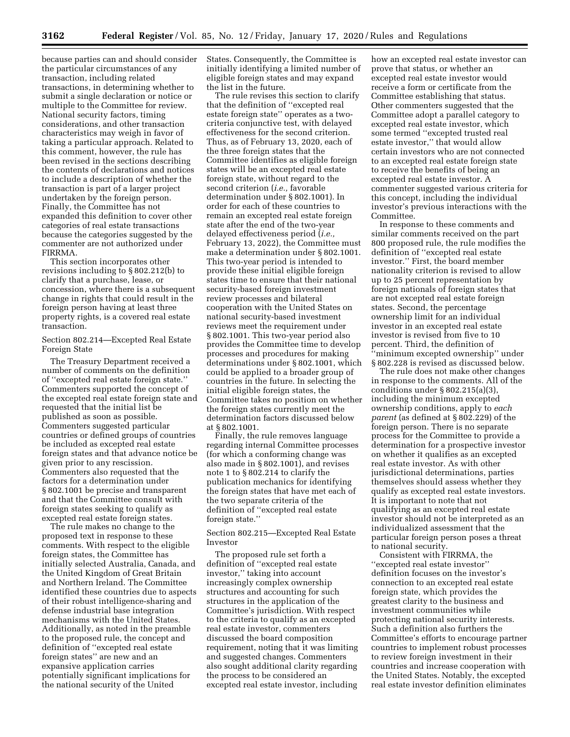because parties can and should consider the particular circumstances of any transaction, including related transactions, in determining whether to submit a single declaration or notice or multiple to the Committee for review. National security factors, timing considerations, and other transaction characteristics may weigh in favor of taking a particular approach. Related to this comment, however, the rule has been revised in the sections describing the contents of declarations and notices to include a description of whether the transaction is part of a larger project undertaken by the foreign person. Finally, the Committee has not expanded this definition to cover other categories of real estate transactions because the categories suggested by the commenter are not authorized under FIRRMA.

This section incorporates other revisions including to § 802.212(b) to clarify that a purchase, lease, or concession, where there is a subsequent change in rights that could result in the foreign person having at least three property rights, is a covered real estate transaction.

Section 802.214—Excepted Real Estate Foreign State

The Treasury Department received a number of comments on the definition of ''excepted real estate foreign state.'' Commenters supported the concept of the excepted real estate foreign state and requested that the initial list be published as soon as possible. Commenters suggested particular countries or defined groups of countries be included as excepted real estate foreign states and that advance notice be given prior to any rescission. Commenters also requested that the factors for a determination under § 802.1001 be precise and transparent and that the Committee consult with foreign states seeking to qualify as excepted real estate foreign states.

The rule makes no change to the proposed text in response to these comments. With respect to the eligible foreign states, the Committee has initially selected Australia, Canada, and the United Kingdom of Great Britain and Northern Ireland. The Committee identified these countries due to aspects of their robust intelligence-sharing and defense industrial base integration mechanisms with the United States. Additionally, as noted in the preamble to the proposed rule, the concept and definition of ''excepted real estate foreign states'' are new and an expansive application carries potentially significant implications for the national security of the United States. Consequently, the Committee is initially identifying a limited number of eligible foreign states and may expand the list in the future.

The rule revises this section to clarify that the definition of ''excepted real estate foreign state'' operates as a two-criteria conjunctive test, with delayed effectiveness for the second criterion. Thus, as of February 13, 2020, each of the three foreign states that the Committee identifies as eligible foreign states will be an excepted real estate foreign state, without regard to the second criterion (*i.e.,* favorable determination under § 802.1001). In order for each of these countries to remain an excepted real estate foreign state after the end of the two-year delayed effectiveness period (*i.e.,* February 13, 2022), the Committee must make a determination under § 802.1001. This two-year period is intended to provide these initial eligible foreign states time to ensure that their national security-based foreign investment review processes and bilateral cooperation with the United States on national security-based investment reviews meet the requirement under § 802.1001. This two-year period also provides the Committee time to develop processes and procedures for making determinations under § 802.1001, which could be applied to a broader group of countries in the future. In selecting the initial eligible foreign states, the Committee takes no position on whether the foreign states currently meet the determination factors discussed below at § 802.1001.

Finally, the rule removes language regarding internal Committee processes (for which a conforming change was also made in § 802.1001), and revises note 1 to § 802.214 to clarify the publication mechanics for identifying the foreign states that have met each of the two separate criteria of the definition of ''excepted real estate foreign state.''

Section 802.215—Excepted Real Estate Investor

The proposed rule set forth a definition of ''excepted real estate investor,'' taking into account increasingly complex ownership structures and accounting for such structures in the application of the Committee's jurisdiction. With respect to the criteria to qualify as an excepted real estate investor, commenters discussed the board composition requirement, noting that it was limiting and suggested changes. Commenters also sought additional clarity regarding the process to be considered an excepted real estate investor, including how an excepted real estate investor can prove that status, or whether an excepted real estate investor would receive a form or certificate from the Committee establishing that status. Other commenters suggested that the Committee adopt a parallel category to excepted real estate investor, which some termed ''excepted trusted real estate investor,'' that would allow certain investors who are not connected to an excepted real estate foreign state to receive the benefits of being an excepted real estate investor. A commenter suggested various criteria for this concept, including the individual investor's previous interactions with the Committee.

In response to these comments and similar comments received on the part 800 proposed rule, the rule modifies the definition of ''excepted real estate investor.'' First, the board member nationality criterion is revised to allow up to 25 percent representation by foreign nationals of foreign states that are not excepted real estate foreign states. Second, the percentage ownership limit for an individual investor in an excepted real estate investor is revised from five to 10 percent. Third, the definition of ''minimum excepted ownership'' under § 802.228 is revised as discussed below.

The rule does not make other changes in response to the comments. All of the conditions under § 802.215(a)(3), including the minimum excepted ownership conditions, apply to *each parent* (as defined at § 802.229) of the foreign person. There is no separate process for the Committee to provide a determination for a prospective investor on whether it qualifies as an excepted real estate investor. As with other jurisdictional determinations, parties themselves should assess whether they qualify as excepted real estate investors. It is important to note that not qualifying as an excepted real estate investor should not be interpreted as an individualized assessment that the particular foreign person poses a threat to national security.

Consistent with FIRRMA, the ''excepted real estate investor'' definition focuses on the investor's connection to an excepted real estate foreign state, which provides the greatest clarity to the business and investment communities while protecting national security interests. Such a definition also furthers the Committee's efforts to encourage partner countries to implement robust processes to review foreign investment in their countries and increase cooperation with the United States. Notably, the excepted real estate investor definition eliminates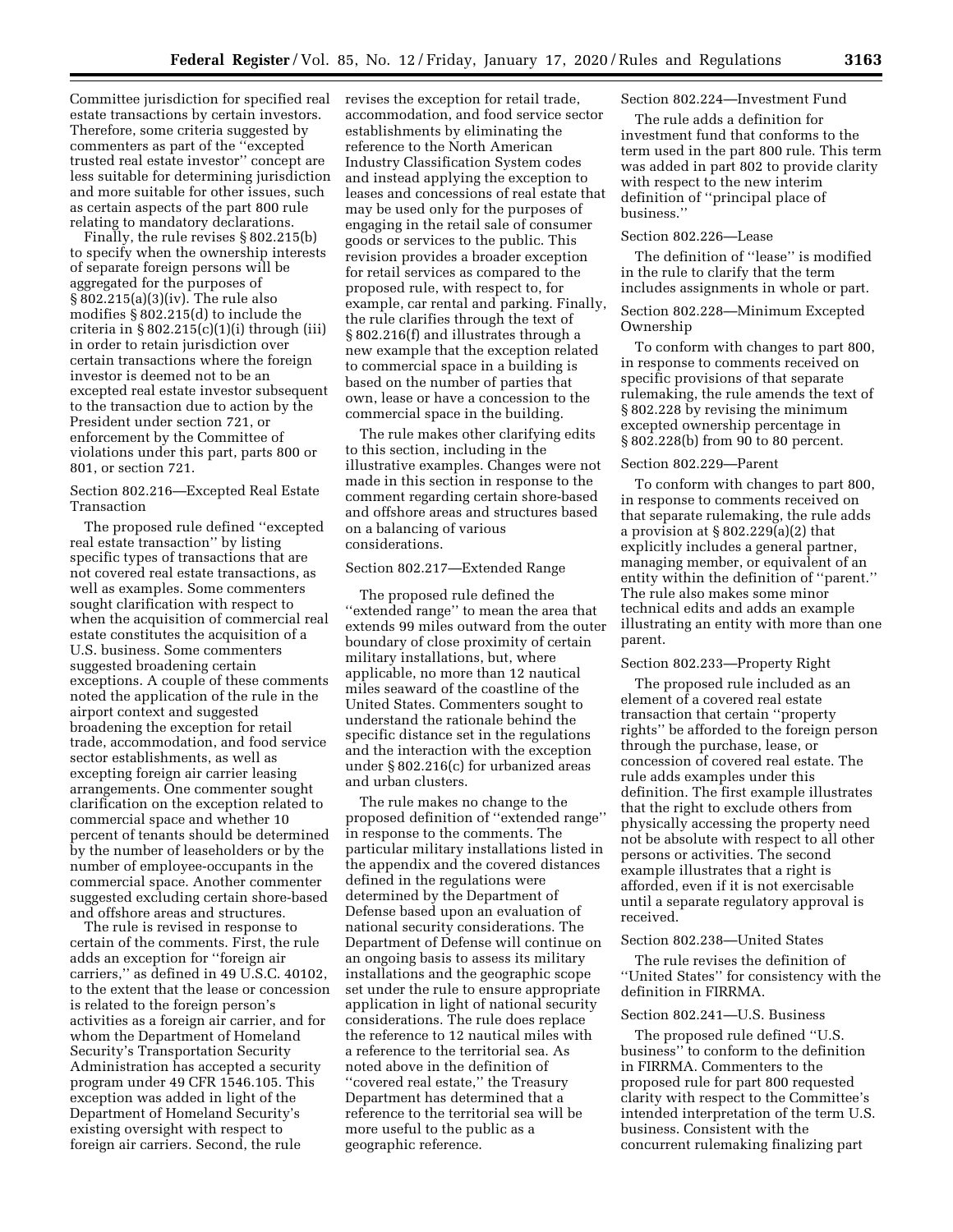Committee jurisdiction for specified real estate transactions by certain investors. Therefore, some criteria suggested by commenters as part of the "excepted trusted real estate investor" concept are less suitable for determining jurisdiction and more suitable for other issues, such as certain aspects of the part 800 rule relating to mandatory declarations.

Finally, the rule revises § 802.215(b) to specify when the ownership interests of separate foreign persons will be aggregated for the purposes of § 802.215(a)(3)(iv). The rule also modifies § 802.215(d) to include the criteria in § 802.215(c)(1)(i) through (iii) in order to retain jurisdiction over certain transactions where the foreign investor is deemed not to be an excepted real estate investor subsequent to the transaction due to action by the President under section 721, or enforcement by the Committee of violations under this part, parts 800 or 801, or section 721.

Section 802.216—Excepted Real Estate Transaction

The proposed rule defined "excepted real estate transaction" by listing specific types of transactions that are not covered real estate transactions, as well as examples. Some commenters sought clarification with respect to when the acquisition of commercial real estate constitutes the acquisition of a U.S. business. Some commenters suggested broadening certain exceptions. A couple of these comments noted the application of the rule in the airport context and suggested broadening the exception for retail trade, accommodation, and food service sector establishments, as well as excepting foreign air carrier leasing arrangements. One commenter sought clarification on the exception related to commercial space and whether 10 percent of tenants should be determined by the number of leaseholders or by the number of employee-occupants in the commercial space. Another commenter suggested excluding certain shore-based and offshore areas and structures.

The rule is revised in response to certain of the comments. First, the rule adds an exception for "foreign air carriers," as defined in 49 U.S.C. 40102, to the extent that the lease or concession is related to the foreign person's activities as a foreign air carrier, and for whom the Department of Homeland Security's Transportation Security Administration has accepted a security program under 49 CFR 1546.105. This exception was added in light of the Department of Homeland Security's existing oversight with respect to foreign air carriers. Second, the rule revises the exception for retail trade, accommodation, and food service sector establishments by eliminating the reference to the North American Industry Classification System codes and instead applying the exception to leases and concessions of real estate that may be used only for the purposes of engaging in the retail sale of consumer goods or services to the public. This revision provides a broader exception for retail services as compared to the proposed rule, with respect to, for example, car rental and parking. Finally, the rule clarifies through the text of § 802.216(f) and illustrates through a new example that the exception related to commercial space in a building is based on the number of parties that own, lease or have a concession to the commercial space in the building.

The rule makes other clarifying edits to this section, including in the illustrative examples. Changes were not made in this section in response to the comment regarding certain shore-based and offshore areas and structures based on a balancing of various considerations.

Section 802.217—Extended Range

The proposed rule defined the "extended range" to mean the area that extends 99 miles outward from the outer boundary of close proximity of certain military installations, but, where applicable, no more than 12 nautical miles seaward of the coastline of the United States. Commenters sought to understand the rationale behind the specific distance set in the regulations and the interaction with the exception under § 802.216(c) for urbanized areas and urban clusters.

The rule makes no change to the proposed definition of "extended range" in response to the comments. The particular military installations listed in the appendix and the covered distances defined in the regulations were determined by the Department of Defense based upon an evaluation of national security considerations. The Department of Defense will continue on an ongoing basis to assess its military installations and the geographic scope set under the rule to ensure appropriate application in light of national security considerations. The rule does replace the reference to 12 nautical miles with a reference to the territorial sea. As noted above in the definition of "covered real estate," the Treasury Department has determined that a reference to the territorial sea will be more useful to the public as a geographic reference.

Section 802.224—Investment Fund

The rule adds a definition for investment fund that conforms to the term used in the part 800 rule. This term was added in part 802 to provide clarity with respect to the new interim definition of "principal place of business."

Section 802.226—Lease

The definition of "lease" is modified in the rule to clarify that the term includes assignments in whole or part.

Section 802.228—Minimum Excepted Ownership

To conform with changes to part 800, in response to comments received on specific provisions of that separate rulemaking, the rule amends the text of § 802.228 by revising the minimum excepted ownership percentage in § 802.228(b) from 90 to 80 percent.

Section 802.229—Parent

To conform with changes to part 800, in response to comments received on that separate rulemaking, the rule adds a provision at § 802.229(a)(2) that explicitly includes a general partner, managing member, or equivalent of an entity within the definition of "parent." The rule also makes some minor technical edits and adds an example illustrating an entity with more than one parent.

Section 802.233—Property Right

The proposed rule included as an element of a covered real estate transaction that certain "property rights" be afforded to the foreign person through the purchase, lease, or concession of covered real estate. The rule adds examples under this definition. The first example illustrates that the right to exclude others from physically accessing the property need not be absolute with respect to all other persons or activities. The second example illustrates that a right is afforded, even if it is not exercisable until a separate regulatory approval is received.

Section 802.238—United States

The rule revises the definition of "United States" for consistency with the definition in FIRRMA.

Section 802.241—U.S. Business

The proposed rule defined "U.S. business" to conform to the definition in FIRRMA. Commenters to the proposed rule for part 800 requested clarity with respect to the Committee's intended interpretation of the term U.S. business. Consistent with the concurrent rulemaking finalizing part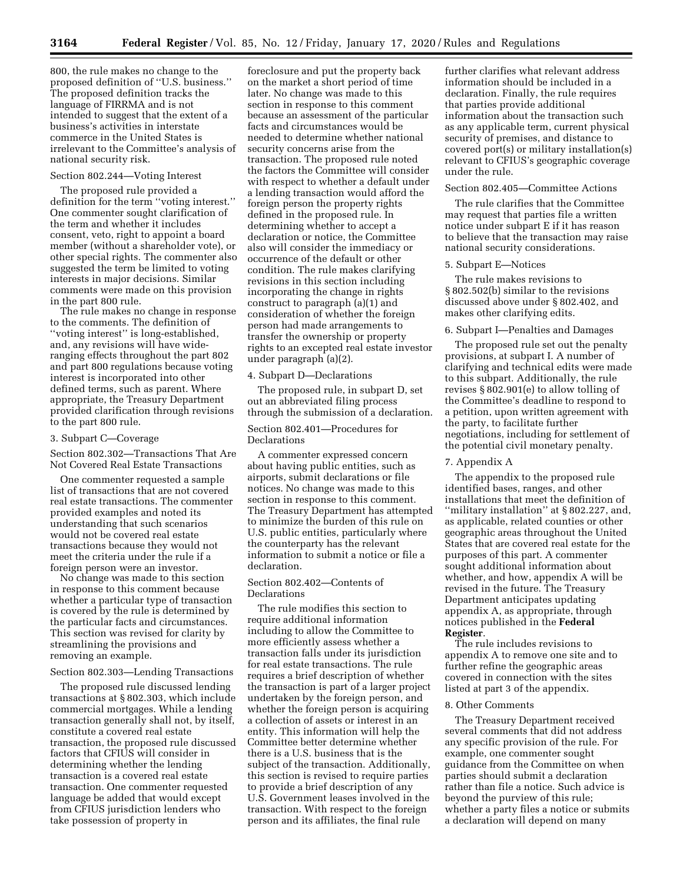800, the rule makes no change to the proposed definition of "U.S. business." The proposed definition tracks the language of FIRRMA and is not intended to suggest that the extent of a business's activities in interstate commerce in the United States is irrelevant to the Committee's analysis of national security risk.

Section 802.244—Voting Interest

The proposed rule provided a definition for the term "voting interest." One commenter sought clarification of the term and whether it includes consent, veto, right to appoint a board member (without a shareholder vote), or other special rights. The commenter also suggested the term be limited to voting interests in major decisions. Similar comments were made on this provision in the part 800 rule.

The rule makes no change in response to the comments. The definition of "voting interest" is long-established, and, any revisions will have wide-ranging effects throughout the part 802 and part 800 regulations because voting interest is incorporated into other defined terms, such as parent. Where appropriate, the Treasury Department provided clarification through revisions to the part 800 rule.

3. Subpart C—Coverage

Section 802.302—Transactions That Are Not Covered Real Estate Transactions

One commenter requested a sample list of transactions that are not covered real estate transactions. The commenter provided examples and noted its understanding that such scenarios would not be covered real estate transactions because they would not meet the criteria under the rule if a foreign person were an investor.

No change was made to this section in response to this comment because whether a particular type of transaction is covered by the rule is determined by the particular facts and circumstances. This section was revised for clarity by streamlining the provisions and removing an example.

Section 802.303—Lending Transactions

The proposed rule discussed lending transactions at § 802.303, which include commercial mortgages. While a lending transaction generally shall not, by itself, constitute a covered real estate transaction, the proposed rule discussed factors that CFIUS will consider in determining whether the lending transaction is a covered real estate transaction. One commenter requested language be added that would except from CFIUS jurisdiction lenders who take possession of property in foreclosure and put the property back on the market a short period of time later. No change was made to this section in response to this comment because an assessment of the particular facts and circumstances would be needed to determine whether national security concerns arise from the transaction. The proposed rule noted the factors the Committee will consider with respect to whether a default under a lending transaction would afford the foreign person the property rights defined in the proposed rule. In determining whether to accept a declaration or notice, the Committee also will consider the immediacy or occurrence of the default or other condition. The rule makes clarifying revisions in this section including incorporating the change in rights construct to paragraph (a)(1) and consideration of whether the foreign person had made arrangements to transfer the ownership or property rights to an excepted real estate investor under paragraph (a)(2).

4. Subpart D—Declarations

The proposed rule, in subpart D, set out an abbreviated filing process through the submission of a declaration.

Section 802.401—Procedures for Declarations

A commenter expressed concern about having public entities, such as airports, submit declarations or file notices. No change was made to this section in response to this comment. The Treasury Department has attempted to minimize the burden of this rule on U.S. public entities, particularly where the counterparty has the relevant information to submit a notice or file a declaration.

Section 802.402—Contents of Declarations

The rule modifies this section to require additional information including to allow the Committee to more efficiently assess whether a transaction falls under its jurisdiction for real estate transactions. The rule requires a brief description of whether the transaction is part of a larger project undertaken by the foreign person, and whether the foreign person is acquiring a collection of assets or interest in an entity. This information will help the Committee better determine whether there is a U.S. business that is the subject of the transaction. Additionally, this section is revised to require parties to provide a brief description of any U.S. Government leases involved in the transaction. With respect to the foreign person and its affiliates, the final rule further clarifies what relevant address information should be included in a declaration. Finally, the rule requires that parties provide additional information about the transaction such as any applicable term, current physical security of premises, and distance to covered port(s) or military installation(s) relevant to CFIUS's geographic coverage under the rule.

Section 802.405—Committee Actions

The rule clarifies that the Committee may request that parties file a written notice under subpart E if it has reason to believe that the transaction may raise national security considerations.

5. Subpart E—Notices

The rule makes revisions to § 802.502(b) similar to the revisions discussed above under § 802.402, and makes other clarifying edits.

6. Subpart I—Penalties and Damages

The proposed rule set out the penalty provisions, at subpart I. A number of clarifying and technical edits were made to this subpart. Additionally, the rule revises § 802.901(e) to allow tolling of the Committee's deadline to respond to a petition, upon written agreement with the party, to facilitate further negotiations, including for settlement of the potential civil monetary penalty.

7. Appendix A

The appendix to the proposed rule identified bases, ranges, and other installations that meet the definition of "military installation" at § 802.227, and, as applicable, related counties or other geographic areas throughout the United States that are covered real estate for the purposes of this part. A commenter sought additional information about whether, and how, appendix A will be revised in the future. The Treasury Department anticipates updating appendix A, as appropriate, through notices published in the **Federal Register**.

The rule includes revisions to appendix A to remove one site and to further refine the geographic areas covered in connection with the sites listed at part 3 of the appendix.

8. Other Comments

The Treasury Department received several comments that did not address any specific provision of the rule. For example, one commenter sought guidance from the Committee on when parties should submit a declaration rather than file a notice. Such advice is beyond the purview of this rule; whether a party files a notice or submits a declaration will depend on many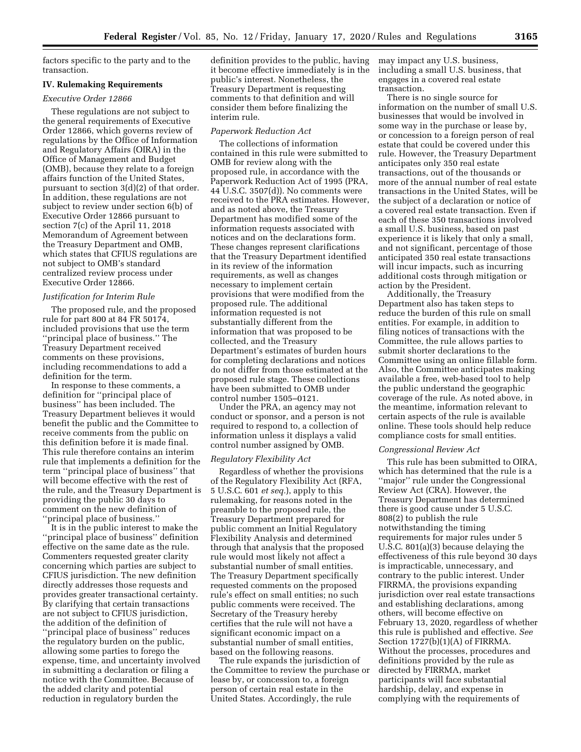factors specific to the party and to the transaction.

## IV. Rulemaking Requirements

### *Executive Order 12866*

These regulations are not subject to the general requirements of Executive Order 12866, which governs review of regulations by the Office of Information and Regulatory Affairs (OIRA) in the Office of Management and Budget (OMB), because they relate to a foreign affairs function of the United States, pursuant to section 3(d)(2) of that order. In addition, these regulations are not subject to review under section 6(b) of Executive Order 12866 pursuant to section 7(c) of the April 11, 2018 Memorandum of Agreement between the Treasury Department and OMB, which states that CFIUS regulations are not subject to OMB's standard centralized review process under Executive Order 12866.

### *Justification for Interim Rule*

The proposed rule, and the proposed rule for part 800 at 84 FR 50174, included provisions that use the term ''principal place of business.'' The Treasury Department received comments on these provisions, including recommendations to add a definition for the term.

In response to these comments, a definition for ''principal place of business'' has been included. The Treasury Department believes it would benefit the public and the Committee to receive comments from the public on this definition before it is made final. This rule therefore contains an interim rule that implements a definition for the term ''principal place of business'' that will become effective with the rest of the rule, and the Treasury Department is providing the public 30 days to comment on the new definition of ''principal place of business.''

It is in the public interest to make the ''principal place of business'' definition effective on the same date as the rule. Commenters requested greater clarity concerning which parties are subject to CFIUS jurisdiction. The new definition directly addresses those requests and provides greater transactional certainty. By clarifying that certain transactions are not subject to CFIUS jurisdiction, the addition of the definition of ''principal place of business'' reduces the regulatory burden on the public, allowing some parties to forego the expense, time, and uncertainty involved in submitting a declaration or filing a notice with the Committee. Because of the added clarity and potential reduction in regulatory burden the definition provides to the public, having it become effective immediately is in the public's interest. Nonetheless, the Treasury Department is requesting comments to that definition and will consider them before finalizing the interim rule.

### *Paperwork Reduction Act*

The collections of information contained in this rule were submitted to OMB for review along with the proposed rule, in accordance with the Paperwork Reduction Act of 1995 (PRA, 44 U.S.C. 3507(d)). No comments were received to the PRA estimates. However, and as noted above, the Treasury Department has modified some of the information requests associated with notices and on the declarations form. These changes represent clarifications that the Treasury Department identified in its review of the information requirements, as well as changes necessary to implement certain provisions that were modified from the proposed rule. The additional information requested is not substantially different from the information that was proposed to be collected, and the Treasury Department's estimates of burden hours for completing declarations and notices do not differ from those estimated at the proposed rule stage. These collections have been submitted to OMB under control number 1505–0121.

Under the PRA, an agency may not conduct or sponsor, and a person is not required to respond to, a collection of information unless it displays a valid control number assigned by OMB.

### *Regulatory Flexibility Act*

Regardless of whether the provisions of the Regulatory Flexibility Act (RFA, 5 U.S.C. 601 *et seq.*), apply to this rulemaking, for reasons noted in the preamble to the proposed rule, the Treasury Department prepared for public comment an Initial Regulatory Flexibility Analysis and determined through that analysis that the proposed rule would most likely not affect a substantial number of small entities. The Treasury Department specifically requested comments on the proposed rule's effect on small entities; no such public comments were received. The Secretary of the Treasury hereby certifies that the rule will not have a significant economic impact on a substantial number of small entities, based on the following reasons.

The rule expands the jurisdiction of the Committee to review the purchase or lease by, or concession to, a foreign person of certain real estate in the United States. Accordingly, the rule may impact any U.S. business, including a small U.S. business, that engages in a covered real estate transaction.

There is no single source for information on the number of small U.S. businesses that would be involved in some way in the purchase or lease by, or concession to a foreign person of real estate that could be covered under this rule. However, the Treasury Department anticipates only 350 real estate transactions, out of the thousands or more of the annual number of real estate transactions in the United States, will be the subject of a declaration or notice of a covered real estate transaction. Even if each of these 350 transactions involved a small U.S. business, based on past experience it is likely that only a small, and not significant, percentage of those anticipated 350 real estate transactions will incur impacts, such as incurring additional costs through mitigation or action by the President.

Additionally, the Treasury Department also has taken steps to reduce the burden of this rule on small entities. For example, in addition to filing notices of transactions with the Committee, the rule allows parties to submit shorter declarations to the Committee using an online fillable form. Also, the Committee anticipates making available a free, web-based tool to help the public understand the geographic coverage of the rule. As noted above, in the meantime, information relevant to certain aspects of the rule is available online. These tools should help reduce compliance costs for small entities.

### *Congressional Review Act*

This rule has been submitted to OIRA, which has determined that the rule is a ''major'' rule under the Congressional Review Act (CRA). However, the Treasury Department has determined there is good cause under 5 U.S.C. 808(2) to publish the rule notwithstanding the timing requirements for major rules under 5 U.S.C. 801(a)(3) because delaying the effectiveness of this rule beyond 30 days is impracticable, unnecessary, and contrary to the public interest. Under FIRRMA, the provisions expanding jurisdiction over real estate transactions and establishing declarations, among others, will become effective on February 13, 2020, regardless of whether this rule is published and effective. *See* Section 1727(b)(1)(A) of FIRRMA. Without the processes, procedures and definitions provided by the rule as directed by FIRRMA, market participants will face substantial hardship, delay, and expense in complying with the requirements of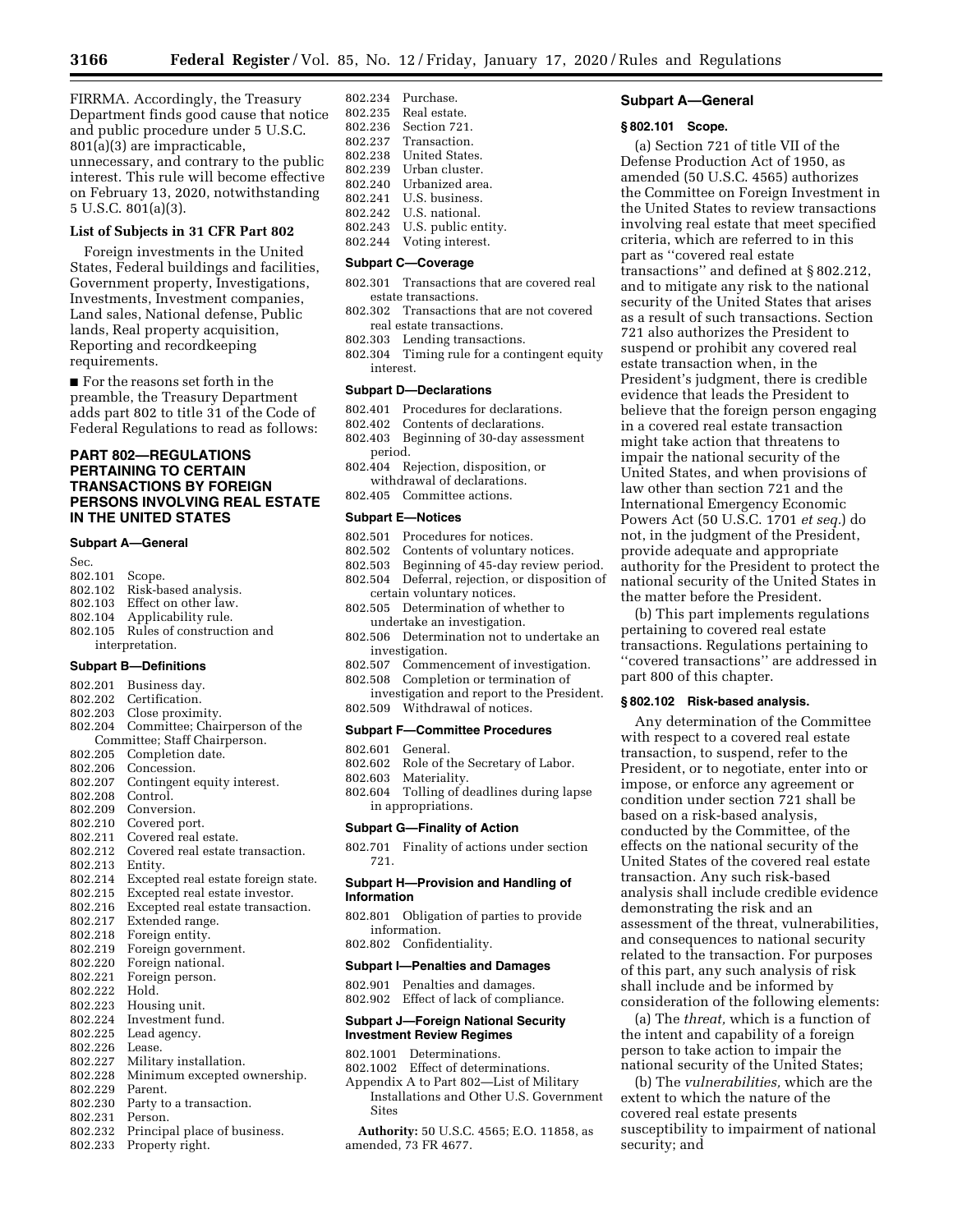FIRRMA. Accordingly, the Treasury Department finds good cause that notice and public procedure under 5 U.S.C. 801(a)(3) are impracticable, unnecessary, and contrary to the public interest. This rule will become effective on February 13, 2020, notwithstanding 5 U.S.C. 801(a)(3).

**List of Subjects in 31 CFR Part 802**

Foreign investments in the United States, Federal buildings and facilities, Government property, Investigations, Investments, Investment companies, Land sales, National defense, Public lands, Real property acquisition, Reporting and recordkeeping requirements.

■ For the reasons set forth in the preamble, the Treasury Department adds part 802 to title 31 of the Code of Federal Regulations to read as follows:

## PART 802—REGULATIONS PERTAINING TO CERTAIN TRANSACTIONS BY FOREIGN PERSONS INVOLVING REAL ESTATE IN THE UNITED STATES

**Subpart A—General**

Sec.
802.101 Scope.
802.102 Risk-based analysis.
802.103 Effect on other law.
802.104 Applicability rule.
802.105 Rules of construction and interpretation.

**Subpart B—Definitions**

802.201 Business day.
802.202 Certification.
802.203 Close proximity.
802.204 Committee; Chairperson of the Committee; Staff Chairperson.
802.205 Completion date.
802.206 Concession.
802.207 Contingent equity interest.
802.208 Control.
802.209 Conversion.
802.210 Covered port.
802.211 Covered real estate.
802.212 Covered real estate transaction.
802.213 Entity.
802.214 Excepted real estate foreign state.
802.215 Excepted real estate investor.
802.216 Excepted real estate transaction.
802.217 Extended range.
802.218 Foreign entity.
802.219 Foreign government.
802.220 Foreign national.
802.221 Foreign person.
802.222 Hold.
802.223 Housing unit.
802.224 Investment fund.
802.225 Lead agency.
802.226 Lease.
802.227 Military installation.
802.228 Minimum excepted ownership.
802.229 Parent.
802.230 Party to a transaction.
802.231 Person.
802.232 Principal place of business.
802.233 Property right.
802.234 Purchase.
802.235 Real estate.
802.236 Section 721.
802.237 Transaction.
802.238 United States.
802.239 Urban cluster.
802.240 Urbanized area.
802.241 U.S. business.
802.242 U.S. national.
802.243 U.S. public entity.
802.244 Voting interest.

**Subpart C—Coverage**

802.301 Transactions that are covered real estate transactions.
802.302 Transactions that are not covered real estate transactions.
802.303 Lending transactions.
802.304 Timing rule for a contingent equity interest.

**Subpart D—Declarations**

802.401 Procedures for declarations.
802.402 Contents of declarations.
802.403 Beginning of 30-day assessment period.
802.404 Rejection, disposition, or withdrawal of declarations.
802.405 Committee actions.

**Subpart E—Notices**

802.501 Procedures for notices.
802.502 Contents of voluntary notices.
802.503 Beginning of 45-day review period.
802.504 Deferral, rejection, or disposition of certain voluntary notices.
802.505 Determination of whether to undertake an investigation.
802.506 Determination not to undertake an investigation.
802.507 Commencement of investigation.
802.508 Completion or termination of investigation and report to the President.
802.509 Withdrawal of notices.

**Subpart F—Committee Procedures**

802.601 General.
802.602 Role of the Secretary of Labor.
802.603 Materiality.
802.604 Tolling of deadlines during lapse in appropriations.

**Subpart G—Finality of Action**

802.701 Finality of actions under section 721.

**Subpart H—Provision and Handling of Information**

802.801 Obligation of parties to provide information.
802.802 Confidentiality.

**Subpart I—Penalties and Damages**

802.901 Penalties and damages.
802.902 Effect of lack of compliance.

**Subpart J—Foreign National Security Investment Review Regimes**

802.1001 Determinations.
802.1002 Effect of determinations.
Appendix A to Part 802—List of Military Installations and Other U.S. Government Sites

**Authority:** 50 U.S.C. 4565; E.O. 11858, as amended, 73 FR 4677.

### Subpart A—General

#### § 802.101 Scope.

(a) Section 721 of title VII of the Defense Production Act of 1950, as amended (50 U.S.C. 4565) authorizes the Committee on Foreign Investment in the United States to review transactions involving real estate that meet specified criteria, which are referred to in this part as "covered real estate transactions" and defined at § 802.212, and to mitigate any risk to the national security of the United States that arises as a result of such transactions. Section 721 also authorizes the President to suspend or prohibit any covered real estate transaction when, in the President's judgment, there is credible evidence that leads the President to believe that the foreign person engaging in a covered real estate transaction might take action that threatens to impair the national security of the United States, and when provisions of law other than section 721 and the International Emergency Economic Powers Act (50 U.S.C. 1701 *et seq.*) do not, in the judgment of the President, provide adequate and appropriate authority for the President to protect the national security of the United States in the matter before the President.

(b) This part implements regulations pertaining to covered real estate transactions. Regulations pertaining to "covered transactions" are addressed in part 800 of this chapter.

#### § 802.102 Risk-based analysis.

Any determination of the Committee with respect to a covered real estate transaction, to suspend, refer to the President, or to negotiate, enter into or impose, or enforce any agreement or condition under section 721 shall be based on a risk-based analysis, conducted by the Committee, of the effects on the national security of the United States of the covered real estate transaction. Any such risk-based analysis shall include credible evidence demonstrating the risk and an assessment of the threat, vulnerabilities, and consequences to national security related to the transaction. For purposes of this part, any such analysis of risk shall include and be informed by consideration of the following elements:

(a) The *threat,* which is a function of the intent and capability of a foreign person to take action to impair the national security of the United States;

(b) The *vulnerabilities,* which are the extent to which the nature of the covered real estate presents susceptibility to impairment of national security; and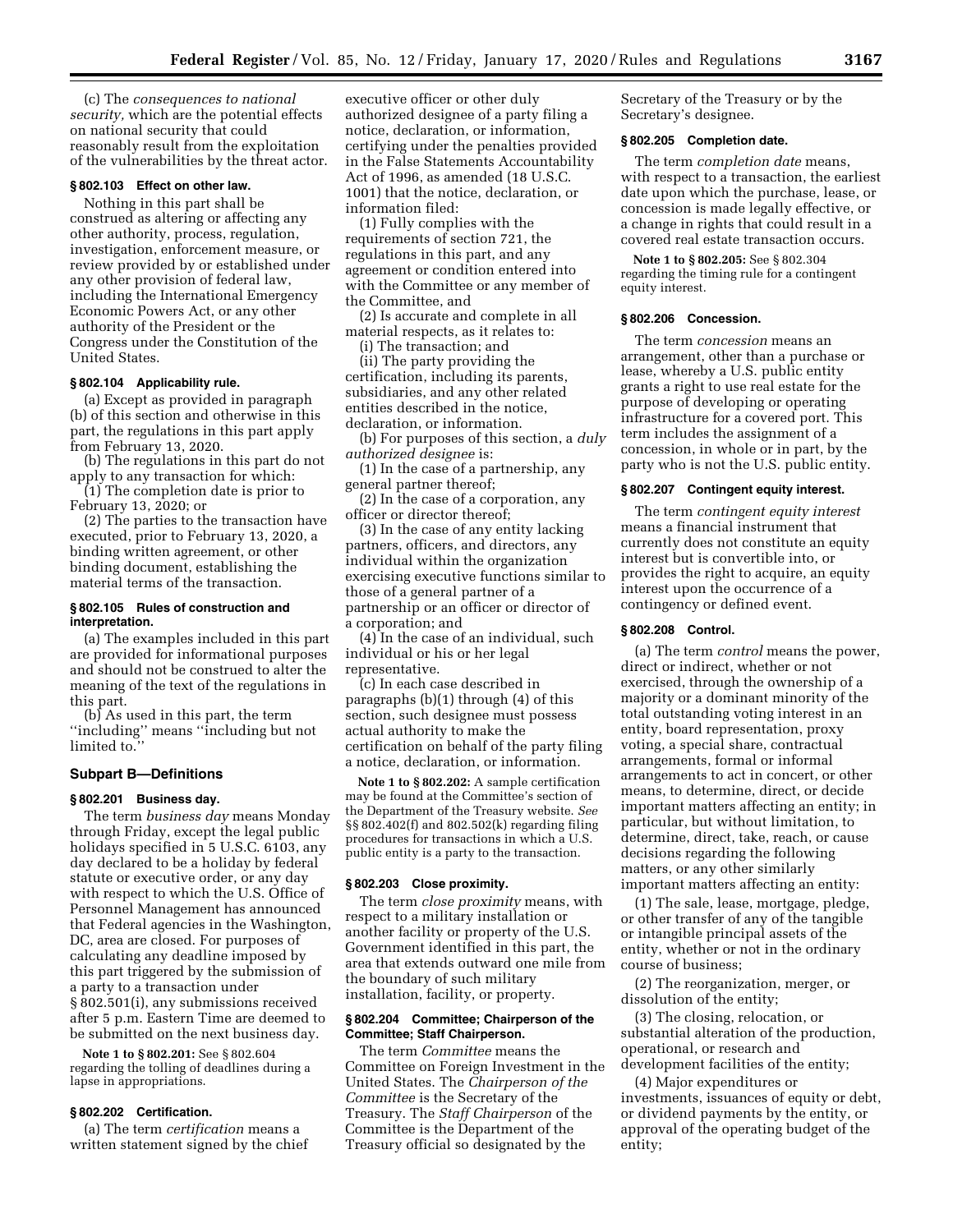(c) The *consequences to national security,* which are the potential effects on national security that could reasonably result from the exploitation of the vulnerabilities by the threat actor.

### § 802.103 Effect on other law.

Nothing in this part shall be construed as altering or affecting any other authority, process, regulation, investigation, enforcement measure, or review provided by or established under any other provision of federal law, including the International Emergency Economic Powers Act, or any other authority of the President or the Congress under the Constitution of the United States.

### § 802.104 Applicability rule.

(a) Except as provided in paragraph (b) of this section and otherwise in this part, the regulations in this part apply from February 13, 2020.

(b) The regulations in this part do not apply to any transaction for which:

(1) The completion date is prior to February 13, 2020; or

(2) The parties to the transaction have executed, prior to February 13, 2020, a binding written agreement, or other binding document, establishing the material terms of the transaction.

### § 802.105 Rules of construction and interpretation.

(a) The examples included in this part are provided for informational purposes and should not be construed to alter the meaning of the text of the regulations in this part.

(b) As used in this part, the term ''including'' means ''including but not limited to.''

## Subpart B—Definitions

### § 802.201 Business day.

The term *business day* means Monday through Friday, except the legal public holidays specified in 5 U.S.C. 6103, any day declared to be a holiday by federal statute or executive order, or any day with respect to which the U.S. Office of Personnel Management has announced that Federal agencies in the Washington, DC, area are closed. For purposes of calculating any deadline imposed by this part triggered by the submission of a party to a transaction under § 802.501(i), any submissions received after 5 p.m. Eastern Time are deemed to be submitted on the next business day.

**Note 1 to § 802.201:** See § 802.604 regarding the tolling of deadlines during a lapse in appropriations.

### § 802.202 Certification.

(a) The term *certification* means a written statement signed by the chief executive officer or other duly authorized designee of a party filing a notice, declaration, or information, certifying under the penalties provided in the False Statements Accountability Act of 1996, as amended (18 U.S.C. 1001) that the notice, declaration, or information filed:

(1) Fully complies with the requirements of section 721, the regulations in this part, and any agreement or condition entered into with the Committee or any member of the Committee, and

(2) Is accurate and complete in all material respects, as it relates to:

(i) The transaction; and

(ii) The party providing the certification, including its parents, subsidiaries, and any other related entities described in the notice, declaration, or information.

(b) For purposes of this section, a *duly authorized designee* is:

(1) In the case of a partnership, any general partner thereof;

(2) In the case of a corporation, any officer or director thereof;

(3) In the case of any entity lacking partners, officers, and directors, any individual within the organization exercising executive functions similar to those of a general partner of a partnership or an officer or director of a corporation; and

(4) In the case of an individual, such individual or his or her legal representative.

(c) In each case described in paragraphs (b)(1) through (4) of this section, such designee must possess actual authority to make the certification on behalf of the party filing a notice, declaration, or information.

**Note 1 to § 802.202:** A sample certification may be found at the Committee's section of the Department of the Treasury website. *See* §§ 802.402(f) and 802.502(k) regarding filing procedures for transactions in which a U.S. public entity is a party to the transaction.

### § 802.203 Close proximity.

The term *close proximity* means, with respect to a military installation or another facility or property of the U.S. Government identified in this part, the area that extends outward one mile from the boundary of such military installation, facility, or property.

### § 802.204 Committee; Chairperson of the Committee; Staff Chairperson.

The term *Committee* means the Committee on Foreign Investment in the United States. The *Chairperson of the Committee* is the Secretary of the Treasury. The *Staff Chairperson* of the Committee is the Department of the Treasury official so designated by the Secretary of the Treasury or by the Secretary's designee.

### § 802.205 Completion date.

The term *completion date* means, with respect to a transaction, the earliest date upon which the purchase, lease, or concession is made legally effective, or a change in rights that could result in a covered real estate transaction occurs.

**Note 1 to § 802.205:** See § 802.304 regarding the timing rule for a contingent equity interest.

### § 802.206 Concession.

The term *concession* means an arrangement, other than a purchase or lease, whereby a U.S. public entity grants a right to use real estate for the purpose of developing or operating infrastructure for a covered port. This term includes the assignment of a concession, in whole or in part, by the party who is not the U.S. public entity.

### § 802.207 Contingent equity interest.

The term *contingent equity interest* means a financial instrument that currently does not constitute an equity interest but is convertible into, or provides the right to acquire, an equity interest upon the occurrence of a contingency or defined event.

### § 802.208 Control.

(a) The term *control* means the power, direct or indirect, whether or not exercised, through the ownership of a majority or a dominant minority of the total outstanding voting interest in an entity, board representation, proxy voting, a special share, contractual arrangements, formal or informal arrangements to act in concert, or other means, to determine, direct, or decide important matters affecting an entity; in particular, but without limitation, to determine, direct, take, reach, or cause decisions regarding the following matters, or any other similarly important matters affecting an entity:

(1) The sale, lease, mortgage, pledge, or other transfer of any of the tangible or intangible principal assets of the entity, whether or not in the ordinary course of business;

(2) The reorganization, merger, or dissolution of the entity;

(3) The closing, relocation, or substantial alteration of the production, operational, or research and development facilities of the entity;

(4) Major expenditures or investments, issuances of equity or debt, or dividend payments by the entity, or approval of the operating budget of the entity;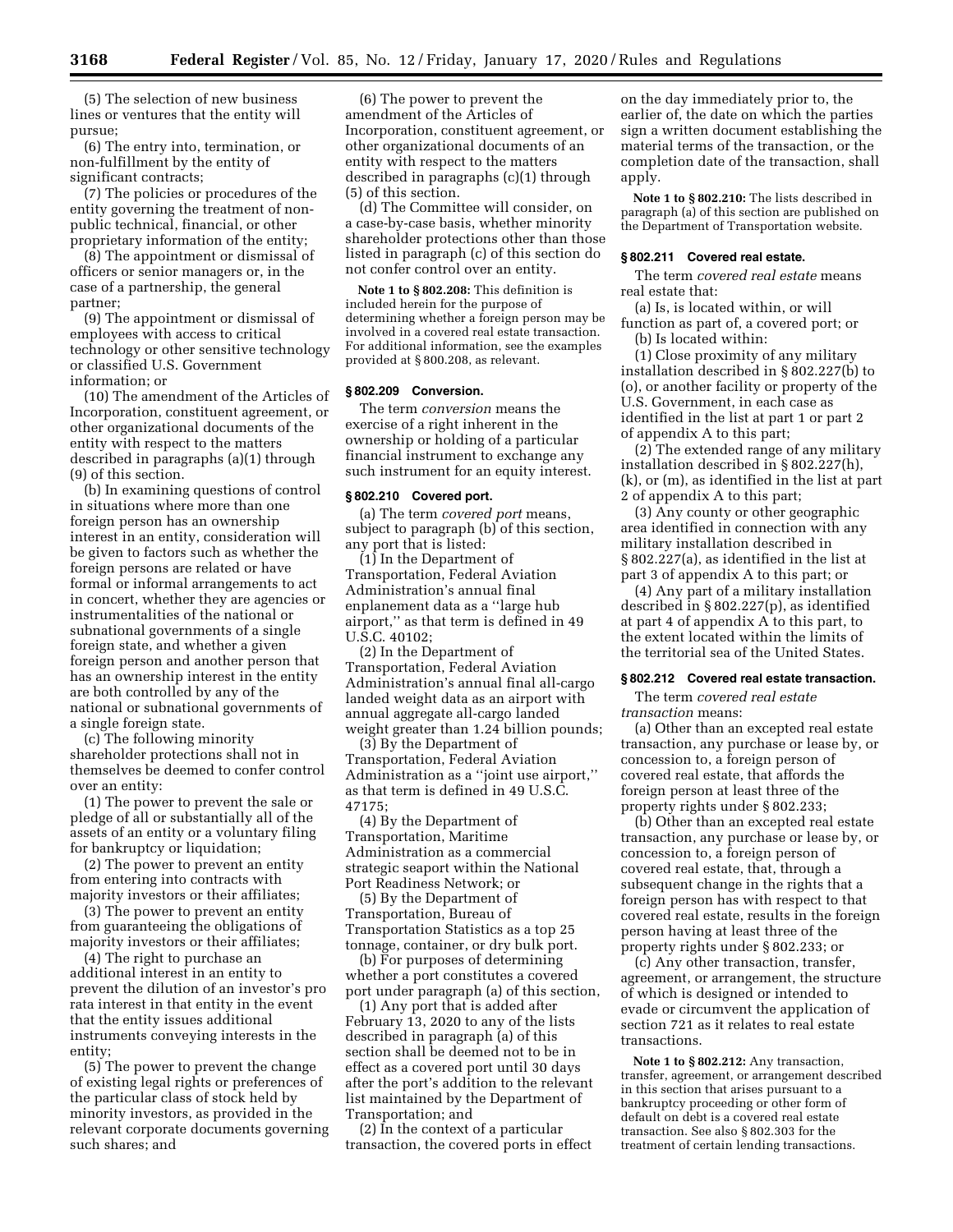(5) The selection of new business lines or ventures that the entity will pursue;

(6) The entry into, termination, or non-fulfillment by the entity of significant contracts;

(7) The policies or procedures of the entity governing the treatment of non-public technical, financial, or other proprietary information of the entity;

(8) The appointment or dismissal of officers or senior managers or, in the case of a partnership, the general partner;

(9) The appointment or dismissal of employees with access to critical technology or other sensitive technology or classified U.S. Government information; or

(10) The amendment of the Articles of Incorporation, constituent agreement, or other organizational documents of the entity with respect to the matters described in paragraphs (a)(1) through (9) of this section.

(b) In examining questions of control in situations where more than one foreign person has an ownership interest in an entity, consideration will be given to factors such as whether the foreign persons are related or have formal or informal arrangements to act in concert, whether they are agencies or instrumentalities of the national or subnational governments of a single foreign state, and whether a given foreign person and another person that has an ownership interest in the entity are both controlled by any of the national or subnational governments of a single foreign state.

(c) The following minority shareholder protections shall not in themselves be deemed to confer control over an entity:

(1) The power to prevent the sale or pledge of all or substantially all of the assets of an entity or a voluntary filing for bankruptcy or liquidation;

(2) The power to prevent an entity from entering into contracts with majority investors or their affiliates;

(3) The power to prevent an entity from guaranteeing the obligations of majority investors or their affiliates;

(4) The right to purchase an additional interest in an entity to prevent the dilution of an investor's pro rata interest in that entity in the event that the entity issues additional instruments conveying interests in the entity;

(5) The power to prevent the change of existing legal rights or preferences of the particular class of stock held by minority investors, as provided in the relevant corporate documents governing such shares; and

(6) The power to prevent the amendment of the Articles of Incorporation, constituent agreement, or other organizational documents of an entity with respect to the matters described in paragraphs (c)(1) through (5) of this section.

(d) The Committee will consider, on a case-by-case basis, whether minority shareholder protections other than those listed in paragraph (c) of this section do not confer control over an entity.

**Note 1 to § 802.208:** This definition is included herein for the purpose of determining whether a foreign person may be involved in a covered real estate transaction. For additional information, see the examples provided at § 800.208, as relevant.

### § 802.209 Conversion.

The term *conversion* means the exercise of a right inherent in the ownership or holding of a particular financial instrument to exchange any such instrument for an equity interest.

### § 802.210 Covered port.

(a) The term *covered port* means, subject to paragraph (b) of this section, any port that is listed:

(1) In the Department of Transportation, Federal Aviation Administration's annual final enplanement data as a "large hub airport," as that term is defined in 49 U.S.C. 40102;

(2) In the Department of Transportation, Federal Aviation Administration's annual final all-cargo landed weight data as an airport with annual aggregate all-cargo landed weight greater than 1.24 billion pounds;

(3) By the Department of Transportation, Federal Aviation Administration as a "joint use airport," as that term is defined in 49 U.S.C. 47175;

(4) By the Department of Transportation, Maritime Administration as a commercial strategic seaport within the National Port Readiness Network; or

(5) By the Department of Transportation, Bureau of Transportation Statistics as a top 25 tonnage, container, or dry bulk port.

(b) For purposes of determining whether a port constitutes a covered port under paragraph (a) of this section,

(1) Any port that is added after February 13, 2020 to any of the lists described in paragraph (a) of this section shall be deemed not to be in effect as a covered port until 30 days after the port's addition to the relevant list maintained by the Department of Transportation; and

(2) In the context of a particular transaction, the covered ports in effect on the day immediately prior to, the earlier of, the date on which the parties sign a written document establishing the material terms of the transaction, or the completion date of the transaction, shall apply.

**Note 1 to § 802.210:** The lists described in paragraph (a) of this section are published on the Department of Transportation website.

### § 802.211 Covered real estate.

The term *covered real estate* means real estate that:

(a) Is, is located within, or will function as part of, a covered port; or

(b) Is located within:

(1) Close proximity of any military installation described in § 802.227(b) to (o), or another facility or property of the U.S. Government, in each case as identified in the list at part 1 or part 2 of appendix A to this part;

(2) The extended range of any military installation described in § 802.227(h), (k), or (m), as identified in the list at part 2 of appendix A to this part;

(3) Any county or other geographic area identified in connection with any military installation described in § 802.227(a), as identified in the list at part 3 of appendix A to this part; or

(4) Any part of a military installation described in § 802.227(p), as identified at part 4 of appendix A to this part, to the extent located within the limits of the territorial sea of the United States.

### § 802.212 Covered real estate transaction.

The term *covered real estate transaction* means:

(a) Other than an excepted real estate transaction, any purchase or lease by, or concession to, a foreign person of covered real estate, that affords the foreign person at least three of the property rights under § 802.233;

(b) Other than an excepted real estate transaction, any purchase or lease by, or concession to, a foreign person of covered real estate, that, through a subsequent change in the rights that a foreign person has with respect to that covered real estate, results in the foreign person having at least three of the property rights under § 802.233; or

(c) Any other transaction, transfer, agreement, or arrangement, the structure of which is designed or intended to evade or circumvent the application of section 721 as it relates to real estate transactions.

**Note 1 to § 802.212:** Any transaction, transfer, agreement, or arrangement described in this section that arises pursuant to a bankruptcy proceeding or other form of default on debt is a covered real estate transaction. See also § 802.303 for the treatment of certain lending transactions.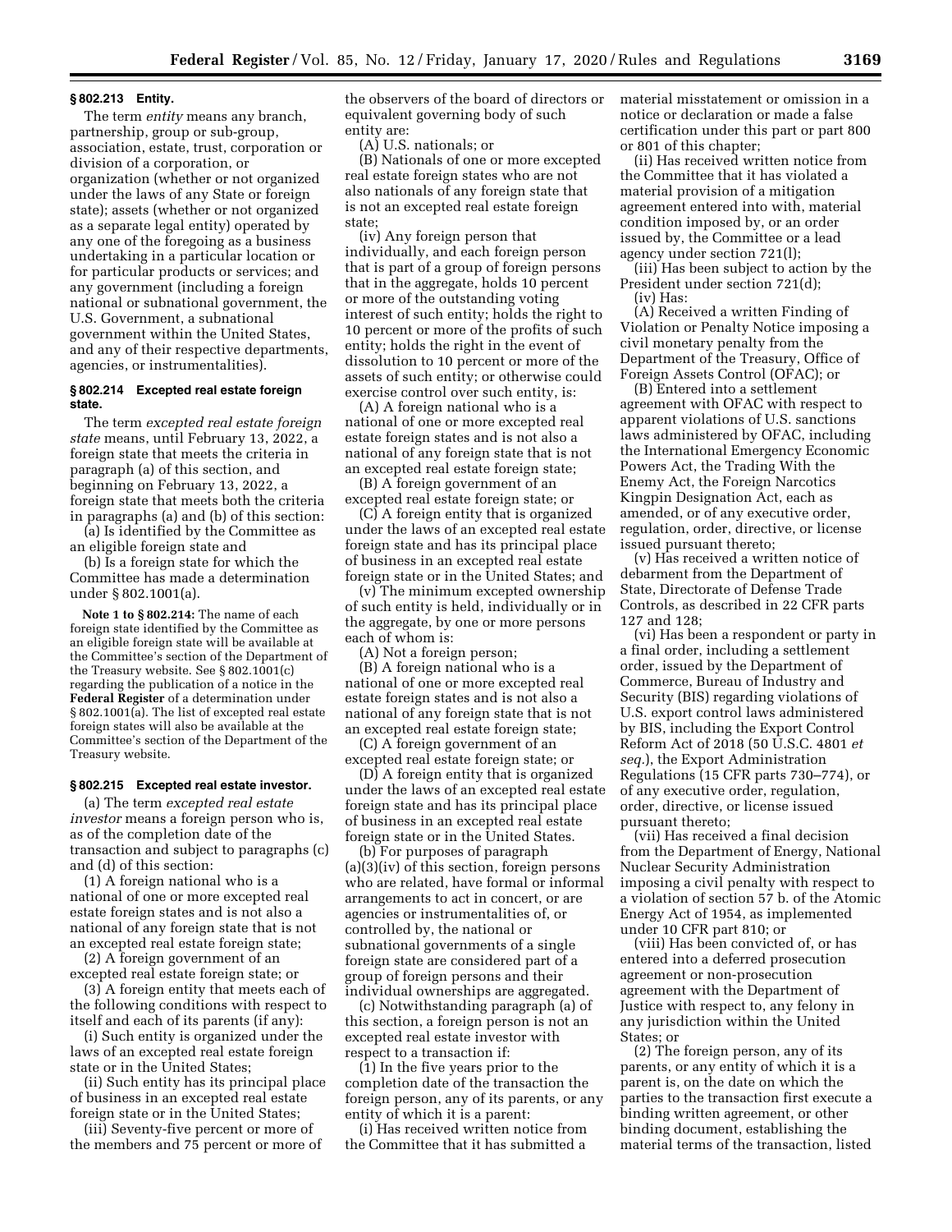### § 802.213 Entity.

The term *entity* means any branch, partnership, group or sub-group, association, estate, trust, corporation or division of a corporation, or organization (whether or not organized under the laws of any State or foreign state); assets (whether or not organized as a separate legal entity) operated by any one of the foregoing as a business undertaking in a particular location or for particular products or services; and any government (including a foreign national or subnational government, the U.S. Government, a subnational government within the United States, and any of their respective departments, agencies, or instrumentalities).

### § 802.214 Excepted real estate foreign state.

The term *excepted real estate foreign state* means, until February 13, 2022, a foreign state that meets the criteria in paragraph (a) of this section, and beginning on February 13, 2022, a foreign state that meets both the criteria in paragraphs (a) and (b) of this section:

(a) Is identified by the Committee as an eligible foreign state and

(b) Is a foreign state for which the Committee has made a determination under § 802.1001(a).

**Note 1 to § 802.214:** The name of each foreign state identified by the Committee as an eligible foreign state will be available at the Committee's section of the Department of the Treasury website. See § 802.1001(c) regarding the publication of a notice in the **Federal Register** of a determination under § 802.1001(a). The list of excepted real estate foreign states will also be available at the Committee's section of the Department of the Treasury website.

### § 802.215 Excepted real estate investor.

(a) The term *excepted real estate investor* means a foreign person who is, as of the completion date of the transaction and subject to paragraphs (c) and (d) of this section:

(1) A foreign national who is a national of one or more excepted real estate foreign states and is not also a national of any foreign state that is not an excepted real estate foreign state;

(2) A foreign government of an excepted real estate foreign state; or

(3) A foreign entity that meets each of the following conditions with respect to itself and each of its parents (if any):

(i) Such entity is organized under the laws of an excepted real estate foreign state or in the United States;

(ii) Such entity has its principal place of business in an excepted real estate foreign state or in the United States;

(iii) Seventy-five percent or more of the members and 75 percent or more of the observers of the board of directors or equivalent governing body of such entity are:

(A) U.S. nationals; or

(B) Nationals of one or more excepted real estate foreign states who are not also nationals of any foreign state that is not an excepted real estate foreign state;

(iv) Any foreign person that individually, and each foreign person that is part of a group of foreign persons that in the aggregate, holds 10 percent or more of the outstanding voting interest of such entity; holds the right to 10 percent or more of the profits of such entity; holds the right in the event of dissolution to 10 percent or more of the assets of such entity; or otherwise could exercise control over such entity, is:

(A) A foreign national who is a national of one or more excepted real estate foreign states and is not also a national of any foreign state that is not an excepted real estate foreign state;

(B) A foreign government of an excepted real estate foreign state; or

(C) A foreign entity that is organized under the laws of an excepted real estate foreign state and has its principal place of business in an excepted real estate foreign state or in the United States; and

(v) The minimum excepted ownership of such entity is held, individually or in the aggregate, by one or more persons each of whom is:

(A) Not a foreign person;

(B) A foreign national who is a national of one or more excepted real estate foreign states and is not also a national of any foreign state that is not an excepted real estate foreign state;

(C) A foreign government of an excepted real estate foreign state; or

(D) A foreign entity that is organized under the laws of an excepted real estate foreign state and has its principal place of business in an excepted real estate foreign state or in the United States.

(b) For purposes of paragraph (a)(3)(iv) of this section, foreign persons who are related, have formal or informal arrangements to act in concert, or are agencies or instrumentalities of, or controlled by, the national or subnational governments of a single foreign state are considered part of a group of foreign persons and their individual ownerships are aggregated.

(c) Notwithstanding paragraph (a) of this section, a foreign person is not an excepted real estate investor with respect to a transaction if:

(1) In the five years prior to the completion date of the transaction the foreign person, any of its parents, or any entity of which it is a parent:

(i) Has received written notice from the Committee that it has submitted a material misstatement or omission in a notice or declaration or made a false certification under this part or part 800 or 801 of this chapter;

(ii) Has received written notice from the Committee that it has violated a material provision of a mitigation agreement entered into with, material condition imposed by, or an order issued by, the Committee or a lead agency under section 721(l);

(iii) Has been subject to action by the President under section 721(d);

(iv) Has:

(A) Received a written Finding of Violation or Penalty Notice imposing a civil monetary penalty from the Department of the Treasury, Office of Foreign Assets Control (OFAC); or

(B) Entered into a settlement agreement with OFAC with respect to apparent violations of U.S. sanctions laws administered by OFAC, including the International Emergency Economic Powers Act, the Trading With the Enemy Act, the Foreign Narcotics Kingpin Designation Act, each as amended, or of any executive order, regulation, order, directive, or license issued pursuant thereto;

(v) Has received a written notice of debarment from the Department of State, Directorate of Defense Trade Controls, as described in 22 CFR parts 127 and 128;

(vi) Has been a respondent or party in a final order, including a settlement order, issued by the Department of Commerce, Bureau of Industry and Security (BIS) regarding violations of U.S. export control laws administered by BIS, including the Export Control Reform Act of 2018 (50 U.S.C. 4801 *et seq.*), the Export Administration Regulations (15 CFR parts 730–774), or of any executive order, regulation, order, directive, or license issued pursuant thereto;

(vii) Has received a final decision from the Department of Energy, National Nuclear Security Administration imposing a civil penalty with respect to a violation of section 57 b. of the Atomic Energy Act of 1954, as implemented under 10 CFR part 810; or

(viii) Has been convicted of, or has entered into a deferred prosecution agreement or non-prosecution agreement with the Department of Justice with respect to, any felony in any jurisdiction within the United States; or

(2) The foreign person, any of its parents, or any entity of which it is a parent is, on the date on which the parties to the transaction first execute a binding written agreement, or other binding document, establishing the material terms of the transaction, listed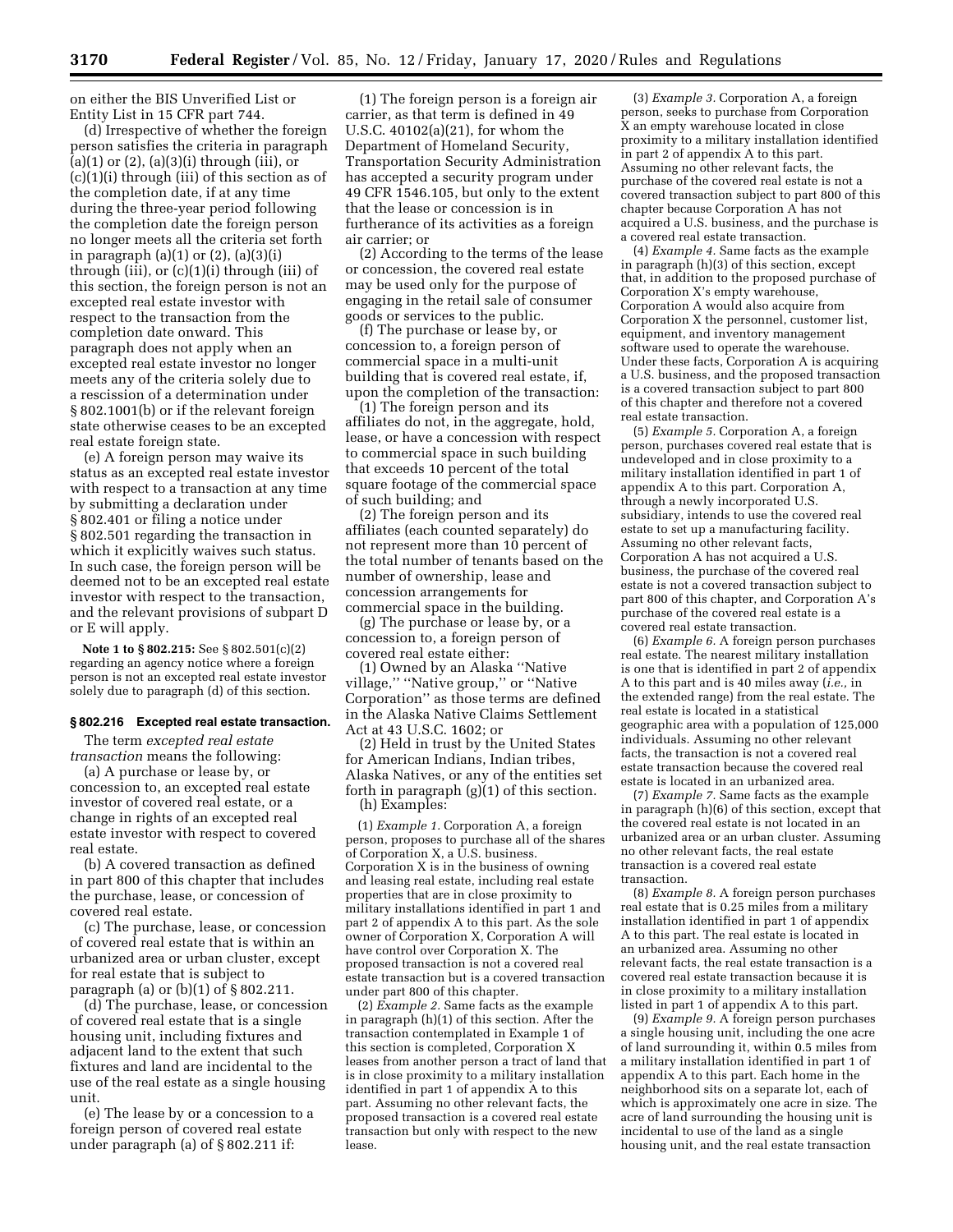on either the BIS Unverified List or Entity List in 15 CFR part 744.

(d) Irrespective of whether the foreign person satisfies the criteria in paragraph (a)(1) or (2), (a)(3)(i) through (iii), or (c)(1)(i) through (iii) of this section as of the completion date, if at any time during the three-year period following the completion date the foreign person no longer meets all the criteria set forth in paragraph (a)(1) or (2), (a)(3)(i) through (iii), or (c)(1)(i) through (iii) of this section, the foreign person is not an excepted real estate investor with respect to the transaction from the completion date onward. This paragraph does not apply when an excepted real estate investor no longer meets any of the criteria solely due to a rescission of a determination under § 802.1001(b) or if the relevant foreign state otherwise ceases to be an excepted real estate foreign state.

(e) A foreign person may waive its status as an excepted real estate investor with respect to a transaction at any time by submitting a declaration under § 802.401 or filing a notice under § 802.501 regarding the transaction in which it explicitly waives such status. In such case, the foreign person will be deemed not to be an excepted real estate investor with respect to the transaction, and the relevant provisions of subpart D or E will apply.

**Note 1 to § 802.215:** See § 802.501(c)(2) regarding an agency notice where a foreign person is not an excepted real estate investor solely due to paragraph (d) of this section.

### § 802.216 Excepted real estate transaction.

The term *excepted real estate transaction* means the following:

(a) A purchase or lease by, or concession to, an excepted real estate investor of covered real estate, or a change in rights of an excepted real estate investor with respect to covered real estate.

(b) A covered transaction as defined in part 800 of this chapter that includes the purchase, lease, or concession of covered real estate.

(c) The purchase, lease, or concession of covered real estate that is within an urbanized area or urban cluster, except for real estate that is subject to paragraph (a) or (b)(1) of § 802.211.

(d) The purchase, lease, or concession of covered real estate that is a single housing unit, including fixtures and adjacent land to the extent that such fixtures and land are incidental to the use of the real estate as a single housing unit.

(e) The lease by or a concession to a foreign person of covered real estate under paragraph (a) of § 802.211 if:

(1) The foreign person is a foreign air carrier, as that term is defined in 49 U.S.C. 40102(a)(21), for whom the Department of Homeland Security, Transportation Security Administration has accepted a security program under 49 CFR 1546.105, but only to the extent that the lease or concession is in furtherance of its activities as a foreign air carrier; or

(2) According to the terms of the lease or concession, the covered real estate may be used only for the purpose of engaging in the retail sale of consumer goods or services to the public.

(f) The purchase or lease by, or concession to, a foreign person of commercial space in a multi-unit building that is covered real estate, if, upon the completion of the transaction:

(1) The foreign person and its affiliates do not, in the aggregate, hold, lease, or have a concession with respect to commercial space in such building that exceeds 10 percent of the total square footage of the commercial space of such building; and

(2) The foreign person and its affiliates (each counted separately) do not represent more than 10 percent of the total number of tenants based on the number of ownership, lease and concession arrangements for commercial space in the building.

(g) The purchase or lease by, or a concession to, a foreign person of covered real estate either:

(1) Owned by an Alaska ''Native village,'' ''Native group,'' or ''Native Corporation'' as those terms are defined in the Alaska Native Claims Settlement Act at 43 U.S.C. 1602; or

(2) Held in trust by the United States for American Indians, Indian tribes, Alaska Natives, or any of the entities set forth in paragraph (g)(1) of this section.

(h) Examples:

(1) *Example 1.* Corporation A, a foreign person, proposes to purchase all of the shares of Corporation X, a U.S. business. Corporation X is in the business of owning and leasing real estate, including real estate properties that are in close proximity to military installations identified in part 1 and part 2 of appendix A to this part. As the sole owner of Corporation X, Corporation A will have control over Corporation X. The proposed transaction is not a covered real estate transaction but is a covered transaction under part 800 of this chapter.

(2) *Example 2.* Same facts as the example in paragraph (h)(1) of this section. After the transaction contemplated in Example 1 of this section is completed, Corporation X leases from another person a tract of land that is in close proximity to a military installation identified in part 1 of appendix A to this part. Assuming no other relevant facts, the proposed transaction is a covered real estate transaction but only with respect to the new lease.

(3) *Example 3.* Corporation A, a foreign person, seeks to purchase from Corporation X an empty warehouse located in close proximity to a military installation identified in part 2 of appendix A to this part. Assuming no other relevant facts, the purchase of the covered real estate is not a covered transaction subject to part 800 of this chapter because Corporation A has not acquired a U.S. business, and the purchase is a covered real estate transaction.

(4) *Example 4.* Same facts as the example in paragraph (h)(3) of this section, except that, in addition to the proposed purchase of Corporation X's empty warehouse, Corporation A would also acquire from Corporation X the personnel, customer list, equipment, and inventory management software used to operate the warehouse. Under these facts, Corporation A is acquiring a U.S. business, and the proposed transaction is a covered transaction subject to part 800 of this chapter and therefore not a covered real estate transaction.

(5) *Example 5.* Corporation A, a foreign person, purchases covered real estate that is undeveloped and in close proximity to a military installation identified in part 1 of appendix A to this part. Corporation A, through a newly incorporated U.S. subsidiary, intends to use the covered real estate to set up a manufacturing facility. Assuming no other relevant facts, Corporation A has not acquired a U.S. business, the purchase of the covered real estate is not a covered transaction subject to part 800 of this chapter, and Corporation A's purchase of the covered real estate is a covered real estate transaction.

(6) *Example 6.* A foreign person purchases real estate. The nearest military installation is one that is identified in part 2 of appendix A to this part and is 40 miles away (*i.e.,* in the extended range) from the real estate. The real estate is located in a statistical geographic area with a population of 125,000 individuals. Assuming no other relevant facts, the transaction is not a covered real estate transaction because the covered real estate is located in an urbanized area.

(7) *Example 7.* Same facts as the example in paragraph (h)(6) of this section, except that the covered real estate is not located in an urbanized area or an urban cluster. Assuming no other relevant facts, the real estate transaction is a covered real estate transaction.

(8) *Example 8.* A foreign person purchases real estate that is 0.25 miles from a military installation identified in part 1 of appendix A to this part. The real estate is located in an urbanized area. Assuming no other relevant facts, the real estate transaction is a covered real estate transaction because it is in close proximity to a military installation listed in part 1 of appendix A to this part.

(9) *Example 9.* A foreign person purchases a single housing unit, including the one acre of land surrounding it, within 0.5 miles from a military installation identified in part 1 of appendix A to this part. Each home in the neighborhood sits on a separate lot, each of which is approximately one acre in size. The acre of land surrounding the housing unit is incidental to use of the land as a single housing unit, and the real estate transaction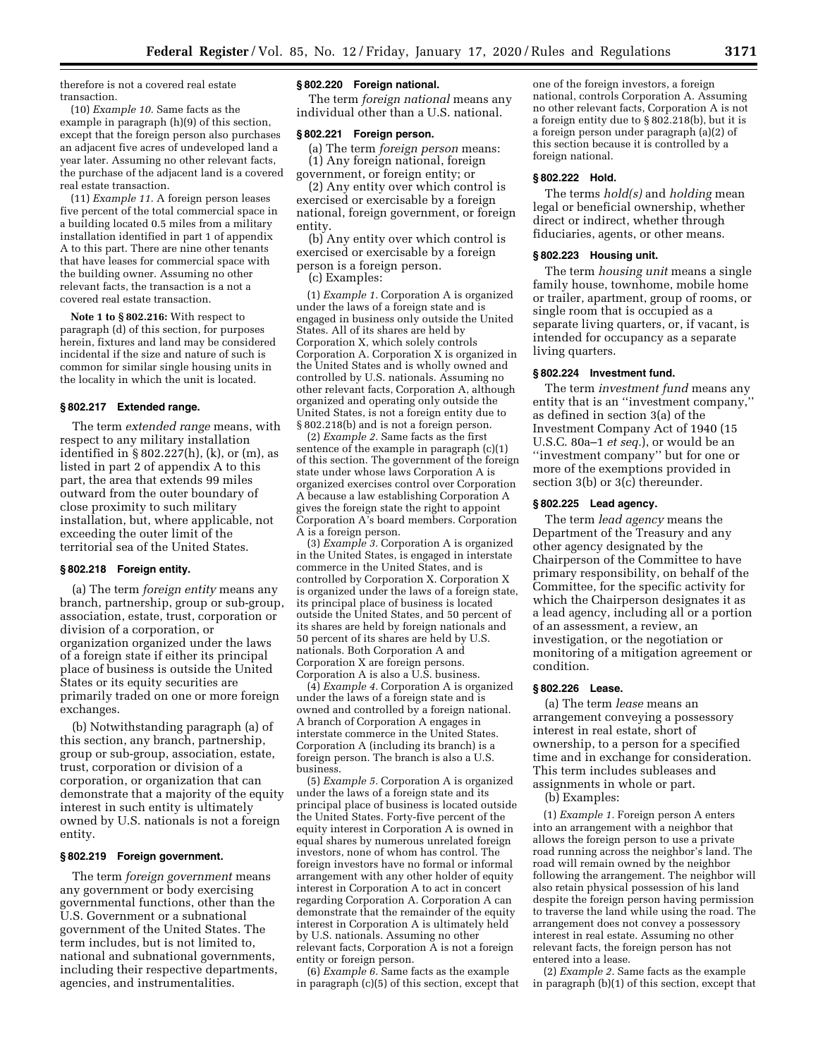therefore is not a covered real estate transaction.

(10) *Example 10.* Same facts as the example in paragraph (h)(9) of this section, except that the foreign person also purchases an adjacent five acres of undeveloped land a year later. Assuming no other relevant facts, the purchase of the adjacent land is a covered real estate transaction.

(11) *Example 11.* A foreign person leases five percent of the total commercial space in a building located 0.5 miles from a military installation identified in part 1 of appendix A to this part. There are nine other tenants that have leases for commercial space with the building owner. Assuming no other relevant facts, the transaction is a not a covered real estate transaction.

**Note 1 to § 802.216:** With respect to paragraph (d) of this section, for purposes herein, fixtures and land may be considered incidental if the size and nature of such is common for similar single housing units in the locality in which the unit is located.

### § 802.217 Extended range.

The term *extended range* means, with respect to any military installation identified in § 802.227(h), (k), or (m), as listed in part 2 of appendix A to this part, the area that extends 99 miles outward from the outer boundary of close proximity to such military installation, but, where applicable, not exceeding the outer limit of the territorial sea of the United States.

### § 802.218 Foreign entity.

(a) The term *foreign entity* means any branch, partnership, group or sub-group, association, estate, trust, corporation or division of a corporation, or organization organized under the laws of a foreign state if either its principal place of business is outside the United States or its equity securities are primarily traded on one or more foreign exchanges.

(b) Notwithstanding paragraph (a) of this section, any branch, partnership, group or sub-group, association, estate, trust, corporation or division of a corporation, or organization that can demonstrate that a majority of the equity interest in such entity is ultimately owned by U.S. nationals is not a foreign entity.

### § 802.219 Foreign government.

The term *foreign government* means any government or body exercising governmental functions, other than the U.S. Government or a subnational government of the United States. The term includes, but is not limited to, national and subnational governments, including their respective departments, agencies, and instrumentalities.

### § 802.220 Foreign national.

The term *foreign national* means any individual other than a U.S. national.

### § 802.221 Foreign person.

(a) The term *foreign person* means:

(1) Any foreign national, foreign government, or foreign entity; or

(2) Any entity over which control is exercised or exercisable by a foreign national, foreign government, or foreign entity.

(b) Any entity over which control is exercised or exercisable by a foreign person is a foreign person.

(c) Examples:

(1) *Example 1.* Corporation A is organized under the laws of a foreign state and is engaged in business only outside the United States. All of its shares are held by Corporation X, which solely controls Corporation A. Corporation X is organized in the United States and is wholly owned and controlled by U.S. nationals. Assuming no other relevant facts, Corporation A, although organized and operating only outside the United States, is not a foreign entity due to § 802.218(b) and is not a foreign person.

(2) *Example 2.* Same facts as the first sentence of the example in paragraph (c)(1) of this section. The government of the foreign state under whose laws Corporation A is organized exercises control over Corporation A because a law establishing Corporation A gives the foreign state the right to appoint Corporation A's board members. Corporation A is a foreign person.

(3) *Example 3.* Corporation A is organized in the United States, is engaged in interstate commerce in the United States, and is controlled by Corporation X. Corporation X is organized under the laws of a foreign state, its principal place of business is located outside the United States, and 50 percent of its shares are held by foreign nationals and 50 percent of its shares are held by U.S. nationals. Both Corporation A and Corporation X are foreign persons. Corporation A is also a U.S. business.

(4) *Example 4.* Corporation A is organized under the laws of a foreign state and is owned and controlled by a foreign national. A branch of Corporation A engages in interstate commerce in the United States. Corporation A (including its branch) is a foreign person. The branch is also a U.S. business.

(5) *Example 5.* Corporation A is organized under the laws of a foreign state and its principal place of business is located outside the United States. Forty-five percent of the equity interest in Corporation A is owned in equal shares by numerous unrelated foreign investors, none of whom has control. The foreign investors have no formal or informal arrangement with any other holder of equity interest in Corporation A to act in concert regarding Corporation A. Corporation A can demonstrate that the remainder of the equity interest in Corporation A is ultimately held by U.S. nationals. Assuming no other relevant facts, Corporation A is not a foreign entity or foreign person.

(6) *Example 6.* Same facts as the example in paragraph (c)(5) of this section, except that one of the foreign investors, a foreign national, controls Corporation A. Assuming no other relevant facts, Corporation A is not a foreign entity due to § 802.218(b), but it is a foreign person under paragraph (a)(2) of this section because it is controlled by a foreign national.

### § 802.222 Hold.

The terms *hold(s)* and *holding* mean legal or beneficial ownership, whether direct or indirect, whether through fiduciaries, agents, or other means.

### § 802.223 Housing unit.

The term *housing unit* means a single family house, townhome, mobile home or trailer, apartment, group of rooms, or single room that is occupied as a separate living quarters, or, if vacant, is intended for occupancy as a separate living quarters.

### § 802.224 Investment fund.

The term *investment fund* means any entity that is an ''investment company,'' as defined in section 3(a) of the Investment Company Act of 1940 (15 U.S.C. 80a–1 *et seq.*), or would be an ''investment company'' but for one or more of the exemptions provided in section 3(b) or 3(c) thereunder.

### § 802.225 Lead agency.

The term *lead agency* means the Department of the Treasury and any other agency designated by the Chairperson of the Committee to have primary responsibility, on behalf of the Committee, for the specific activity for which the Chairperson designates it as a lead agency, including all or a portion of an assessment, a review, an investigation, or the negotiation or monitoring of a mitigation agreement or condition.

### § 802.226 Lease.

(a) The term *lease* means an arrangement conveying a possessory interest in real estate, short of ownership, to a person for a specified time and in exchange for consideration. This term includes subleases and assignments in whole or part.

(b) Examples:

(1) *Example 1.* Foreign person A enters into an arrangement with a neighbor that allows the foreign person to use a private road running across the neighbor's land. The road will remain owned by the neighbor following the arrangement. The neighbor will also retain physical possession of his land despite the foreign person having permission to traverse the land while using the road. The arrangement does not convey a possessory interest in real estate. Assuming no other relevant facts, the foreign person has not entered into a lease.

(2) *Example 2.* Same facts as the example in paragraph (b)(1) of this section, except that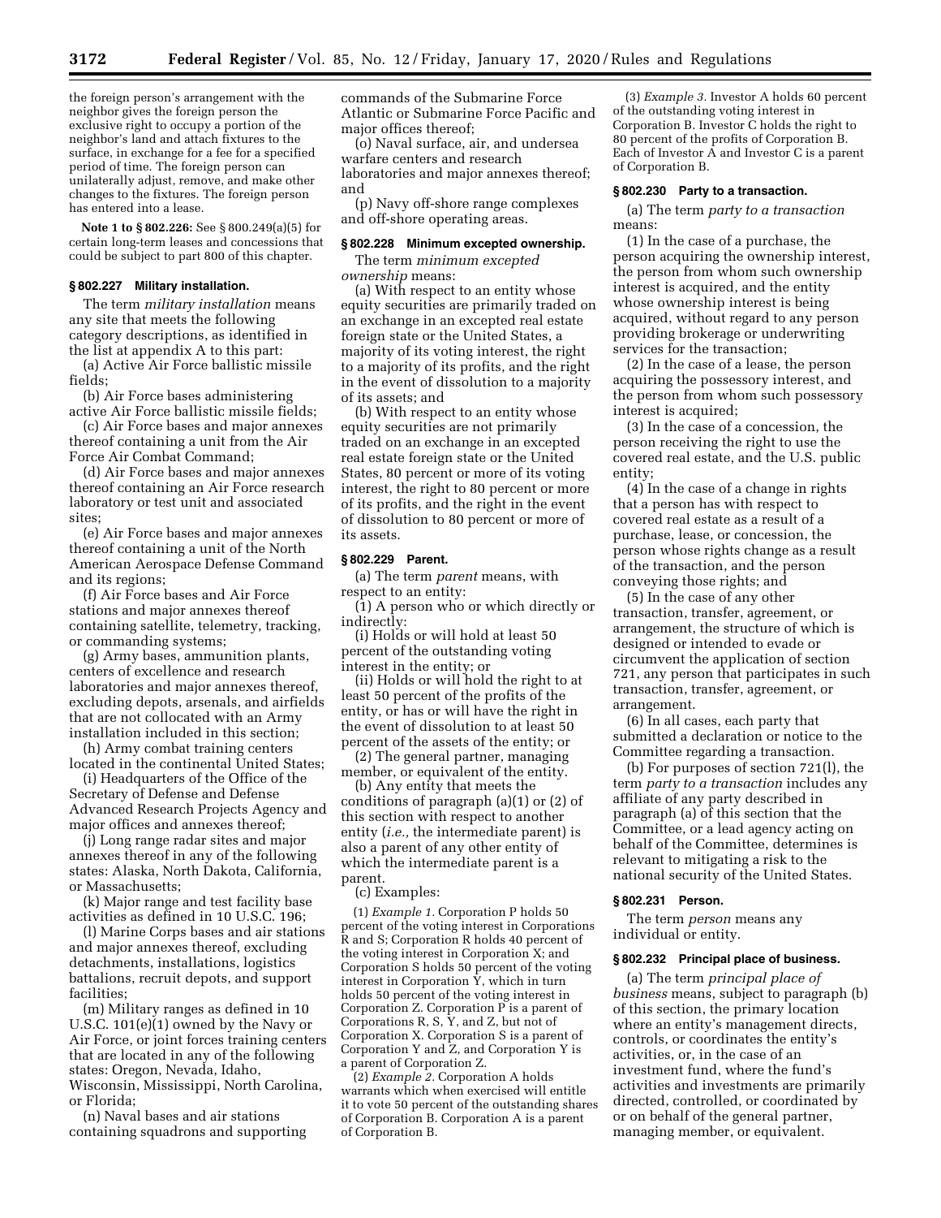the foreign person's arrangement with the neighbor gives the foreign person the exclusive right to occupy a portion of the neighbor's land and attach fixtures to the surface, in exchange for a fee for a specified period of time. The foreign person can unilaterally adjust, remove, and make other changes to the fixtures. The foreign person has entered into a lease.

**Note 1 to § 802.226:** See § 800.249(a)(5) for certain long-term leases and concessions that could be subject to part 800 of this chapter.

### § 802.227 Military installation.

The term *military installation* means any site that meets the following category descriptions, as identified in the list at appendix A to this part:

(a) Active Air Force ballistic missile fields;

(b) Air Force bases administering active Air Force ballistic missile fields;

(c) Air Force bases and major annexes thereof containing a unit from the Air Force Air Combat Command;

(d) Air Force bases and major annexes thereof containing an Air Force research laboratory or test unit and associated sites;

(e) Air Force bases and major annexes thereof containing a unit of the North American Aerospace Defense Command and its regions;

(f) Air Force bases and Air Force stations and major annexes thereof containing satellite, telemetry, tracking, or commanding systems;

(g) Army bases, ammunition plants, centers of excellence and research laboratories and major annexes thereof, excluding depots, arsenals, and airfields that are not collocated with an Army installation included in this section;

(h) Army combat training centers located in the continental United States;

(i) Headquarters of the Office of the Secretary of Defense and Defense Advanced Research Projects Agency and major offices and annexes thereof;

(j) Long range radar sites and major annexes thereof in any of the following states: Alaska, North Dakota, California, or Massachusetts;

(k) Major range and test facility base activities as defined in 10 U.S.C. 196;

(l) Marine Corps bases and air stations and major annexes thereof, excluding detachments, installations, logistics battalions, recruit depots, and support facilities;

(m) Military ranges as defined in 10 U.S.C. 101(e)(1) owned by the Navy or Air Force, or joint forces training centers that are located in any of the following states: Oregon, Nevada, Idaho, Wisconsin, Mississippi, North Carolina, or Florida;

(n) Naval bases and air stations containing squadrons and supporting commands of the Submarine Force Atlantic or Submarine Force Pacific and major offices thereof;

(o) Naval surface, air, and undersea warfare centers and research laboratories and major annexes thereof; and

(p) Navy off-shore range complexes and off-shore operating areas.

### § 802.228 Minimum excepted ownership.

The term *minimum excepted ownership* means:

(a) With respect to an entity whose equity securities are primarily traded on an exchange in an excepted real estate foreign state or the United States, a majority of its voting interest, the right to a majority of its profits, and the right in the event of dissolution to a majority of its assets; and

(b) With respect to an entity whose equity securities are not primarily traded on an exchange in an excepted real estate foreign state or the United States, 80 percent or more of its voting interest, the right to 80 percent or more of its profits, and the right in the event of dissolution to 80 percent or more of its assets.

### § 802.229 Parent.

(a) The term *parent* means, with respect to an entity:

(1) A person who or which directly or indirectly:

(i) Holds or will hold at least 50 percent of the outstanding voting interest in the entity; or

(ii) Holds or will hold the right to at least 50 percent of the profits of the entity, or has or will have the right in the event of dissolution to at least 50 percent of the assets of the entity; or

(2) The general partner, managing member, or equivalent of the entity.

(b) Any entity that meets the conditions of paragraph (a)(1) or (2) of this section with respect to another entity (*i.e.,* the intermediate parent) is also a parent of any other entity of which the intermediate parent is a parent.

(c) Examples:

(1) *Example 1.* Corporation P holds 50 percent of the voting interest in Corporations R and S; Corporation R holds 40 percent of the voting interest in Corporation X; and Corporation S holds 50 percent of the voting interest in Corporation Y, which in turn holds 50 percent of the voting interest in Corporation Z. Corporation P is a parent of Corporations R, S, Y, and Z, but not of Corporation X. Corporation S is a parent of Corporation Y and Z, and Corporation Y is a parent of Corporation Z.

(2) *Example 2.* Corporation A holds warrants which when exercised will entitle it to vote 50 percent of the outstanding shares of Corporation B. Corporation A is a parent of Corporation B.

(3) *Example 3.* Investor A holds 60 percent of the outstanding voting interest in Corporation B. Investor C holds the right to 80 percent of the profits of Corporation B. Each of Investor A and Investor C is a parent of Corporation B.

### § 802.230 Party to a transaction.

(a) The term *party to a transaction* means:

(1) In the case of a purchase, the person acquiring the ownership interest, the person from whom such ownership interest is acquired, and the entity whose ownership interest is being acquired, without regard to any person providing brokerage or underwriting services for the transaction;

(2) In the case of a lease, the person acquiring the possessory interest, and the person from whom such possessory interest is acquired;

(3) In the case of a concession, the person receiving the right to use the covered real estate, and the U.S. public entity;

(4) In the case of a change in rights that a person has with respect to covered real estate as a result of a purchase, lease, or concession, the person whose rights change as a result of the transaction, and the person conveying those rights; and

(5) In the case of any other transaction, transfer, agreement, or arrangement, the structure of which is designed or intended to evade or circumvent the application of section 721, any person that participates in such transaction, transfer, agreement, or arrangement.

(6) In all cases, each party that submitted a declaration or notice to the Committee regarding a transaction.

(b) For purposes of section 721(l), the term *party to a transaction* includes any affiliate of any party described in paragraph (a) of this section that the Committee, or a lead agency acting on behalf of the Committee, determines is relevant to mitigating a risk to the national security of the United States.

### § 802.231 Person.

The term *person* means any individual or entity.

### § 802.232 Principal place of business.

(a) The term *principal place of business* means, subject to paragraph (b) of this section, the primary location where an entity's management directs, controls, or coordinates the entity's activities, or, in the case of an investment fund, where the fund's activities and investments are primarily directed, controlled, or coordinated by or on behalf of the general partner, managing member, or equivalent.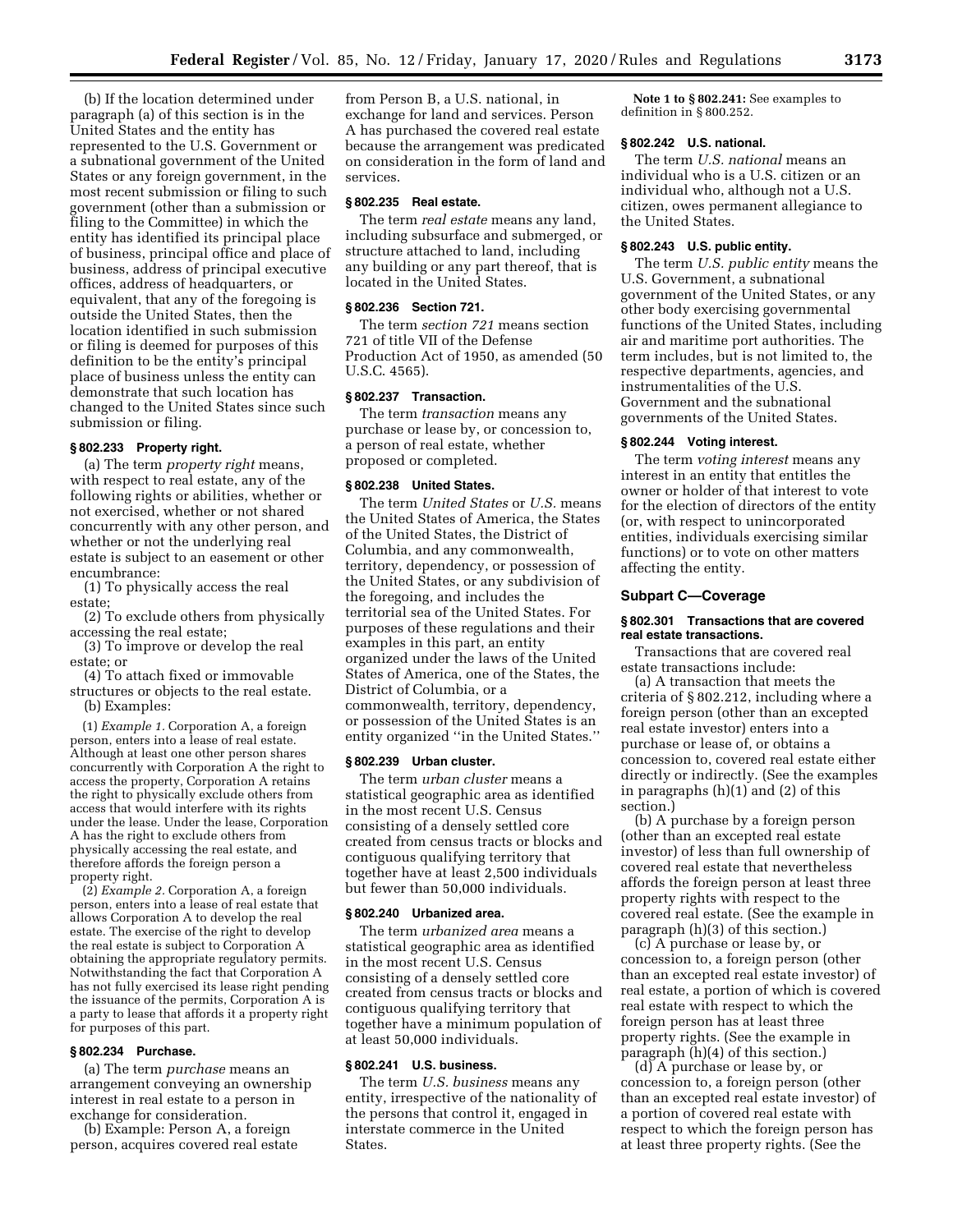(b) If the location determined under paragraph (a) of this section is in the United States and the entity has represented to the U.S. Government or a subnational government of the United States or any foreign government, in the most recent submission or filing to such government (other than a submission or filing to the Committee) in which the entity has identified its principal place of business, principal office and place of business, address of principal executive offices, address of headquarters, or equivalent, that any of the foregoing is outside the United States, then the location identified in such submission or filing is deemed for purposes of this definition to be the entity's principal place of business unless the entity can demonstrate that such location has changed to the United States since such submission or filing.

### § 802.233 Property right.

(a) The term *property right* means, with respect to real estate, any of the following rights or abilities, whether or not exercised, whether or not shared concurrently with any other person, and whether or not the underlying real estate is subject to an easement or other encumbrance:

(1) To physically access the real estate;

(2) To exclude others from physically accessing the real estate;

(3) To improve or develop the real estate; or

(4) To attach fixed or immovable structures or objects to the real estate.

(b) Examples:

(1) *Example 1.* Corporation A, a foreign person, enters into a lease of real estate. Although at least one other person shares concurrently with Corporation A the right to access the property, Corporation A retains the right to physically exclude others from access that would interfere with its rights under the lease. Under the lease, Corporation A has the right to exclude others from physically accessing the real estate, and therefore affords the foreign person a property right.

(2) *Example 2.* Corporation A, a foreign person, enters into a lease of real estate that allows Corporation A to develop the real estate. The exercise of the right to develop the real estate is subject to Corporation A obtaining the appropriate regulatory permits. Notwithstanding the fact that Corporation A has not fully exercised its lease right pending the issuance of the permits, Corporation A is a party to lease that affords it a property right for purposes of this part.

### § 802.234 Purchase.

(a) The term *purchase* means an arrangement conveying an ownership interest in real estate to a person in exchange for consideration.

(b) Example: Person A, a foreign person, acquires covered real estate from Person B, a U.S. national, in exchange for land and services. Person A has purchased the covered real estate because the arrangement was predicated on consideration in the form of land and services.

### § 802.235 Real estate.

The term *real estate* means any land, including subsurface and submerged, or structure attached to land, including any building or any part thereof, that is located in the United States.

### § 802.236 Section 721.

The term *section 721* means section 721 of title VII of the Defense Production Act of 1950, as amended (50 U.S.C. 4565).

### § 802.237 Transaction.

The term *transaction* means any purchase or lease by, or concession to, a person of real estate, whether proposed or completed.

### § 802.238 United States.

The term *United States* or *U.S.* means the United States of America, the States of the United States, the District of Columbia, and any commonwealth, territory, dependency, or possession of the United States, or any subdivision of the foregoing, and includes the territorial sea of the United States. For purposes of these regulations and their examples in this part, an entity organized under the laws of the United States of America, one of the States, the District of Columbia, or a commonwealth, territory, dependency, or possession of the United States is an entity organized "in the United States."

### § 802.239 Urban cluster.

The term *urban cluster* means a statistical geographic area as identified in the most recent U.S. Census consisting of a densely settled core created from census tracts or blocks and contiguous qualifying territory that together have at least 2,500 individuals but fewer than 50,000 individuals.

### § 802.240 Urbanized area.

The term *urbanized area* means a statistical geographic area as identified in the most recent U.S. Census consisting of a densely settled core created from census tracts or blocks and contiguous qualifying territory that together have a minimum population of at least 50,000 individuals.

### § 802.241 U.S. business.

The term *U.S. business* means any entity, irrespective of the nationality of the persons that control it, engaged in interstate commerce in the United States.

**Note 1 to § 802.241:** See examples to definition in § 800.252.

### § 802.242 U.S. national.

The term *U.S. national* means an individual who is a U.S. citizen or an individual who, although not a U.S. citizen, owes permanent allegiance to the United States.

### § 802.243 U.S. public entity.

The term *U.S. public entity* means the U.S. Government, a subnational government of the United States, or any other body exercising governmental functions of the United States, including air and maritime port authorities. The term includes, but is not limited to, the respective departments, agencies, and instrumentalities of the U.S. Government and the subnational governments of the United States.

### § 802.244 Voting interest.

The term *voting interest* means any interest in an entity that entitles the owner or holder of that interest to vote for the election of directors of the entity (or, with respect to unincorporated entities, individuals exercising similar functions) or to vote on other matters affecting the entity.

## Subpart C—Coverage

### § 802.301 Transactions that are covered real estate transactions.

Transactions that are covered real estate transactions include:

(a) A transaction that meets the criteria of § 802.212, including where a foreign person (other than an excepted real estate investor) enters into a purchase or lease of, or obtains a concession to, covered real estate either directly or indirectly. (See the examples in paragraphs (h)(1) and (2) of this section.)

(b) A purchase by a foreign person (other than an excepted real estate investor) of less than full ownership of covered real estate that nevertheless affords the foreign person at least three property rights with respect to the covered real estate. (See the example in paragraph (h)(3) of this section.)

(c) A purchase or lease by, or concession to, a foreign person (other than an excepted real estate investor) of real estate, a portion of which is covered real estate with respect to which the foreign person has at least three property rights. (See the example in paragraph (h)(4) of this section.)

(d) A purchase or lease by, or concession to, a foreign person (other than an excepted real estate investor) of a portion of covered real estate with respect to which the foreign person has at least three property rights. (See the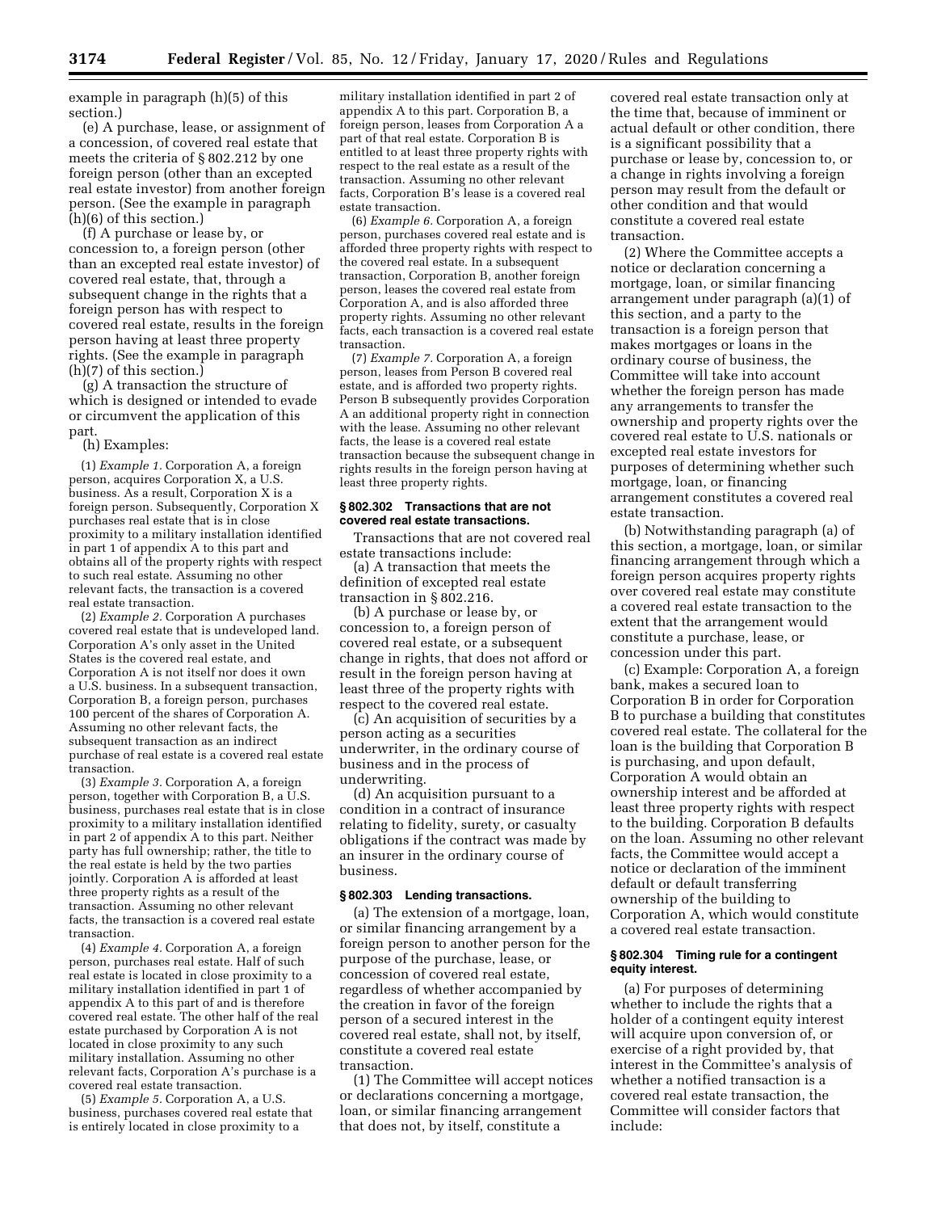example in paragraph (h)(5) of this section.)

(e) A purchase, lease, or assignment of a concession, of covered real estate that meets the criteria of § 802.212 by one foreign person (other than an excepted real estate investor) from another foreign person. (See the example in paragraph (h)(6) of this section.)

(f) A purchase or lease by, or concession to, a foreign person (other than an excepted real estate investor) of covered real estate, that, through a subsequent change in the rights that a foreign person has with respect to covered real estate, results in the foreign person having at least three property rights. (See the example in paragraph (h)(7) of this section.)

(g) A transaction the structure of which is designed or intended to evade or circumvent the application of this part.

(h) Examples:

(1) *Example 1.* Corporation A, a foreign person, acquires Corporation X, a U.S. business. As a result, Corporation X is a foreign person. Subsequently, Corporation X purchases real estate that is in close proximity to a military installation identified in part 1 of appendix A to this part and obtains all of the property rights with respect to such real estate. Assuming no other relevant facts, the transaction is a covered real estate transaction.

(2) *Example 2.* Corporation A purchases covered real estate that is undeveloped land. Corporation A's only asset in the United States is the covered real estate, and Corporation A is not itself nor does it own a U.S. business. In a subsequent transaction, Corporation B, a foreign person, purchases 100 percent of the shares of Corporation A. Assuming no other relevant facts, the subsequent transaction as an indirect purchase of real estate is a covered real estate transaction.

(3) *Example 3.* Corporation A, a foreign person, together with Corporation B, a U.S. business, purchases real estate that is in close proximity to a military installation identified in part 2 of appendix A to this part. Neither party has full ownership; rather, the title to the real estate is held by the two parties jointly. Corporation A is afforded at least three property rights as a result of the transaction. Assuming no other relevant facts, the transaction is a covered real estate transaction.

(4) *Example 4.* Corporation A, a foreign person, purchases real estate. Half of such real estate is located in close proximity to a military installation identified in part 1 of appendix A to this part of and is therefore covered real estate. The other half of the real estate purchased by Corporation A is not located in close proximity to any such military installation. Assuming no other relevant facts, Corporation A's purchase is a covered real estate transaction.

(5) *Example 5.* Corporation A, a U.S. business, purchases covered real estate that is entirely located in close proximity to a military installation identified in part 2 of appendix A to this part. Corporation B, a foreign person, leases from Corporation A a part of that real estate. Corporation B is entitled to at least three property rights with respect to the real estate as a result of the transaction. Assuming no other relevant facts, Corporation B's lease is a covered real estate transaction.

(6) *Example 6.* Corporation A, a foreign person, purchases covered real estate and is afforded three property rights with respect to the covered real estate. In a subsequent transaction, Corporation B, another foreign person, leases the covered real estate from Corporation A, and is also afforded three property rights. Assuming no other relevant facts, each transaction is a covered real estate transaction.

(7) *Example 7.* Corporation A, a foreign person, leases from Person B covered real estate, and is afforded two property rights. Person B subsequently provides Corporation A an additional property right in connection with the lease. Assuming no other relevant facts, the lease is a covered real estate transaction because the subsequent change in rights results in the foreign person having at least three property rights.

### § 802.302 Transactions that are not covered real estate transactions.

Transactions that are not covered real estate transactions include:

(a) A transaction that meets the definition of excepted real estate transaction in § 802.216.

(b) A purchase or lease by, or concession to, a foreign person of covered real estate, or a subsequent change in rights, that does not afford or result in the foreign person having at least three of the property rights with respect to the covered real estate.

(c) An acquisition of securities by a person acting as a securities underwriter, in the ordinary course of business and in the process of underwriting.

(d) An acquisition pursuant to a condition in a contract of insurance relating to fidelity, surety, or casualty obligations if the contract was made by an insurer in the ordinary course of business.

### § 802.303 Lending transactions.

(a) The extension of a mortgage, loan, or similar financing arrangement by a foreign person to another person for the purpose of the purchase, lease, or concession of covered real estate, regardless of whether accompanied by the creation in favor of the foreign person of a secured interest in the covered real estate, shall not, by itself, constitute a covered real estate transaction.

(1) The Committee will accept notices or declarations concerning a mortgage, loan, or similar financing arrangement that does not, by itself, constitute a covered real estate transaction only at the time that, because of imminent or actual default or other condition, there is a significant possibility that a purchase or lease by, concession to, or a change in rights involving a foreign person may result from the default or other condition and that would constitute a covered real estate transaction.

(2) Where the Committee accepts a notice or declaration concerning a mortgage, loan, or similar financing arrangement under paragraph (a)(1) of this section, and a party to the transaction is a foreign person that makes mortgages or loans in the ordinary course of business, the Committee will take into account whether the foreign person has made any arrangements to transfer the ownership and property rights over the covered real estate to U.S. nationals or excepted real estate investors for purposes of determining whether such mortgage, loan, or financing arrangement constitutes a covered real estate transaction.

(b) Notwithstanding paragraph (a) of this section, a mortgage, loan, or similar financing arrangement through which a foreign person acquires property rights over covered real estate may constitute a covered real estate transaction to the extent that the arrangement would constitute a purchase, lease, or concession under this part.

(c) Example: Corporation A, a foreign bank, makes a secured loan to Corporation B in order for Corporation B to purchase a building that constitutes covered real estate. The collateral for the loan is the building that Corporation B is purchasing, and upon default, Corporation A would obtain an ownership interest and be afforded at least three property rights with respect to the building. Corporation B defaults on the loan. Assuming no other relevant facts, the Committee would accept a notice or declaration of the imminent default or default transferring ownership of the building to Corporation A, which would constitute a covered real estate transaction.

### § 802.304 Timing rule for a contingent equity interest.

(a) For purposes of determining whether to include the rights that a holder of a contingent equity interest will acquire upon conversion of, or exercise of a right provided by, that interest in the Committee's analysis of whether a notified transaction is a covered real estate transaction, the Committee will consider factors that include: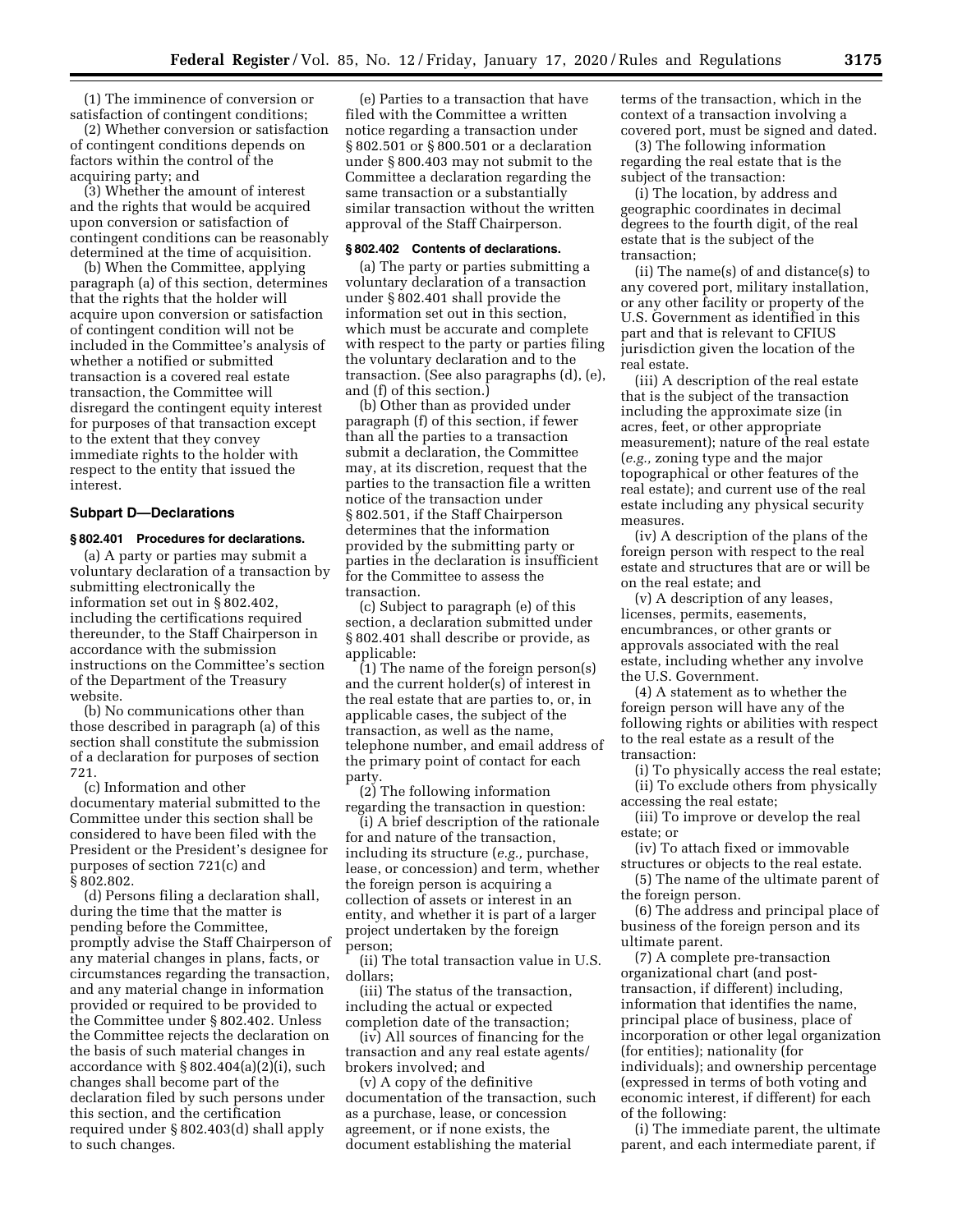(1) The imminence of conversion or satisfaction of contingent conditions;

(2) Whether conversion or satisfaction of contingent conditions depends on factors within the control of the acquiring party; and

(3) Whether the amount of interest and the rights that would be acquired upon conversion or satisfaction of contingent conditions can be reasonably determined at the time of acquisition.

(b) When the Committee, applying paragraph (a) of this section, determines that the rights that the holder will acquire upon conversion or satisfaction of contingent condition will not be included in the Committee's analysis of whether a notified or submitted transaction is a covered real estate transaction, the Committee will disregard the contingent equity interest for purposes of that transaction except to the extent that they convey immediate rights to the holder with respect to the entity that issued the interest.

### Subpart D—Declarations

#### § 802.401 Procedures for declarations.

(a) A party or parties may submit a voluntary declaration of a transaction by submitting electronically the information set out in § 802.402, including the certifications required thereunder, to the Staff Chairperson in accordance with the submission instructions on the Committee's section of the Department of the Treasury website.

(b) No communications other than those described in paragraph (a) of this section shall constitute the submission of a declaration for purposes of section 721.

(c) Information and other documentary material submitted to the Committee under this section shall be considered to have been filed with the President or the President's designee for purposes of section 721(c) and § 802.802.

(d) Persons filing a declaration shall, during the time that the matter is pending before the Committee, promptly advise the Staff Chairperson of any material changes in plans, facts, or circumstances regarding the transaction, and any material change in information provided or required to be provided to the Committee under § 802.402. Unless the Committee rejects the declaration on the basis of such material changes in accordance with § 802.404(a)(2)(i), such changes shall become part of the declaration filed by such persons under this section, and the certification required under § 802.403(d) shall apply to such changes.

(e) Parties to a transaction that have filed with the Committee a written notice regarding a transaction under § 802.501 or § 800.501 or a declaration under § 800.403 may not submit to the Committee a declaration regarding the same transaction or a substantially similar transaction without the written approval of the Staff Chairperson.

#### § 802.402 Contents of declarations.

(a) The party or parties submitting a voluntary declaration of a transaction under § 802.401 shall provide the information set out in this section, which must be accurate and complete with respect to the party or parties filing the voluntary declaration and to the transaction. (See also paragraphs (d), (e), and (f) of this section.)

(b) Other than as provided under paragraph (f) of this section, if fewer than all the parties to a transaction submit a declaration, the Committee may, at its discretion, request that the parties to the transaction file a written notice of the transaction under § 802.501, if the Staff Chairperson determines that the information provided by the submitting party or parties in the declaration is insufficient for the Committee to assess the transaction.

(c) Subject to paragraph (e) of this section, a declaration submitted under § 802.401 shall describe or provide, as applicable:

(1) The name of the foreign person(s) and the current holder(s) of interest in the real estate that are parties to, or, in applicable cases, the subject of the transaction, as well as the name, telephone number, and email address of the primary point of contact for each party.

(2) The following information regarding the transaction in question:

(i) A brief description of the rationale for and nature of the transaction, including its structure (*e.g.,* purchase, lease, or concession) and term, whether the foreign person is acquiring a collection of assets or interest in an entity, and whether it is part of a larger project undertaken by the foreign person;

(ii) The total transaction value in U.S. dollars;

(iii) The status of the transaction, including the actual or expected completion date of the transaction;

(iv) All sources of financing for the transaction and any real estate agents/brokers involved; and

(v) A copy of the definitive documentation of the transaction, such as a purchase, lease, or concession agreement, or if none exists, the document establishing the material terms of the transaction, which in the context of a transaction involving a covered port, must be signed and dated.

(3) The following information regarding the real estate that is the subject of the transaction:

(i) The location, by address and geographic coordinates in decimal degrees to the fourth digit, of the real estate that is the subject of the transaction;

(ii) The name(s) of and distance(s) to any covered port, military installation, or any other facility or property of the U.S. Government as identified in this part and that is relevant to CFIUS jurisdiction given the location of the real estate.

(iii) A description of the real estate that is the subject of the transaction including the approximate size (in acres, feet, or other appropriate measurement); nature of the real estate (*e.g.,* zoning type and the major topographical or other features of the real estate); and current use of the real estate including any physical security measures.

(iv) A description of the plans of the foreign person with respect to the real estate and structures that are or will be on the real estate; and

(v) A description of any leases, licenses, permits, easements, encumbrances, or other grants or approvals associated with the real estate, including whether any involve the U.S. Government.

(4) A statement as to whether the foreign person will have any of the following rights or abilities with respect to the real estate as a result of the transaction:

(i) To physically access the real estate;

(ii) To exclude others from physically accessing the real estate;

(iii) To improve or develop the real estate; or

(iv) To attach fixed or immovable structures or objects to the real estate.

(5) The name of the ultimate parent of the foreign person.

(6) The address and principal place of business of the foreign person and its ultimate parent.

(7) A complete pre-transaction organizational chart (and post-transaction, if different) including, information that identifies the name, principal place of business, place of incorporation or other legal organization (for entities); nationality (for individuals); and ownership percentage (expressed in terms of both voting and economic interest, if different) for each of the following:

(i) The immediate parent, the ultimate parent, and each intermediate parent, if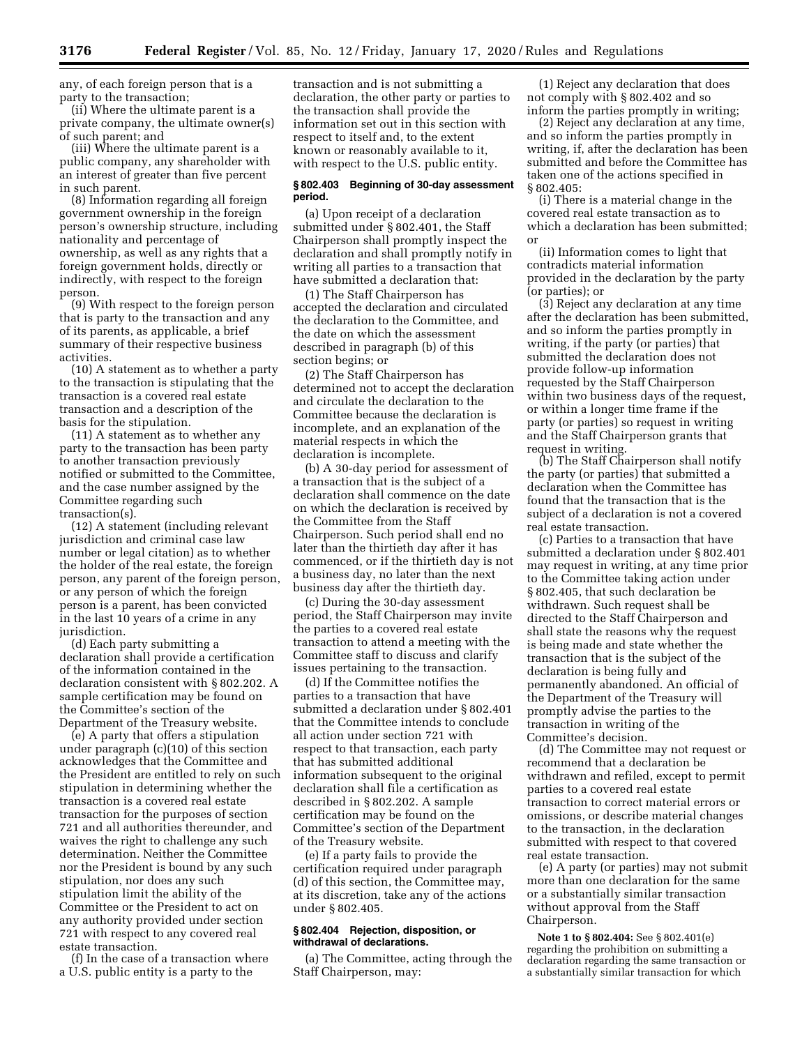any, of each foreign person that is a party to the transaction;

(ii) Where the ultimate parent is a private company, the ultimate owner(s) of such parent; and

(iii) Where the ultimate parent is a public company, any shareholder with an interest of greater than five percent in such parent.

(8) Information regarding all foreign government ownership in the foreign person's ownership structure, including nationality and percentage of ownership, as well as any rights that a foreign government holds, directly or indirectly, with respect to the foreign person.

(9) With respect to the foreign person that is party to the transaction and any of its parents, as applicable, a brief summary of their respective business activities.

(10) A statement as to whether a party to the transaction is stipulating that the transaction is a covered real estate transaction and a description of the basis for the stipulation.

(11) A statement as to whether any party to the transaction has been party to another transaction previously notified or submitted to the Committee, and the case number assigned by the Committee regarding such transaction(s).

(12) A statement (including relevant jurisdiction and criminal case law number or legal citation) as to whether the holder of the real estate, the foreign person, any parent of the foreign person, or any person of which the foreign person is a parent, has been convicted in the last 10 years of a crime in any jurisdiction.

(d) Each party submitting a declaration shall provide a certification of the information contained in the declaration consistent with § 802.202. A sample certification may be found on the Committee's section of the Department of the Treasury website.

(e) A party that offers a stipulation under paragraph (c)(10) of this section acknowledges that the Committee and the President are entitled to rely on such stipulation in determining whether the transaction is a covered real estate transaction for the purposes of section 721 and all authorities thereunder, and waives the right to challenge any such determination. Neither the Committee nor the President is bound by any such stipulation, nor does any such stipulation limit the ability of the Committee or the President to act on any authority provided under section 721 with respect to any covered real estate transaction.

(f) In the case of a transaction where a U.S. public entity is a party to the transaction and is not submitting a declaration, the other party or parties to the transaction shall provide the information set out in this section with respect to itself and, to the extent known or reasonably available to it, with respect to the U.S. public entity.

**§ 802.403 Beginning of 30-day assessment period.**

(a) Upon receipt of a declaration submitted under § 802.401, the Staff Chairperson shall promptly inspect the declaration and shall promptly notify in writing all parties to a transaction that have submitted a declaration that:

(1) The Staff Chairperson has accepted the declaration and circulated the declaration to the Committee, and the date on which the assessment described in paragraph (b) of this section begins; or

(2) The Staff Chairperson has determined not to accept the declaration and circulate the declaration to the Committee because the declaration is incomplete, and an explanation of the material respects in which the declaration is incomplete.

(b) A 30-day period for assessment of a transaction that is the subject of a declaration shall commence on the date on which the declaration is received by the Committee from the Staff Chairperson. Such period shall end no later than the thirtieth day after it has commenced, or if the thirtieth day is not a business day, no later than the next business day after the thirtieth day.

(c) During the 30-day assessment period, the Staff Chairperson may invite the parties to a covered real estate transaction to attend a meeting with the Committee staff to discuss and clarify issues pertaining to the transaction.

(d) If the Committee notifies the parties to a transaction that have submitted a declaration under § 802.401 that the Committee intends to conclude all action under section 721 with respect to that transaction, each party that has submitted additional information subsequent to the original declaration shall file a certification as described in § 802.202. A sample certification may be found on the Committee's section of the Department of the Treasury website.

(e) If a party fails to provide the certification required under paragraph (d) of this section, the Committee may, at its discretion, take any of the actions under § 802.405.

**§ 802.404 Rejection, disposition, or withdrawal of declarations.**

(a) The Committee, acting through the Staff Chairperson, may:

(1) Reject any declaration that does not comply with § 802.402 and so inform the parties promptly in writing;

(2) Reject any declaration at any time, and so inform the parties promptly in writing, if, after the declaration has been submitted and before the Committee has taken one of the actions specified in § 802.405:

(i) There is a material change in the covered real estate transaction as to which a declaration has been submitted; or

(ii) Information comes to light that contradicts material information provided in the declaration by the party (or parties); or

(3) Reject any declaration at any time after the declaration has been submitted, and so inform the parties promptly in writing, if the party (or parties) that submitted the declaration does not provide follow-up information requested by the Staff Chairperson within two business days of the request, or within a longer time frame if the party (or parties) so request in writing and the Staff Chairperson grants that request in writing.

(b) The Staff Chairperson shall notify the party (or parties) that submitted a declaration when the Committee has found that the transaction that is the subject of a declaration is not a covered real estate transaction.

(c) Parties to a transaction that have submitted a declaration under § 802.401 may request in writing, at any time prior to the Committee taking action under § 802.405, that such declaration be withdrawn. Such request shall be directed to the Staff Chairperson and shall state the reasons why the request is being made and state whether the transaction that is the subject of the declaration is being fully and permanently abandoned. An official of the Department of the Treasury will promptly advise the parties to the transaction in writing of the Committee's decision.

(d) The Committee may not request or recommend that a declaration be withdrawn and refiled, except to permit parties to a covered real estate transaction to correct material errors or omissions, or describe material changes to the transaction, in the declaration submitted with respect to that covered real estate transaction.

(e) A party (or parties) may not submit more than one declaration for the same or a substantially similar transaction without approval from the Staff Chairperson.

**Note 1 to § 802.404:** See § 802.401(e) regarding the prohibition on submitting a declaration regarding the same transaction or a substantially similar transaction for which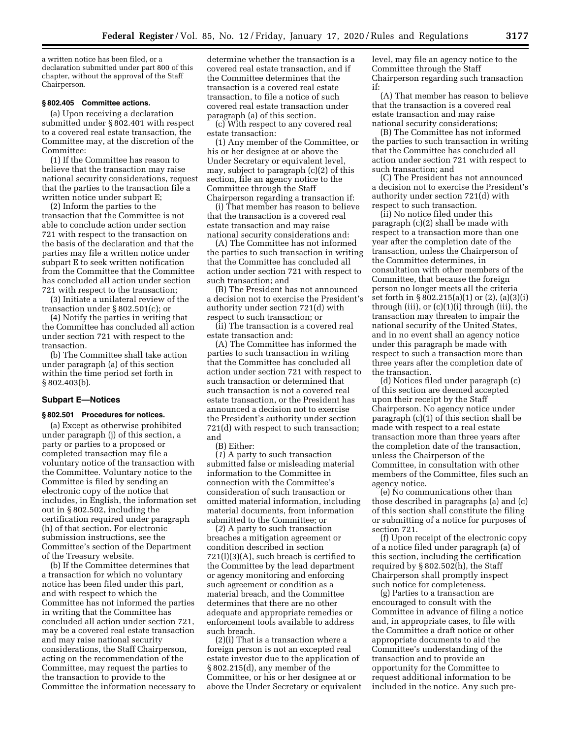a written notice has been filed, or a declaration submitted under part 800 of this chapter, without the approval of the Staff Chairperson.

### § 802.405 Committee actions.

(a) Upon receiving a declaration submitted under § 802.401 with respect to a covered real estate transaction, the Committee may, at the discretion of the Committee:

(1) If the Committee has reason to believe that the transaction may raise national security considerations, request that the parties to the transaction file a written notice under subpart E;

(2) Inform the parties to the transaction that the Committee is not able to conclude action under section 721 with respect to the transaction on the basis of the declaration and that the parties may file a written notice under subpart E to seek written notification from the Committee that the Committee has concluded all action under section 721 with respect to the transaction;

(3) Initiate a unilateral review of the transaction under § 802.501(c); or

(4) Notify the parties in writing that the Committee has concluded all action under section 721 with respect to the transaction.

(b) The Committee shall take action under paragraph (a) of this section within the time period set forth in § 802.403(b).

## Subpart E—Notices

### § 802.501 Procedures for notices.

(a) Except as otherwise prohibited under paragraph (j) of this section, a party or parties to a proposed or completed transaction may file a voluntary notice of the transaction with the Committee. Voluntary notice to the Committee is filed by sending an electronic copy of the notice that includes, in English, the information set out in § 802.502, including the certification required under paragraph (h) of that section. For electronic submission instructions, see the Committee's section of the Department of the Treasury website.

(b) If the Committee determines that a transaction for which no voluntary notice has been filed under this part, and with respect to which the Committee has not informed the parties in writing that the Committee has concluded all action under section 721, may be a covered real estate transaction and may raise national security considerations, the Staff Chairperson, acting on the recommendation of the Committee, may request the parties to the transaction to provide to the Committee the information necessary to determine whether the transaction is a covered real estate transaction, and if the Committee determines that the transaction is a covered real estate transaction, to file a notice of such covered real estate transaction under paragraph (a) of this section.

(c) With respect to any covered real estate transaction:

(1) Any member of the Committee, or his or her designee at or above the Under Secretary or equivalent level, may, subject to paragraph (c)(2) of this section, file an agency notice to the Committee through the Staff Chairperson regarding a transaction if:

(i) That member has reason to believe that the transaction is a covered real estate transaction and may raise national security considerations and:

(A) The Committee has not informed the parties to such transaction in writing that the Committee has concluded all action under section 721 with respect to such transaction; and

(B) The President has not announced a decision not to exercise the President's authority under section 721(d) with respect to such transaction; or

(ii) The transaction is a covered real estate transaction and:

(A) The Committee has informed the parties to such transaction in writing that the Committee has concluded all action under section 721 with respect to such transaction or determined that such transaction is not a covered real estate transaction, or the President has announced a decision not to exercise the President's authority under section 721(d) with respect to such transaction; and

(B) Either:

(*1*) A party to such transaction submitted false or misleading material information to the Committee in connection with the Committee's consideration of such transaction or omitted material information, including material documents, from information submitted to the Committee; or

(*2*) A party to such transaction breaches a mitigation agreement or condition described in section 721(l)(3)(A), such breach is certified to the Committee by the lead department or agency monitoring and enforcing such agreement or condition as a material breach, and the Committee determines that there are no other adequate and appropriate remedies or enforcement tools available to address such breach.

(2)(i) That is a transaction where a foreign person is not an excepted real estate investor due to the application of § 802.215(d), any member of the Committee, or his or her designee at or above the Under Secretary or equivalent level, may file an agency notice to the Committee through the Staff Chairperson regarding such transaction if:

(A) That member has reason to believe that the transaction is a covered real estate transaction and may raise national security considerations;

(B) The Committee has not informed the parties to such transaction in writing that the Committee has concluded all action under section 721 with respect to such transaction; and

(C) The President has not announced a decision not to exercise the President's authority under section 721(d) with respect to such transaction.

(ii) No notice filed under this paragraph (c)(2) shall be made with respect to a transaction more than one year after the completion date of the transaction, unless the Chairperson of the Committee determines, in consultation with other members of the Committee, that because the foreign person no longer meets all the criteria set forth in § 802.215(a)(1) or (2), (a)(3)(i) through (iii), or (c)(1)(i) through (iii), the transaction may threaten to impair the national security of the United States, and in no event shall an agency notice under this paragraph be made with respect to such a transaction more than three years after the completion date of the transaction.

(d) Notices filed under paragraph (c) of this section are deemed accepted upon their receipt by the Staff Chairperson. No agency notice under paragraph (c)(1) of this section shall be made with respect to a real estate transaction more than three years after the completion date of the transaction, unless the Chairperson of the Committee, in consultation with other members of the Committee, files such an agency notice.

(e) No communications other than those described in paragraphs (a) and (c) of this section shall constitute the filing or submitting of a notice for purposes of section 721.

(f) Upon receipt of the electronic copy of a notice filed under paragraph (a) of this section, including the certification required by § 802.502(h), the Staff Chairperson shall promptly inspect such notice for completeness.

(g) Parties to a transaction are encouraged to consult with the Committee in advance of filing a notice and, in appropriate cases, to file with the Committee a draft notice or other appropriate documents to aid the Committee's understanding of the transaction and to provide an opportunity for the Committee to request additional information to be included in the notice. Any such pre-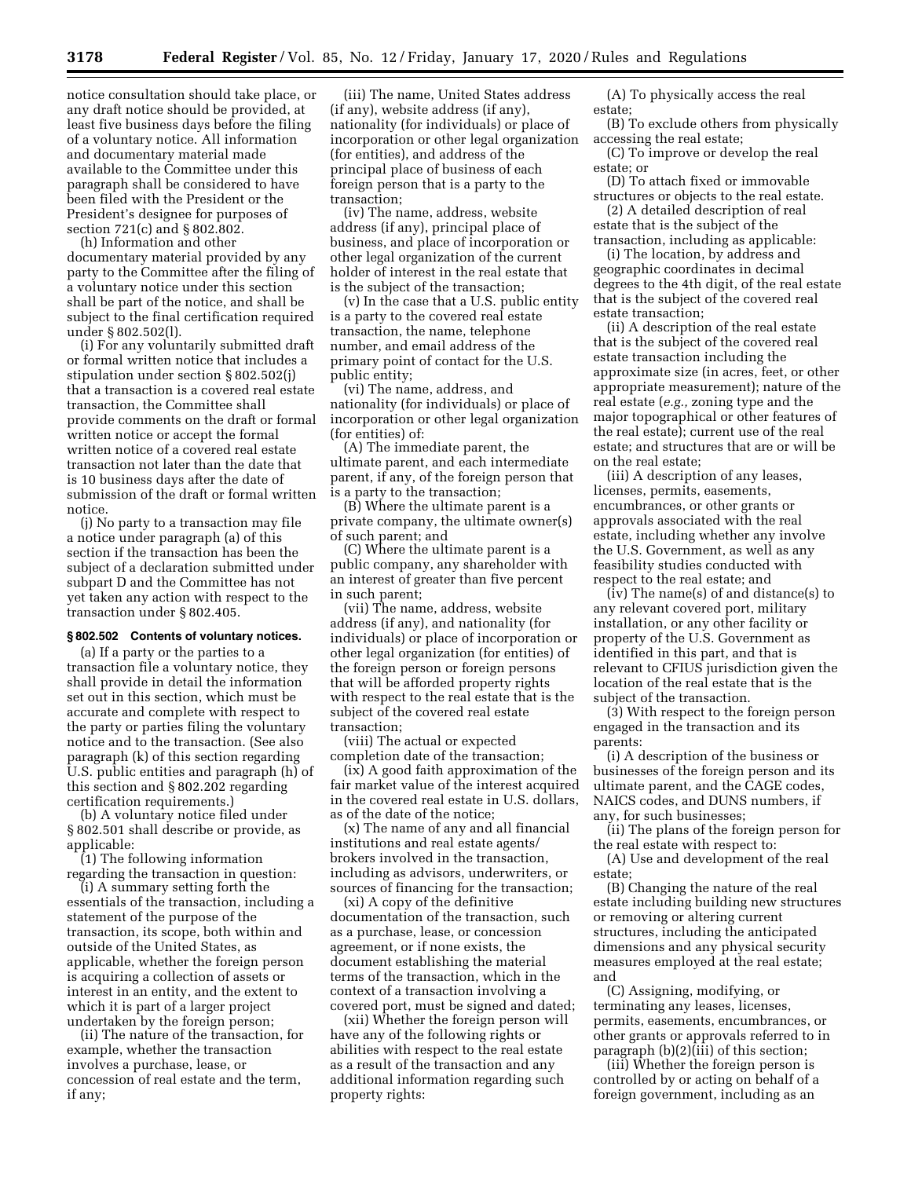notice consultation should take place, or any draft notice should be provided, at least five business days before the filing of a voluntary notice. All information and documentary material made available to the Committee under this paragraph shall be considered to have been filed with the President or the President's designee for purposes of section 721(c) and § 802.802.

(h) Information and other documentary material provided by any party to the Committee after the filing of a voluntary notice under this section shall be part of the notice, and shall be subject to the final certification required under § 802.502(l).

(i) For any voluntarily submitted draft or formal written notice that included a stipulation under section § 802.502(j) that a transaction is a covered real estate transaction, the Committee shall provide comments on the draft or formal written notice or accept the formal written notice of a covered real estate transaction not later than the date that is 10 business days after the date of submission of the draft or formal written notice.

(j) No party to a transaction may file a notice under paragraph (a) of this section if the transaction has been the subject of a declaration submitted under subpart D and the Committee has not yet taken any action with respect to the transaction under § 802.405.

### § 802.502 Contents of voluntary notices.

(a) If a party or the parties to a transaction file a voluntary notice, they shall provide in detail the information set out in this section, which must be accurate and complete with respect to the party or parties filing the voluntary notice and to the transaction. (See also paragraph (k) of this section regarding U.S. public entities and paragraph (h) of this section and § 802.202 regarding certification requirements.)

(b) A voluntary notice filed under § 802.501 shall describe or provide, as applicable:

(1) The following information regarding the transaction in question:

(i) A summary setting forth the essentials of the transaction, including a statement of the purpose of the transaction, its scope, both within and outside of the United States, as applicable, whether the foreign person is acquiring a collection of assets or interest in an entity, and the extent to which it is part of a larger project undertaken by the foreign person;

(ii) The nature of the transaction, for example, whether the transaction involves a purchase, lease, or concession of real estate and the term, if any;

(iii) The name, United States address (if any), website address (if any), nationality (for individuals) or place of incorporation or other legal organization (for entities), and address of the principal place of business of each foreign person that is a party to the transaction;

(iv) The name, address, website address (if any), principal place of business, and place of incorporation or other legal organization of the current holder of interest in the real estate that is the subject of the transaction;

(v) In the case that a U.S. public entity is a party to the covered real estate transaction, the name, telephone number, and email address of the primary point of contact for the U.S. public entity;

(vi) The name, address, and nationality (for individuals) or place of incorporation or other legal organization (for entities) of:

(A) The immediate parent, the ultimate parent, and each intermediate parent, if any, of the foreign person that is a party to the transaction;

(B) Where the ultimate parent is a private company, the ultimate owner(s) of such parent; and

(C) Where the ultimate parent is a public company, any shareholder with an interest of greater than five percent in such parent;

(vii) The name, address, website address (if any), and nationality (for individuals) or place of incorporation or other legal organization (for entities) of the foreign person or foreign persons that will be afforded property rights with respect to the real estate that is the subject of the covered real estate transaction;

(viii) The actual or expected completion date of the transaction;

(ix) A good faith approximation of the fair market value of the interest acquired in the covered real estate in U.S. dollars, as of the date of the notice;

(x) The name of any and all financial institutions and real estate agents/brokers involved in the transaction, including as advisors, underwriters, or sources of financing for the transaction;

(xi) A copy of the definitive documentation of the transaction, such as a purchase, lease, or concession agreement, or if none exists, the document establishing the material terms of the transaction, which in the context of a transaction involving a covered port, must be signed and dated;

(xii) Whether the foreign person will have any of the following rights or abilities with respect to the real estate as a result of the transaction and any additional information regarding such property rights:

(A) To physically access the real estate;

(B) To exclude others from physically accessing the real estate;

(C) To improve or develop the real estate; or

(D) To attach fixed or immovable structures or objects to the real estate.

(2) A detailed description of real estate that is the subject of the transaction, including as applicable:

(i) The location, by address and geographic coordinates in decimal degrees to the 4th digit, of the real estate that is the subject of the covered real estate transaction;

(ii) A description of the real estate that is the subject of the covered real estate transaction including the approximate size (in acres, feet, or other appropriate measurement); nature of the real estate (*e.g.,* zoning type and the major topographical or other features of the real estate); current use of the real estate; and structures that are or will be on the real estate;

(iii) A description of any leases, licenses, permits, easements, encumbrances, or other grants or approvals associated with the real estate, including whether any involve the U.S. Government, as well as any feasibility studies conducted with respect to the real estate; and

(iv) The name(s) of and distance(s) to any relevant covered port, military installation, or any other facility or property of the U.S. Government as identified in this part, and that is relevant to CFIUS jurisdiction given the location of the real estate that is the subject of the transaction.

(3) With respect to the foreign person engaged in the transaction and its parents:

(i) A description of the business or businesses of the foreign person and its ultimate parent, and the CAGE codes, NAICS codes, and DUNS numbers, if any, for such businesses;

(ii) The plans of the foreign person for the real estate with respect to:

(A) Use and development of the real estate;

(B) Changing the nature of the real estate including building new structures or removing or altering current structures, including the anticipated dimensions and any physical security measures employed at the real estate; and

(C) Assigning, modifying, or terminating any leases, licenses, permits, easements, encumbrances, or other grants or approvals referred to in paragraph (b)(2)(iii) of this section;

(iii) Whether the foreign person is controlled by or acting on behalf of a foreign government, including as an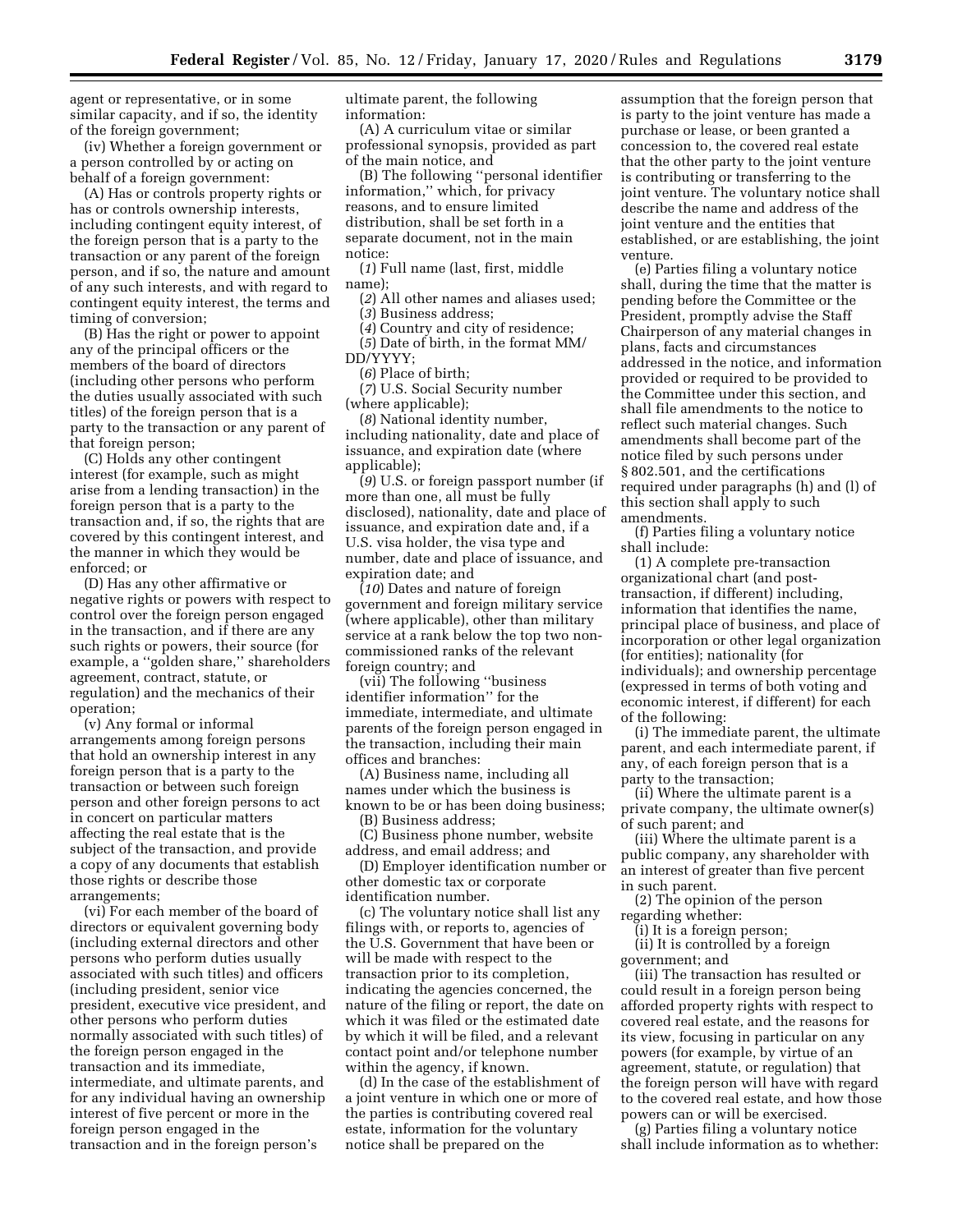agent or representative, or in some similar capacity, and if so, the identity of the foreign government;

(iv) Whether a foreign government or a person controlled by or acting on behalf of a foreign government:

(A) Has or controls property rights or has or controls ownership interests, including contingent equity interest, of the foreign person that is a party to the transaction or any parent of the foreign person, and if so, the nature and amount of any such interests, and with regard to contingent equity interest, the terms and timing of conversion;

(B) Has the right or power to appoint any of the principal officers or the members of the board of directors (including other persons who perform the duties usually associated with such titles) of the foreign person that is a party to the transaction or any parent of that foreign person;

(C) Holds any other contingent interest (for example, such as might arise from a lending transaction) in the foreign person that is a party to the transaction and, if so, the rights that are covered by this contingent interest, and the manner in which they would be enforced; or

(D) Has any other affirmative or negative rights or powers with respect to control over the foreign person engaged in the transaction, and if there are any such rights or powers, their source (for example, a ''golden share,'' shareholders agreement, contract, statute, or regulation) and the mechanics of their operation;

(v) Any formal or informal arrangements among foreign persons that hold an ownership interest in any foreign person that is a party to the transaction or between such foreign person and other foreign persons to act in concert on particular matters affecting the real estate that is the subject of the transaction, and provide a copy of any documents that establish those rights or describe those arrangements;

(vi) For each member of the board of directors or equivalent governing body (including external directors and other persons who perform duties usually associated with such titles) and officers (including president, senior vice president, executive vice president, and other persons who perform duties normally associated with such titles) of the foreign person engaged in the transaction and its immediate, intermediate, and ultimate parents, and for any individual having an ownership interest of five percent or more in the foreign person engaged in the transaction and in the foreign person's ultimate parent, the following information:

(A) A curriculum vitae or similar professional synopsis, provided as part of the main notice, and

(B) The following ''personal identifier information,'' which, for privacy reasons, and to ensure limited distribution, shall be set forth in a separate document, not in the main notice:

(*1*) Full name (last, first, middle name);

(*2*) All other names and aliases used;

(*3*) Business address;

(*4*) Country and city of residence;

(*5*) Date of birth, in the format MM/DD/YYYY;

(*6*) Place of birth;

(*7*) U.S. Social Security number (where applicable);

(*8*) National identity number, including nationality, date and place of issuance, and expiration date (where applicable);

(*9*) U.S. or foreign passport number (if more than one, all must be fully disclosed), nationality, date and place of issuance, and expiration date and, if a U.S. visa holder, the visa type and number, date and place of issuance, and expiration date; and

(*10*) Dates and nature of foreign government and foreign military service (where applicable), other than military service at a rank below the top two non-commissioned ranks of the relevant foreign country; and

(vii) The following ''business identifier information'' for the immediate, intermediate, and ultimate parents of the foreign person engaged in the transaction, including their main offices and branches:

(A) Business name, including all names under which the business is known to be or has been doing business;

(B) Business address;

(C) Business phone number, website address, and email address; and

(D) Employer identification number or other domestic tax or corporate identification number.

(c) The voluntary notice shall list any filings with, or reports to, agencies of the U.S. Government that have been or will be made with respect to the transaction prior to its completion, indicating the agencies concerned, the nature of the filing or report, the date on which it was filed or the estimated date by which it will be filed, and a relevant contact point and/or telephone number within the agency, if known.

(d) In the case of the establishment of a joint venture in which one or more of the parties is contributing covered real estate, information for the voluntary notice shall be prepared on the assumption that the foreign person that is party to the joint venture has made a purchase or lease, or been granted a concession to, the covered real estate that the other party to the joint venture is contributing or transferring to the joint venture. The voluntary notice shall describe the name and address of the joint venture and the entities that established, or are establishing, the joint venture.

(e) Parties filing a voluntary notice shall, during the time that the matter is pending before the Committee or the President, promptly advise the Staff Chairperson of any material changes in plans, facts and circumstances addressed in the notice, and information provided or required to be provided to the Committee under this section, and shall file amendments to the notice to reflect such material changes. Such amendments shall become part of the notice filed by such persons under § 802.501, and the certifications required under paragraphs (h) and (l) of this section shall apply to such amendments.

(f) Parties filing a voluntary notice shall include:

(1) A complete pre-transaction organizational chart (and post-transaction, if different) including, information that identifies the name, principal place of business, and place of incorporation or other legal organization (for entities); nationality (for individuals); and ownership percentage (expressed in terms of both voting and economic interest, if different) for each of the following:

(i) The immediate parent, the ultimate parent, and each intermediate parent, if any, of each foreign person that is a party to the transaction;

(ii) Where the ultimate parent is a private company, the ultimate owner(s) of such parent; and

(iii) Where the ultimate parent is a public company, any shareholder with an interest of greater than five percent in such parent.

(2) The opinion of the person regarding whether:

(i) It is a foreign person;

(ii) It is controlled by a foreign government; and

(iii) The transaction has resulted or could result in a foreign person being afforded property rights with respect to covered real estate, and the reasons for its view, focusing in particular on any powers (for example, by virtue of an agreement, statute, or regulation) that the foreign person will have with regard to the covered real estate, and how those powers can or will be exercised.

(g) Parties filing a voluntary notice shall include information as to whether: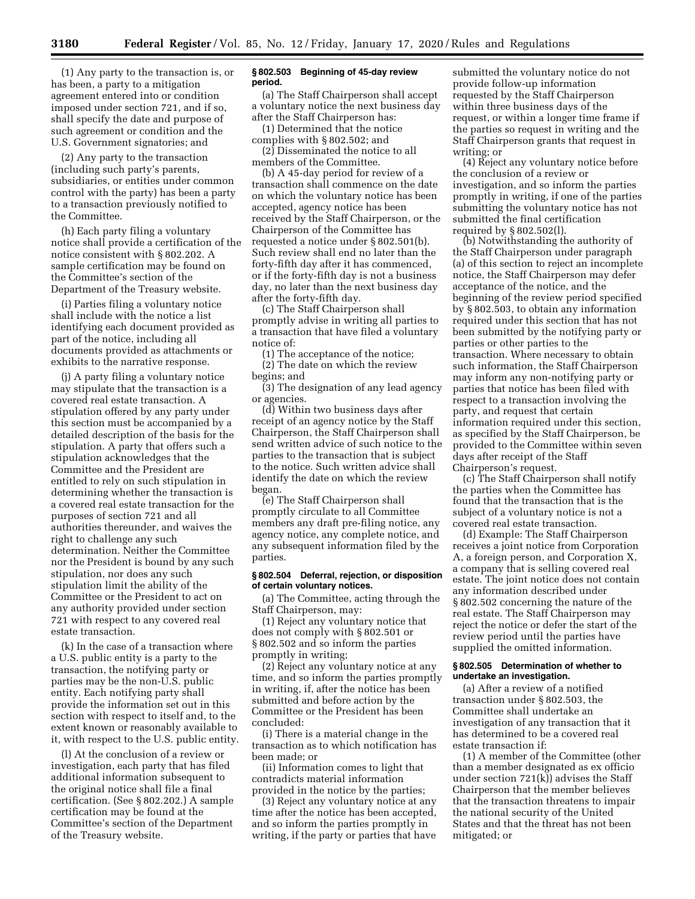(1) Any party to the transaction is, or has been, a party to a mitigation agreement entered into or condition imposed under section 721, and if so, shall specify the date and purpose of such agreement or condition and the U.S. Government signatories; and

(2) Any party to the transaction (including such party's parents, subsidiaries, or entities under common control with the party) has been a party to a transaction previously notified to the Committee.

(h) Each party filing a voluntary notice shall provide a certification of the notice consistent with § 802.202. A sample certification may be found on the Committee's section of the Department of the Treasury website.

(i) Parties filing a voluntary notice shall include with the notice a list identifying each document provided as part of the notice, including all documents provided as attachments or exhibits to the narrative response.

(j) A party filing a voluntary notice may stipulate that the transaction is a covered real estate transaction. A stipulation offered by any party under this section must be accompanied by a detailed description of the basis for the stipulation. A party that offers such a stipulation acknowledges that the Committee and the President are entitled to rely on such stipulation in determining whether the transaction is a covered real estate transaction for the purposes of section 721 and all authorities thereunder, and waives the right to challenge any such determination. Neither the Committee nor the President is bound by any such stipulation, nor does any such stipulation limit the ability of the Committee or the President to act on any authority provided under section 721 with respect to any covered real estate transaction.

(k) In the case of a transaction where a U.S. public entity is a party to the transaction, the notifying party or parties may be the non-U.S. public entity. Each notifying party shall provide the information set out in this section with respect to itself and, to the extent known or reasonably available to it, with respect to the U.S. public entity.

(l) At the conclusion of a review or investigation, each party that has filed additional information subsequent to the original notice shall file a final certification. (See § 802.202.) A sample certification may be found at the Committee's section of the Department of the Treasury website.

### § 802.503 Beginning of 45-day review period.

(a) The Staff Chairperson shall accept a voluntary notice the next business day after the Staff Chairperson has:

(1) Determined that the notice complies with § 802.502; and

(2) Disseminated the notice to all members of the Committee.

(b) A 45-day period for review of a transaction shall commence on the date on which the voluntary notice has been accepted, agency notice has been received by the Staff Chairperson, or the Chairperson of the Committee has requested a notice under § 802.501(b). Such review shall end no later than the forty-fifth day after it has commenced, or if the forty-fifth day is not a business day, no later than the next business day after the forty-fifth day.

(c) The Staff Chairperson shall promptly advise in writing all parties to a transaction that have filed a voluntary notice of:

(1) The acceptance of the notice;

(2) The date on which the review begins; and

(3) The designation of any lead agency or agencies.

(d) Within two business days after receipt of an agency notice by the Staff Chairperson, the Staff Chairperson shall send written advice of such notice to the parties to the transaction that is subject to the notice. Such written advice shall identify the date on which the review began.

(e) The Staff Chairperson shall promptly circulate to all Committee members any draft pre-filing notice, any agency notice, any complete notice, and any subsequent information filed by the parties.

### § 802.504 Deferral, rejection, or disposition of certain voluntary notices.

(a) The Committee, acting through the Staff Chairperson, may:

(1) Reject any voluntary notice that does not comply with § 802.501 or § 802.502 and so inform the parties promptly in writing;

(2) Reject any voluntary notice at any time, and so inform the parties promptly in writing, if, after the notice has been submitted and before action by the Committee or the President has been concluded:

(i) There is a material change in the transaction as to which notification has been made; or

(ii) Information comes to light that contradicts material information provided in the notice by the parties;

(3) Reject any voluntary notice at any time after the notice has been accepted, and so inform the parties promptly in writing, if the party or parties that have submitted the voluntary notice do not provide follow-up information requested by the Staff Chairperson within three business days of the request, or within a longer time frame if the parties so request in writing and the Staff Chairperson grants that request in writing; or

(4) Reject any voluntary notice before the conclusion of a review or investigation, and so inform the parties promptly in writing, if one of the parties submitting the voluntary notice has not submitted the final certification required by § 802.502(l).

(b) Notwithstanding the authority of the Staff Chairperson under paragraph (a) of this section to reject an incomplete notice, the Staff Chairperson may defer acceptance of the notice, and the beginning of the review period specified by § 802.503, to obtain any information required under this section that has not been submitted by the notifying party or parties or other parties to the transaction. Where necessary to obtain such information, the Staff Chairperson may inform any non-notifying party or parties that notice has been filed with respect to a transaction involving the party, and request that certain information required under this section, as specified by the Staff Chairperson, be provided to the Committee within seven days after receipt of the Staff Chairperson's request.

(c) The Staff Chairperson shall notify the parties when the Committee has found that the transaction that is the subject of a voluntary notice is not a covered real estate transaction.

(d) Example: The Staff Chairperson receives a joint notice from Corporation A, a foreign person, and Corporation X, a company that is selling covered real estate. The joint notice does not contain any information described under § 802.502 concerning the nature of the real estate. The Staff Chairperson may reject the notice or defer the start of the review period until the parties have supplied the omitted information.

### § 802.505 Determination of whether to undertake an investigation.

(a) After a review of a notified transaction under § 802.503, the Committee shall undertake an investigation of any transaction that it has determined to be a covered real estate transaction if:

(1) A member of the Committee (other than a member designated as ex officio under section 721(k)) advises the Staff Chairperson that the member believes that the transaction threatens to impair the national security of the United States and that the threat has not been mitigated; or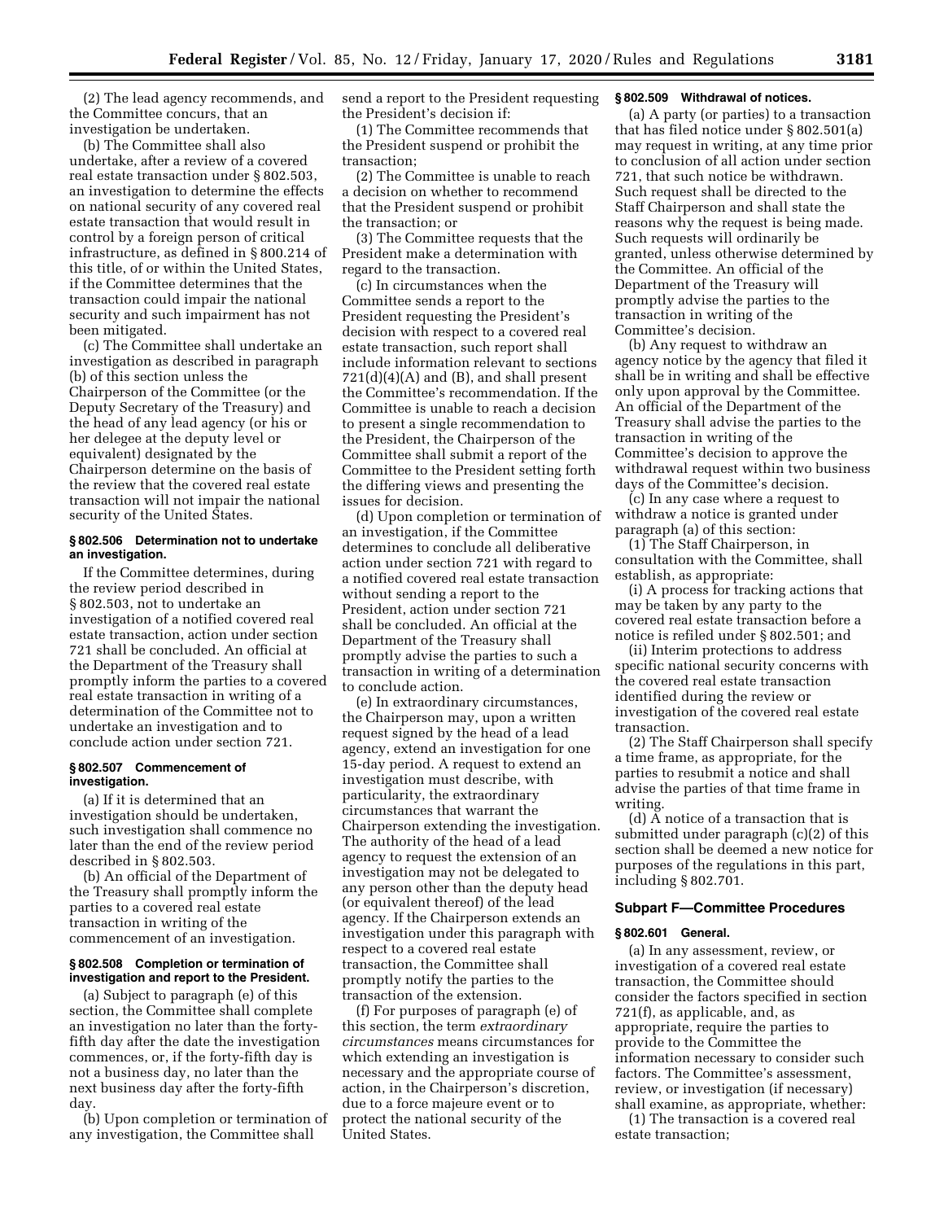(2) The lead agency recommends, and the Committee concurs, that an investigation be undertaken.

(b) The Committee shall also undertake, after a review of a covered real estate transaction under § 802.503, an investigation to determine the effects on national security of any covered real estate transaction that would result in control by a foreign person of critical infrastructure, as defined in § 800.214 of this title, of or within the United States, if the Committee determines that the transaction could impair the national security and such impairment has not been mitigated.

(c) The Committee shall undertake an investigation as described in paragraph (b) of this section unless the Chairperson of the Committee (or the Deputy Secretary of the Treasury) and the head of any lead agency (or his or her delegee at the deputy level or equivalent) designated by the Chairperson determine on the basis of the review that the covered real estate transaction will not impair the national security of the United States.

### § 802.506 Determination not to undertake an investigation.

If the Committee determines, during the review period described in § 802.503, not to undertake an investigation of a notified covered real estate transaction, action under section 721 shall be concluded. An official at the Department of the Treasury shall promptly inform the parties to a covered real estate transaction in writing of a determination of the Committee not to undertake an investigation and to conclude action under section 721.

### § 802.507 Commencement of investigation.

(a) If it is determined that an investigation should be undertaken, such investigation shall commence no later than the end of the review period described in § 802.503.

(b) An official of the Department of the Treasury shall promptly inform the parties to a covered real estate transaction in writing of the commencement of an investigation.

### § 802.508 Completion or termination of investigation and report to the President.

(a) Subject to paragraph (e) of this section, the Committee shall complete an investigation no later than the forty-fifth day after the date the investigation commences, or, if the forty-fifth day is not a business day, no later than the next business day after the forty-fifth day.

(b) Upon completion or termination of any investigation, the Committee shall send a report to the President requesting the President's decision if:

(1) The Committee recommends that the President suspend or prohibit the transaction;

(2) The Committee is unable to reach a decision on whether to recommend that the President suspend or prohibit the transaction; or

(3) The Committee requests that the President make a determination with regard to the transaction.

(c) In circumstances when the Committee sends a report to the President requesting the President's decision with respect to a covered real estate transaction, such report shall include information relevant to sections 721(d)(4)(A) and (B), and shall present the Committee's recommendation. If the Committee is unable to reach a decision to present a single recommendation to the President, the Chairperson of the Committee shall submit a report of the Committee to the President setting forth the differing views and presenting the issues for decision.

(d) Upon completion or termination of an investigation, if the Committee determines to conclude all deliberative action under section 721 with regard to a notified covered real estate transaction without sending a report to the President, action under section 721 shall be concluded. An official at the Department of the Treasury shall promptly advise the parties to such a transaction in writing of a determination to conclude action.

(e) In extraordinary circumstances, the Chairperson may, upon a written request signed by the head of a lead agency, extend an investigation for one 15-day period. A request to extend an investigation must describe, with particularity, the extraordinary circumstances that warrant the Chairperson extending the investigation. The authority of the head of a lead agency to request the extension of an investigation may not be delegated to any person other than the deputy head (or equivalent thereof) of the lead agency. If the Chairperson extends an investigation under this paragraph with respect to a covered real estate transaction, the Committee shall promptly notify the parties to the transaction of the extension.

(f) For purposes of paragraph (e) of this section, the term *extraordinary circumstances* means circumstances for which extending an investigation is necessary and the appropriate course of action, in the Chairperson's discretion, due to a force majeure event or to protect the national security of the United States.

### § 802.509 Withdrawal of notices.

(a) A party (or parties) to a transaction that has filed notice under § 802.501(a) may request in writing, at any time prior to conclusion of all action under section 721, that such notice be withdrawn. Such request shall be directed to the Staff Chairperson and shall state the reasons why the request is being made. Such requests will ordinarily be granted, unless otherwise determined by the Committee. An official of the Department of the Treasury will promptly advise the parties to the transaction in writing of the Committee's decision.

(b) Any request to withdraw an agency notice by the agency that filed it shall be in writing and shall be effective only upon approval by the Committee. An official of the Department of the Treasury shall advise the parties to the transaction in writing of the Committee's decision to approve the withdrawal request within two business days of the Committee's decision.

(c) In any case where a request to withdraw a notice is granted under paragraph (a) of this section:

(1) The Staff Chairperson, in consultation with the Committee, shall establish, as appropriate:

(i) A process for tracking actions that may be taken by any party to the covered real estate transaction before a notice is refiled under § 802.501; and

(ii) Interim protections to address specific national security concerns with the covered real estate transaction identified during the review or investigation of the covered real estate transaction.

(2) The Staff Chairperson shall specify a time frame, as appropriate, for the parties to resubmit a notice and shall advise the parties of that time frame in writing.

(d) A notice of a transaction that is submitted under paragraph (c)(2) of this section shall be deemed a new notice for purposes of the regulations in this part, including § 802.701.

## Subpart F—Committee Procedures

### § 802.601 General.

(a) In any assessment, review, or investigation of a covered real estate transaction, the Committee should consider the factors specified in section 721(f), as applicable, and, as appropriate, require the parties to provide to the Committee the information necessary to consider such factors. The Committee's assessment, review, or investigation (if necessary) shall examine, as appropriate, whether:

(1) The transaction is a covered real estate transaction;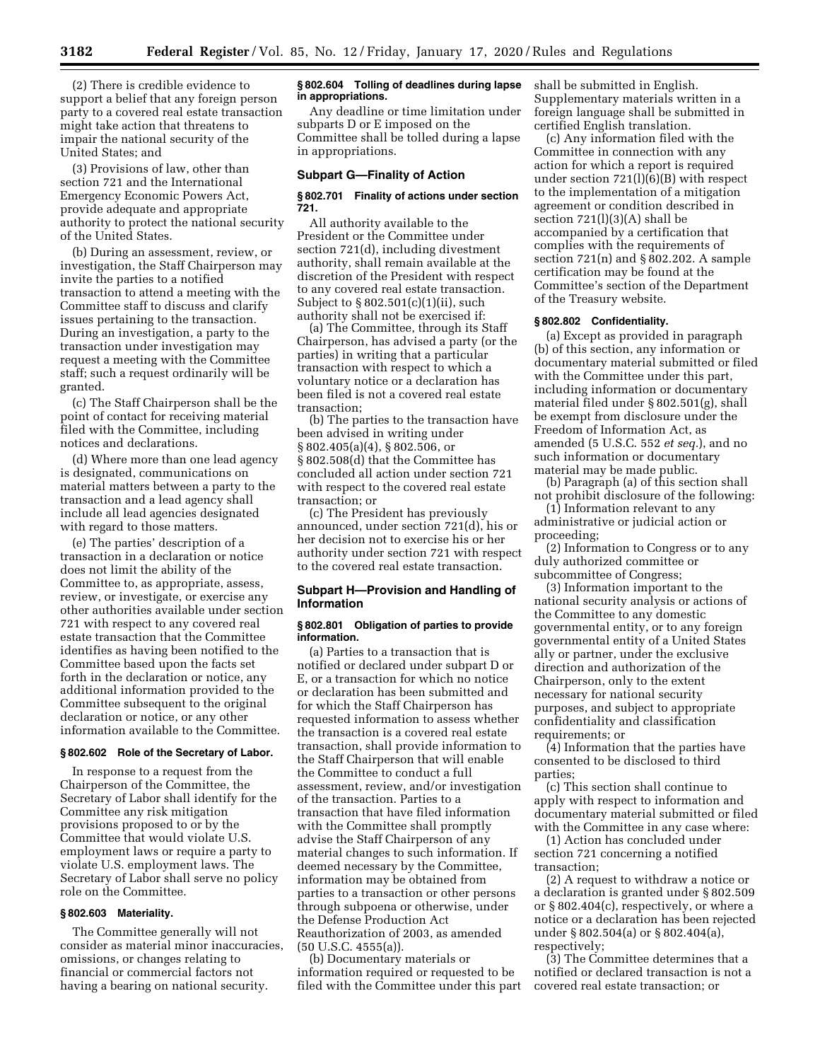(2) There is credible evidence to support a belief that any foreign person party to a covered real estate transaction might take action that threatens to impair the national security of the United States; and

(3) Provisions of law, other than section 721 and the International Emergency Economic Powers Act, provide adequate and appropriate authority to protect the national security of the United States.

(b) During an assessment, review, or investigation, the Staff Chairperson may invite the parties to a notified transaction to attend a meeting with the Committee staff to discuss and clarify issues pertaining to the transaction. During an investigation, a party to the transaction under investigation may request a meeting with the Committee staff; such a request ordinarily will be granted.

(c) The Staff Chairperson shall be the point of contact for receiving material filed with the Committee, including notices and declarations.

(d) Where more than one lead agency is designated, communications on material matters between a party to the transaction and a lead agency shall include all lead agencies designated with regard to those matters.

(e) The parties' description of a transaction in a declaration or notice does not limit the ability of the Committee to, as appropriate, assess, review, or investigate, or exercise any other authorities available under section 721 with respect to any covered real estate transaction that the Committee identifies as having been notified to the Committee based upon the facts set forth in the declaration or notice, any additional information provided to the Committee subsequent to the original declaration or notice, or any other information available to the Committee.

### § 802.602 Role of the Secretary of Labor.

In response to a request from the Chairperson of the Committee, the Secretary of Labor shall identify for the Committee any risk mitigation provisions proposed to or by the Committee that would violate U.S. employment laws or require a party to violate U.S. employment laws. The Secretary of Labor shall serve no policy role on the Committee.

### § 802.603 Materiality.

The Committee generally will not consider as material minor inaccuracies, omissions, or changes relating to financial or commercial factors not having a bearing on national security.

### § 802.604 Tolling of deadlines during lapse in appropriations.

Any deadline or time limitation under subparts D or E imposed on the Committee shall be tolled during a lapse in appropriations.

## Subpart G—Finality of Action

### § 802.701 Finality of actions under section 721.

All authority available to the President or the Committee under section 721(d), including divestment authority, shall remain available at the discretion of the President with respect to any covered real estate transaction. Subject to § 802.501(c)(1)(ii), such authority shall not be exercised if:

(a) The Committee, through its Staff Chairperson, has advised a party (or the parties) in writing that a particular transaction with respect to which a voluntary notice or a declaration has been filed is not a covered real estate transaction;

(b) The parties to the transaction have been advised in writing under § 802.405(a)(4), § 802.506, or § 802.508(d) that the Committee has concluded all action under section 721 with respect to the covered real estate transaction; or

(c) The President has previously announced, under section 721(d), his or her decision not to exercise his or her authority under section 721 with respect to the covered real estate transaction.

## Subpart H—Provision and Handling of Information

### § 802.801 Obligation of parties to provide information.

(a) Parties to a transaction that is notified or declared under subpart D or E, or a transaction for which no notice or declaration has been submitted and for which the Staff Chairperson has requested information to assess whether the transaction is a covered real estate transaction, shall provide information to the Staff Chairperson that will enable the Committee to conduct a full assessment, review, and/or investigation of the transaction. Parties to a transaction that have filed information with the Committee shall promptly advise the Staff Chairperson of any material changes to such information. If deemed necessary by the Committee, information may be obtained from parties to a transaction or other persons through subpoena or otherwise, under the Defense Production Act Reauthorization of 2003, as amended (50 U.S.C. 4555(a)).

(b) Documentary materials or information required or requested to be filed with the Committee under this part shall be submitted in English. Supplementary materials written in a foreign language shall be submitted in certified English translation.

(c) Any information filed with the Committee in connection with any action for which a report is required under section 721(l)(6)(B) with respect to the implementation of a mitigation agreement or condition described in section 721(l)(3)(A) shall be accompanied by a certification that complies with the requirements of section 721(n) and § 802.202. A sample certification may be found at the Committee's section of the Department of the Treasury website.

### § 802.802 Confidentiality.

(a) Except as provided in paragraph (b) of this section, any information or documentary material submitted or filed with the Committee under this part, including information or documentary material filed under § 802.501(g), shall be exempt from disclosure under the Freedom of Information Act, as amended (5 U.S.C. 552 *et seq.*), and no such information or documentary material may be made public.

(b) Paragraph (a) of this section shall not prohibit disclosure of the following:

(1) Information relevant to any administrative or judicial action or proceeding;

(2) Information to Congress or to any duly authorized committee or subcommittee of Congress;

(3) Information important to the national security analysis or actions of the Committee to any domestic governmental entity, or to any foreign governmental entity of a United States ally or partner, under the exclusive direction and authorization of the Chairperson, only to the extent necessary for national security purposes, and subject to appropriate confidentiality and classification requirements; or

(4) Information that the parties have consented to be disclosed to third parties;

(c) This section shall continue to apply with respect to information and documentary material submitted or filed with the Committee in any case where:

(1) Action has concluded under section 721 concerning a notified transaction;

(2) A request to withdraw a notice or a declaration is granted under § 802.509 or § 802.404(c), respectively, or where a notice or a declaration has been rejected under § 802.504(a) or § 802.404(a), respectively;

(3) The Committee determines that a notified or declared transaction is not a covered real estate transaction; or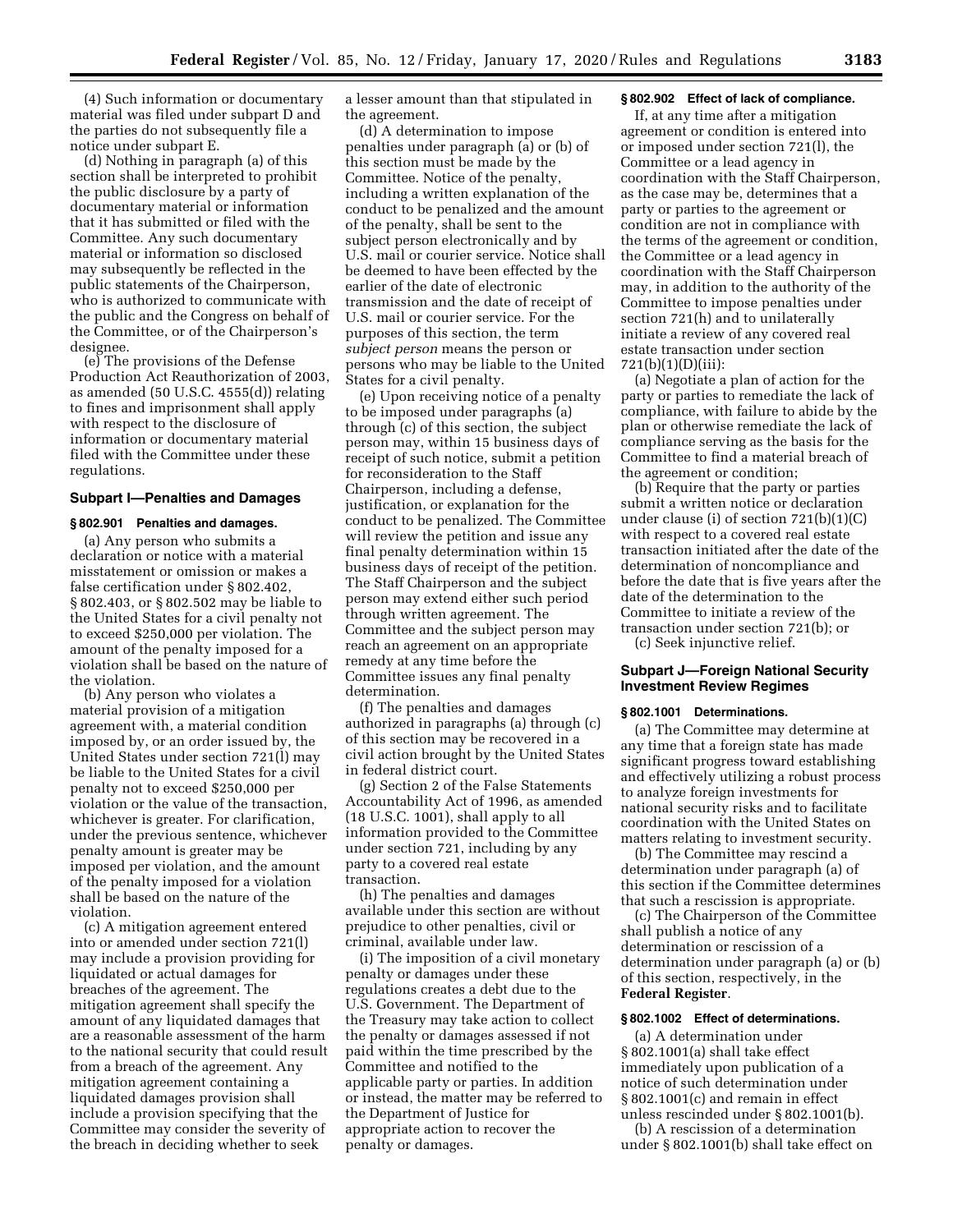(4) Such information or documentary material was filed under subpart D and the parties do not subsequently file a notice under subpart E.

(d) Nothing in paragraph (a) of this section shall be interpreted to prohibit the public disclosure by a party of documentary material or information that it has submitted or filed with the Committee. Any such documentary material or information so disclosed may subsequently be reflected in the public statements of the Chairperson, who is authorized to communicate with the public and the Congress on behalf of the Committee, or of the Chairperson's designee.

(e) The provisions of the Defense Production Act Reauthorization of 2003, as amended (50 U.S.C. 4555(d)) relating to fines and imprisonment shall apply with respect to the disclosure of information or documentary material filed with the Committee under these regulations.

## Subpart I—Penalties and Damages

### § 802.901 Penalties and damages.

(a) Any person who submits a declaration or notice with a material misstatement or omission or makes a false certification under § 802.402, § 802.403, or § 802.502 may be liable to the United States for a civil penalty not to exceed $250,000 per violation. The amount of the penalty imposed for a violation shall be based on the nature of the violation.

(b) Any person who violates a material provision of a mitigation agreement with, a material condition imposed by, or an order issued by, the United States under section 721(l) may be liable to the United States for a civil penalty not to exceed $250,000 per violation or the value of the transaction, whichever is greater. For clarification, under the previous sentence, whichever penalty amount is greater may be imposed per violation, and the amount of the penalty imposed for a violation shall be based on the nature of the violation.

(c) A mitigation agreement entered into or amended under section 721(l) may include a provision providing for liquidated or actual damages for breaches of the agreement. The mitigation agreement shall specify the amount of any liquidated damages that are a reasonable assessment of the harm to the national security that could result from a breach of the agreement. Any mitigation agreement containing a liquidated damages provision shall include a provision specifying that the Committee may consider the severity of the breach in deciding whether to seek a lesser amount than that stipulated in the agreement.

(d) A determination to impose penalties under paragraph (a) or (b) of this section must be made by the Committee. Notice of the penalty, including a written explanation of the conduct to be penalized and the amount of the penalty, shall be sent to the subject person electronically and by U.S. mail or courier service. Notice shall be deemed to have been effected by the earlier of the date of electronic transmission and the date of receipt of U.S. mail or courier service. For the purposes of this section, the term *subject person* means the person or persons who may be liable to the United States for a civil penalty.

(e) Upon receiving notice of a penalty to be imposed under paragraphs (a) through (c) of this section, the subject person may, within 15 business days of receipt of such notice, submit a petition for reconsideration to the Staff Chairperson, including a defense, justification, or explanation for the conduct to be penalized. The Committee will review the petition and issue any final penalty determination within 15 business days of receipt of the petition. The Staff Chairperson and the subject person may extend either such period through written agreement. The Committee and the subject person may reach an agreement on an appropriate remedy at any time before the Committee issues any final penalty determination.

(f) The penalties and damages authorized in paragraphs (a) through (c) of this section may be recovered in a civil action brought by the United States in federal district court.

(g) Section 2 of the False Statements Accountability Act of 1996, as amended (18 U.S.C. 1001), shall apply to all information provided to the Committee under section 721, including by any party to a covered real estate transaction.

(h) The penalties and damages available under this section are without prejudice to other penalties, civil or criminal, available under law.

(i) The imposition of a civil monetary penalty or damages under these regulations creates a debt due to the U.S. Government. The Department of the Treasury may take action to collect the penalty or damages assessed if not paid within the time prescribed by the Committee and notified to the applicable party or parties. In addition or instead, the matter may be referred to the Department of Justice for appropriate action to recover the penalty or damages.

### § 802.902 Effect of lack of compliance.

If, at any time after a mitigation agreement or condition is entered into or imposed under section 721(l), the Committee or a lead agency in coordination with the Staff Chairperson, as the case may be, determines that a party or parties to the agreement or condition are not in compliance with the terms of the agreement or condition, the Committee or a lead agency in coordination with the Staff Chairperson may, in addition to the authority of the Committee to impose penalties under section 721(h) and to unilaterally initiate a review of any covered real estate transaction under section 721(b)(1)(D)(iii):

(a) Negotiate a plan of action for the party or parties to remediate the lack of compliance, with failure to abide by the plan or otherwise remediate the lack of compliance serving as the basis for the Committee to find a material breach of the agreement or condition;

(b) Require that the party or parties submit a written notice or declaration under clause (i) of section 721(b)(1)(C) with respect to a covered real estate transaction initiated after the date of the determination of noncompliance and before the date that is five years after the date of the determination to the Committee to initiate a review of the transaction under section 721(b); or

(c) Seek injunctive relief.

## Subpart J—Foreign National Security Investment Review Regimes

### § 802.1001 Determinations.

(a) The Committee may determine at any time that a foreign state has made significant progress toward establishing and effectively utilizing a robust process to analyze foreign investments for national security risks and to facilitate coordination with the United States on matters relating to investment security.

(b) The Committee may rescind a determination under paragraph (a) of this section if the Committee determines that such a rescission is appropriate.

(c) The Chairperson of the Committee shall publish a notice of any determination or rescission of a determination under paragraph (a) or (b) of this section, respectively, in the **Federal Register**.

### § 802.1002 Effect of determinations.

(a) A determination under § 802.1001(a) shall take effect immediately upon publication of a notice of such determination under § 802.1001(c) and remain in effect unless rescinded under § 802.1001(b).

(b) A rescission of a determination under § 802.1001(b) shall take effect on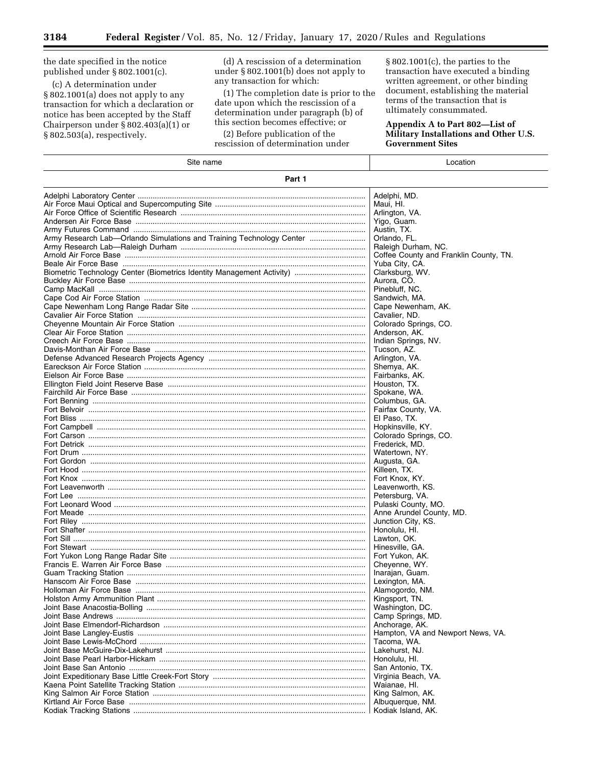the date specified in the notice published under § 802.1001(c).

(c) A determination under § 802.1001(a) does not apply to any transaction for which a declaration or notice has been accepted by the Staff Chairperson under § 802.403(a)(1) or § 802.503(a), respectively.

(d) A rescission of a determination under § 802.1001(b) does not apply to any transaction for which:

(1) The completion date is prior to the date upon which the rescission of a determination under paragraph (b) of this section becomes effective; or

(2) Before publication of the rescission of determination under § 802.1001(c), the parties to the transaction have executed a binding written agreement, or other binding document, establishing the material terms of the transaction that is ultimately consummated.

## Appendix A to Part 802—List of Military Installations and Other U.S. Government Sites

| Site name | Location |
|---|---|
| **Part 1** | |
| Adelphi Laboratory Center | Adelphi, MD. |
| Air Force Maui Optical and Supercomputing Site | Maui, HI. |
| Air Force Office of Scientific Research | Arlington, VA. |
| Andersen Air Force Base | Yigo, Guam. |
| Army Futures Command | Austin, TX. |
| Army Research Lab—Orlando Simulations and Training Technology Center | Orlando, FL. |
| Army Research Lab—Raleigh Durham | Raleigh Durham, NC. |
| Arnold Air Force Base | Coffee County and Franklin County, TN. |
| Beale Air Force Base | Yuba City, CA. |
| Biometric Technology Center (Biometrics Identity Management Activity) | Clarksburg, WV. |
| Buckley Air Force Base | Aurora, CO. |
| Camp MacKall | Pinebluff, NC. |
| Cape Cod Air Force Station | Sandwich, MA. |
| Cape Newenham Long Range Radar Site | Cape Newenham, AK. |
| Cavalier Air Force Station | Cavalier, ND. |
| Cheyenne Mountain Air Force Station | Colorado Springs, CO. |
| Clear Air Force Station | Anderson, AK. |
| Creech Air Force Base | Indian Springs, NV. |
| Davis-Monthan Air Force Base | Tucson, AZ. |
| Defense Advanced Research Projects Agency | Arlington, VA. |
| Eareckson Air Force Station | Shemya, AK. |
| Eielson Air Force Base | Fairbanks, AK. |
| Ellington Field Joint Reserve Base | Houston, TX. |
| Fairchild Air Force Base | Spokane, WA. |
| Fort Benning | Columbus, GA. |
| Fort Belvoir | Fairfax County, VA. |
| Fort Bliss | El Paso, TX. |
| Fort Campbell | Hopkinsville, KY. |
| Fort Carson | Colorado Springs, CO. |
| Fort Detrick | Frederick, MD. |
| Fort Drum | Watertown, NY. |
| Fort Gordon | Augusta, GA. |
| Fort Hood | Killeen, TX. |
| Fort Knox | Fort Knox, KY. |
| Fort Leavenworth | Leavenworth, KS. |
| Fort Lee | Petersburg, VA. |
| Fort Leonard Wood | Pulaski County, MO. |
| Fort Meade | Anne Arundel County, MD. |
| Fort Riley | Junction City, KS. |
| Fort Shafter | Honolulu, HI. |
| Fort Sill | Lawton, OK. |
| Fort Stewart | Hinesville, GA. |
| Fort Yukon Long Range Radar Site | Fort Yukon, AK. |
| Francis E. Warren Air Force Base | Cheyenne, WY. |
| Guam Tracking Station | Inarajan, Guam. |
| Hanscom Air Force Base | Lexington, MA. |
| Holloman Air Force Base | Alamogordo, NM. |
| Holston Army Ammunition Plant | Kingsport, TN. |
| Joint Base Anacostia-Bolling | Washington, DC. |
| Joint Base Andrews | Camp Springs, MD. |
| Joint Base Elmendorf-Richardson | Anchorage, AK. |
| Joint Base Langley-Eustis | Hampton, VA and Newport News, VA. |
| Joint Base Lewis-McChord | Tacoma, WA. |
| Joint Base McGuire-Dix-Lakehurst | Lakehurst, NJ. |
| Joint Base Pearl Harbor-Hickam | Honolulu, HI. |
| Joint Base San Antonio | San Antonio, TX. |
| Joint Expeditionary Base Little Creek-Fort Story | Virginia Beach, VA. |
| Kaena Point Satellite Tracking Station | Waianae, HI. |
| King Salmon Air Force Station | King Salmon, AK. |
| Kirtland Air Force Base | Albuquerque, NM. |
| Kodiak Tracking Stations | Kodiak Island, AK. |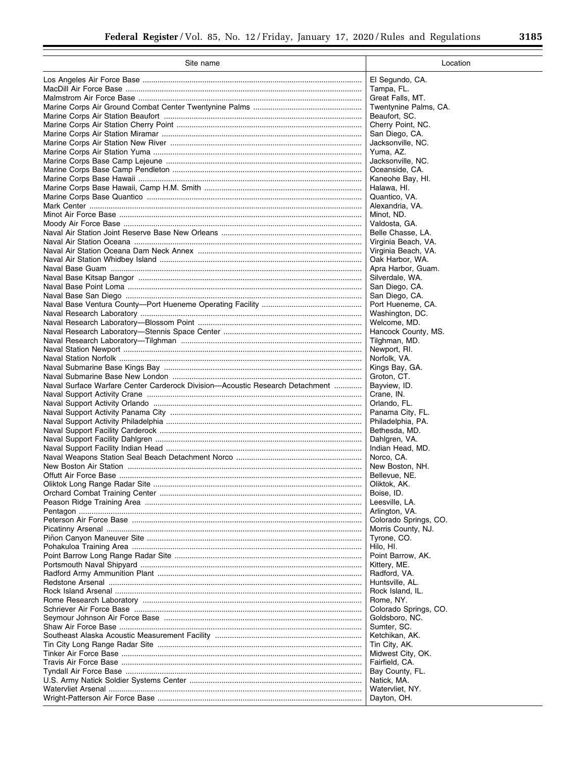| Site name | Location |
|---|---|
| Los Angeles Air Force Base | El Segundo, CA. |
| MacDill Air Force Base | Tampa, FL. |
| Malmstrom Air Force Base | Great Falls, MT. |
| Marine Corps Air Ground Combat Center Twentynine Palms | Twentynine Palms, CA. |
| Marine Corps Air Station Beaufort | Beaufort, SC. |
| Marine Corps Air Station Cherry Point | Cherry Point, NC. |
| Marine Corps Air Station Miramar | San Diego, CA. |
| Marine Corps Air Station New River | Jacksonville, NC. |
| Marine Corps Air Station Yuma | Yuma, AZ. |
| Marine Corps Base Camp Lejeune | Jacksonville, NC. |
| Marine Corps Base Camp Pendleton | Oceanside, CA. |
| Marine Corps Base Hawaii | Kaneohe Bay, HI. |
| Marine Corps Base Hawaii, Camp H.M. Smith | Halawa, HI. |
| Marine Corps Base Quantico | Quantico, VA. |
| Mark Center | Alexandria, VA. |
| Minot Air Force Base | Minot, ND. |
| Moody Air Force Base | Valdosta, GA. |
| Naval Air Station Joint Reserve Base New Orleans | Belle Chasse, LA. |
| Naval Air Station Oceana | Virginia Beach, VA. |
| Naval Air Station Oceana Dam Neck Annex | Virginia Beach, VA. |
| Naval Air Station Whidbey Island | Oak Harbor, WA. |
| Naval Base Guam | Apra Harbor, Guam. |
| Naval Base Kitsap Bangor | Silverdale, WA. |
| Naval Base Point Loma | San Diego, CA. |
| Naval Base San Diego | San Diego, CA. |
| Naval Base Ventura County—Port Hueneme Operating Facility | Port Hueneme, CA. |
| Naval Research Laboratory | Washington, DC. |
| Naval Research Laboratory—Blossom Point | Welcome, MD. |
| Naval Research Laboratory—Stennis Space Center | Hancock County, MS. |
| Naval Research Laboratory—Tilghman | Tilghman, MD. |
| Naval Station Newport | Newport, RI. |
| Naval Station Norfolk | Norfolk, VA. |
| Naval Submarine Base Kings Bay | Kings Bay, GA. |
| Naval Submarine Base New London | Groton, CT. |
| Naval Surface Warfare Center Carderock Division—Acoustic Research Detachment | Bayview, ID. |
| Naval Support Activity Crane | Crane, IN. |
| Naval Support Activity Orlando | Orlando, FL. |
| Naval Support Activity Panama City | Panama City, FL. |
| Naval Support Activity Philadelphia | Philadelphia, PA. |
| Naval Support Facility Carderock | Bethesda, MD. |
| Naval Support Facility Dahlgren | Dahlgren, VA. |
| Naval Support Facility Indian Head | Indian Head, MD. |
| Naval Weapons Station Seal Beach Detachment Norco | Norco, CA. |
| New Boston Air Station | New Boston, NH. |
| Offutt Air Force Base | Bellevue, NE. |
| Oliktok Long Range Radar Site | Oliktok, AK. |
| Orchard Combat Training Center | Boise, ID. |
| Peason Ridge Training Area | Leesville, LA. |
| Pentagon | Arlington, VA. |
| Peterson Air Force Base | Colorado Springs, CO. |
| Picatinny Arsenal | Morris County, NJ. |
| Piñon Canyon Maneuver Site | Tyrone, CO. |
| Pohakuloa Training Area | Hilo, HI. |
| Point Barrow Long Range Radar Site | Point Barrow, AK. |
| Portsmouth Naval Shipyard | Kittery, ME. |
| Radford Army Ammunition Plant | Radford, VA. |
| Redstone Arsenal | Huntsville, AL. |
| Rock Island Arsenal | Rock Island, IL. |
| Rome Research Laboratory | Rome, NY. |
| Schriever Air Force Base | Colorado Springs, CO. |
| Seymour Johnson Air Force Base | Goldsboro, NC. |
| Shaw Air Force Base | Sumter, SC. |
| Southeast Alaska Acoustic Measurement Facility | Ketchikan, AK. |
| Tin City Long Range Radar Site | Tin City, AK. |
| Tinker Air Force Base | Midwest City, OK. |
| Travis Air Force Base | Fairfield, CA. |
| Tyndall Air Force Base | Bay County, FL. |
| U.S. Army Natick Soldier Systems Center | Natick, MA. |
| Watervliet Arsenal | Watervliet, NY. |
| Wright-Patterson Air Force Base | Dayton, OH. |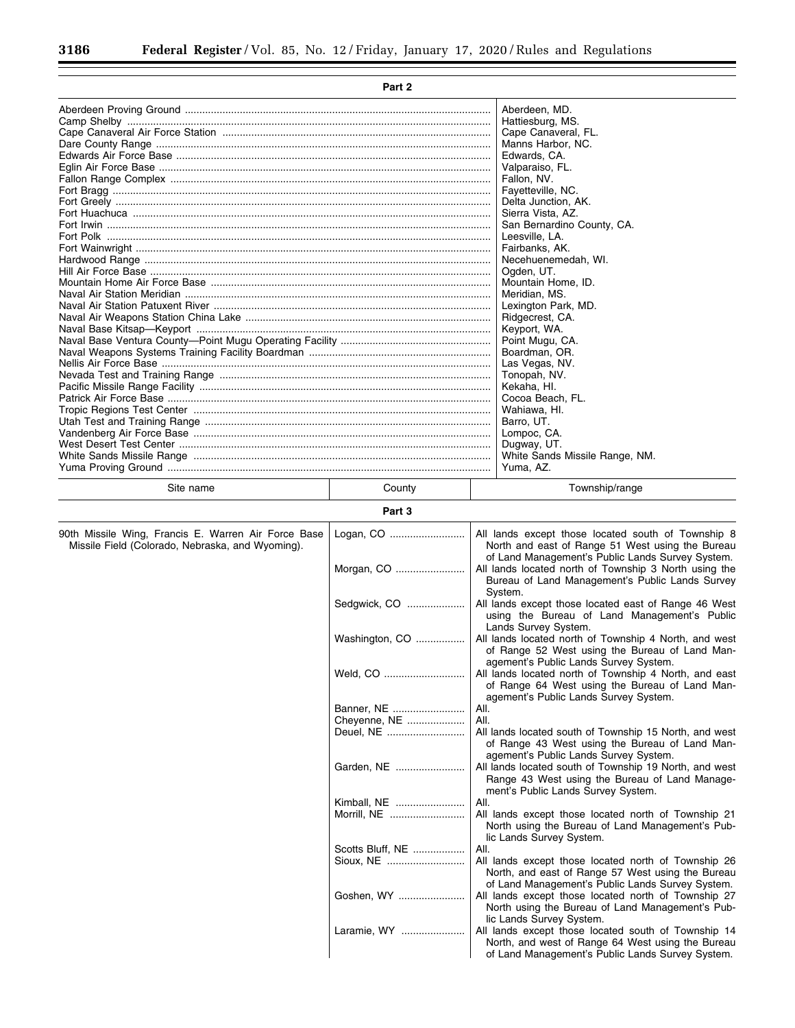**Part 2**

| | |
|---|---|
| Aberdeen Proving Ground | Aberdeen, MD. |
| Camp Shelby | Hattiesburg, MS. |
| Cape Canaveral Air Force Station | Cape Canaveral, FL. |
| Dare County Range | Manns Harbor, NC. |
| Edwards Air Force Base | Edwards, CA. |
| Eglin Air Force Base | Valparaiso, FL. |
| Fallon Range Complex | Fallon, NV. |
| Fort Bragg | Fayetteville, NC. |
| Fort Greely | Delta Junction, AK. |
| Fort Huachuca | Sierra Vista, AZ. |
| Fort Irwin | San Bernardino County, CA. |
| Fort Polk | Leesville, LA. |
| Fort Wainwright | Fairbanks, AK. |
| Hardwood Range | Necehuenemedah, WI. |
| Hill Air Force Base | Ogden, UT. |
| Mountain Home Air Force Base | Mountain Home, ID. |
| Naval Air Station Meridian | Meridian, MS. |
| Naval Air Station Patuxent River | Lexington Park, MD. |
| Naval Air Weapons Station China Lake | Ridgecrest, CA. |
| Naval Base Kitsap—Keyport | Keyport, WA. |
| Naval Base Ventura County—Point Mugu Operating Facility | Point Mugu, CA. |
| Naval Weapons Systems Training Facility Boardman | Boardman, OR. |
| Nellis Air Force Base | Las Vegas, NV. |
| Nevada Test and Training Range | Tonopah, NV. |
| Pacific Missile Range Facility | Kekaha, HI. |
| Patrick Air Force Base | Cocoa Beach, FL. |
| Tropic Regions Test Center | Wahiawa, HI. |
| Utah Test and Training Range | Barro, UT. |
| Vandenberg Air Force Base | Lompoc, CA. |
| West Desert Test Center | Dugway, UT. |
| White Sands Missile Range | White Sands Missile Range, NM. |
| Yuma Proving Ground | Yuma, AZ. |

| Site name | County | Township/range |
|---|---|---|
| **Part 3** | | |
| 90th Missile Wing, Francis E. Warren Air Force Base Missile Field (Colorado, Nebraska, and Wyoming). | Logan, CO | All lands except those located south of Township 8 North and east of Range 51 West using the Bureau of Land Management's Public Lands Survey System. |
| | Morgan, CO | All lands located north of Township 3 North using the Bureau of Land Management's Public Lands Survey System. |
| | Sedgwick, CO | All lands except those located east of Range 46 West using the Bureau of Land Management's Public Lands Survey System. |
| | Washington, CO | All lands located north of Township 4 North, and west of Range 52 West using the Bureau of Land Management's Public Lands Survey System. |
| | Weld, CO | All lands located north of Township 4 North, and east of Range 64 West using the Bureau of Land Management's Public Lands Survey System. |
| | Banner, NE | All. |
| | Cheyenne, NE | All. |
| | Deuel, NE | All lands located south of Township 15 North, and west of Range 43 West using the Bureau of Land Management's Public Lands Survey System. |
| | Garden, NE | All lands located south of Township 19 North, and west Range 43 West using the Bureau of Land Management's Public Lands Survey System. |
| | Kimball, NE | All. |
| | Morrill, NE | All lands except those located north of Township 21 North using the Bureau of Land Management's Public Lands Survey System. |
| | Scotts Bluff, NE | All. |
| | Sioux, NE | All lands except those located north of Township 26 North, and east of Range 57 West using the Bureau of Land Management's Public Lands Survey System. |
| | Goshen, WY | All lands except those located north of Township 27 North using the Bureau of Land Management's Public Lands Survey System. |
| | Laramie, WY | All lands except those located south of Township 14 North, and west of Range 64 West using the Bureau of Land Management's Public Lands Survey System. |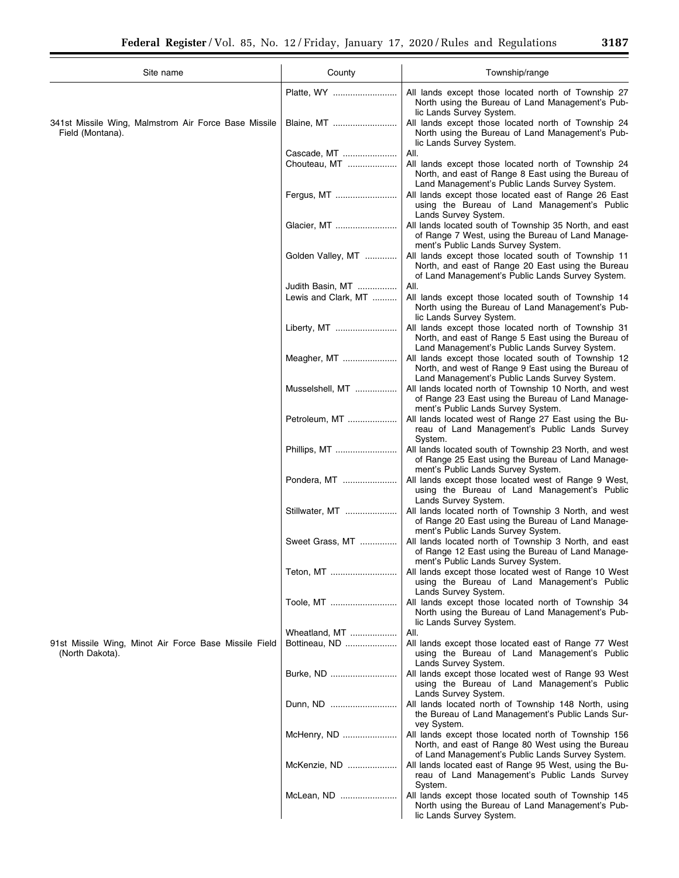| Site name | County | Township/range |
|---|---|---|
| | Platte, WY | All lands except those located north of Township 27 North using the Bureau of Land Management's Public Lands Survey System. |
| 341st Missile Wing, Malmstrom Air Force Base Missile Field (Montana). | Blaine, MT | All lands except those located north of Township 24 North using the Bureau of Land Management's Public Lands Survey System. |
| | Cascade, MT | All. |
| | Chouteau, MT | All lands except those located north of Township 24 North, and east of Range 8 East using the Bureau of Land Management's Public Lands Survey System. |
| | Fergus, MT | All lands except those located east of Range 26 East using the Bureau of Land Management's Public Lands Survey System. |
| | Glacier, MT | All lands located south of Township 35 North, and east of Range 7 West, using the Bureau of Land Management's Public Lands Survey System. |
| | Golden Valley, MT | All lands except those located south of Township 11 North, and east of Range 20 East using the Bureau of Land Management's Public Lands Survey System. |
| | Judith Basin, MT | All. |
| | Lewis and Clark, MT | All lands except those located south of Township 14 North using the Bureau of Land Management's Public Lands Survey System. |
| | Liberty, MT | All lands except those located north of Township 31 North, and east of Range 5 East using the Bureau of Land Management's Public Lands Survey System. |
| | Meagher, MT | All lands except those located south of Township 12 North, and west of Range 9 East using the Bureau of Land Management's Public Lands Survey System. |
| | Musselshell, MT | All lands located north of Township 10 North, and west of Range 23 East using the Bureau of Land Management's Public Lands Survey System. |
| | Petroleum, MT | All lands located west of Range 27 East using the Bureau of Land Management's Public Lands Survey System. |
| | Phillips, MT | All lands located south of Township 23 North, and west of Range 25 East using the Bureau of Land Management's Public Lands Survey System. |
| | Pondera, MT | All lands except those located west of Range 9 West, using the Bureau of Land Management's Public Lands Survey System. |
| | Stillwater, MT | All lands located north of Township 3 North, and west of Range 20 East using the Bureau of Land Management's Public Lands Survey System. |
| | Sweet Grass, MT | All lands located north of Township 3 North, and east of Range 12 East using the Bureau of Land Management's Public Lands Survey System. |
| | Teton, MT | All lands except those located west of Range 10 West using the Bureau of Land Management's Public Lands Survey System. |
| | Toole, MT | All lands except those located north of Township 34 North using the Bureau of Land Management's Public Lands Survey System. |
| | Wheatland, MT | All. |
| 91st Missile Wing, Minot Air Force Base Missile Field (North Dakota). | Bottineau, ND | All lands except those located east of Range 77 West using the Bureau of Land Management's Public Lands Survey System. |
| | Burke, ND | All lands except those located west of Range 93 West using the Bureau of Land Management's Public Lands Survey System. |
| | Dunn, ND | All lands located north of Township 148 North, using the Bureau of Land Management's Public Lands Survey System. |
| | McHenry, ND | All lands except those located north of Township 156 North, and east of Range 80 West using the Bureau of Land Management's Public Lands Survey System. |
| | McKenzie, ND | All lands located east of Range 95 West, using the Bureau of Land Management's Public Lands Survey System. |
| | McLean, ND | All lands except those located south of Township 145 North using the Bureau of Land Management's Public Lands Survey System. |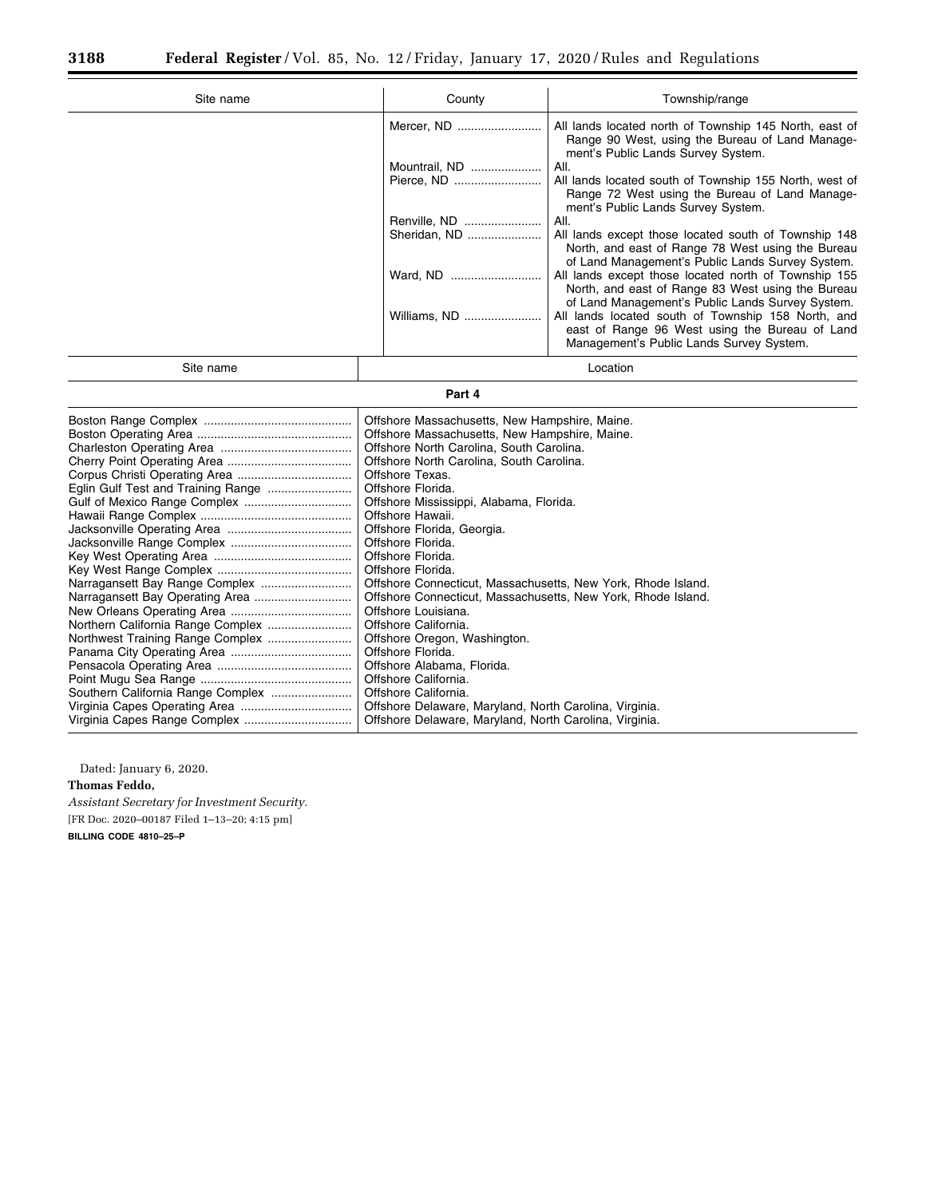| Site name | County | Township/range |
|---|---|---|
| | Mercer, ND | All lands located north of Township 145 North, east of Range 90 West, using the Bureau of Land Management's Public Lands Survey System. |
| | Mountrail, ND | All. |
| | Pierce, ND | All lands located south of Township 155 North, west of Range 72 West using the Bureau of Land Management's Public Lands Survey System. |
| | Renville, ND | All. |
| | Sheridan, ND | All lands except those located south of Township 148 North, and east of Range 78 West using the Bureau of Land Management's Public Lands Survey System. |
| | Ward, ND | All lands except those located north of Township 155 North, and east of Range 83 West using the Bureau of Land Management's Public Lands Survey System. |
| | Williams, ND | All lands located south of Township 158 North, and east of Range 96 West using the Bureau of Land Management's Public Lands Survey System. |

| Site name | Location |
|---|---|
| **Part 4** | |
| Boston Range Complex | Offshore Massachusetts, New Hampshire, Maine. |
| Boston Operating Area | Offshore Massachusetts, New Hampshire, Maine. |
| Charleston Operating Area | Offshore North Carolina, South Carolina. |
| Cherry Point Operating Area | Offshore North Carolina, South Carolina. |
| Corpus Christi Operating Area | Offshore Texas. |
| Eglin Gulf Test and Training Range | Offshore Florida. |
| Gulf of Mexico Range Complex | Offshore Mississippi, Alabama, Florida. |
| Hawaii Range Complex | Offshore Hawaii. |
| Jacksonville Operating Area | Offshore Florida, Georgia. |
| Jacksonville Range Complex | Offshore Florida. |
| Key West Operating Area | Offshore Florida. |
| Key West Range Complex | Offshore Florida. |
| Narragansett Bay Range Complex | Offshore Connecticut, Massachusetts, New York, Rhode Island. |
| Narragansett Bay Operating Area | Offshore Connecticut, Massachusetts, New York, Rhode Island. |
| New Orleans Operating Area | Offshore Louisiana. |
| Northern California Range Complex | Offshore California. |
| Northwest Training Range Complex | Offshore Oregon, Washington. |
| Panama City Operating Area | Offshore Florida. |
| Pensacola Operating Area | Offshore Alabama, Florida. |
| Point Mugu Sea Range | Offshore California. |
| Southern California Range Complex | Offshore California. |
| Virginia Capes Operating Area | Offshore Delaware, Maryland, North Carolina, Virginia. |
| Virginia Capes Range Complex | Offshore Delaware, Maryland, North Carolina, Virginia. |

Dated: January 6, 2020.

**Thomas Feddo,**

*Assistant Secretary for Investment Security.*

[FR Doc. 2020–00187 Filed 1–13–20; 4:15 pm]

**BILLING CODE 4810–25–P**